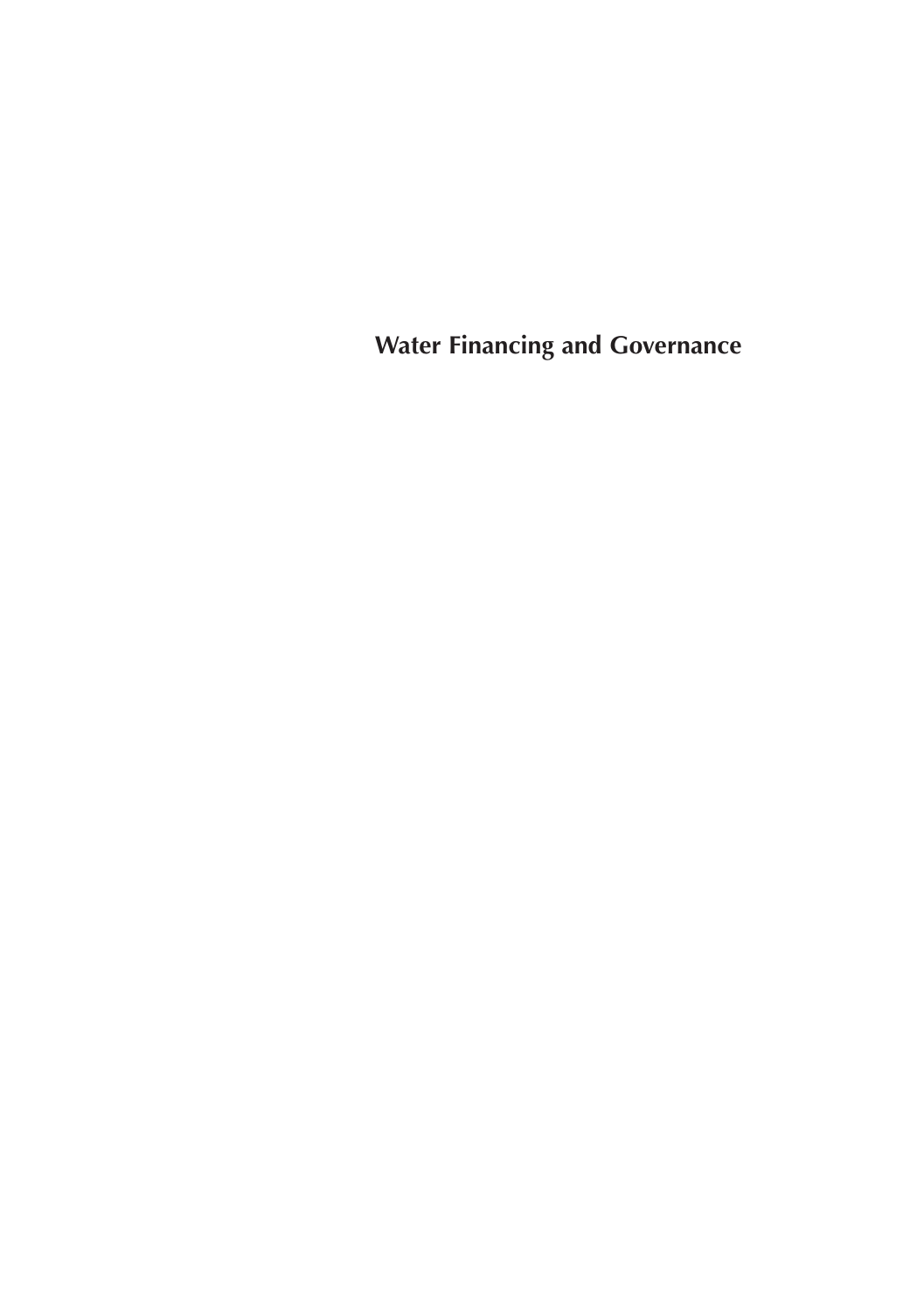# Water Financing and Governance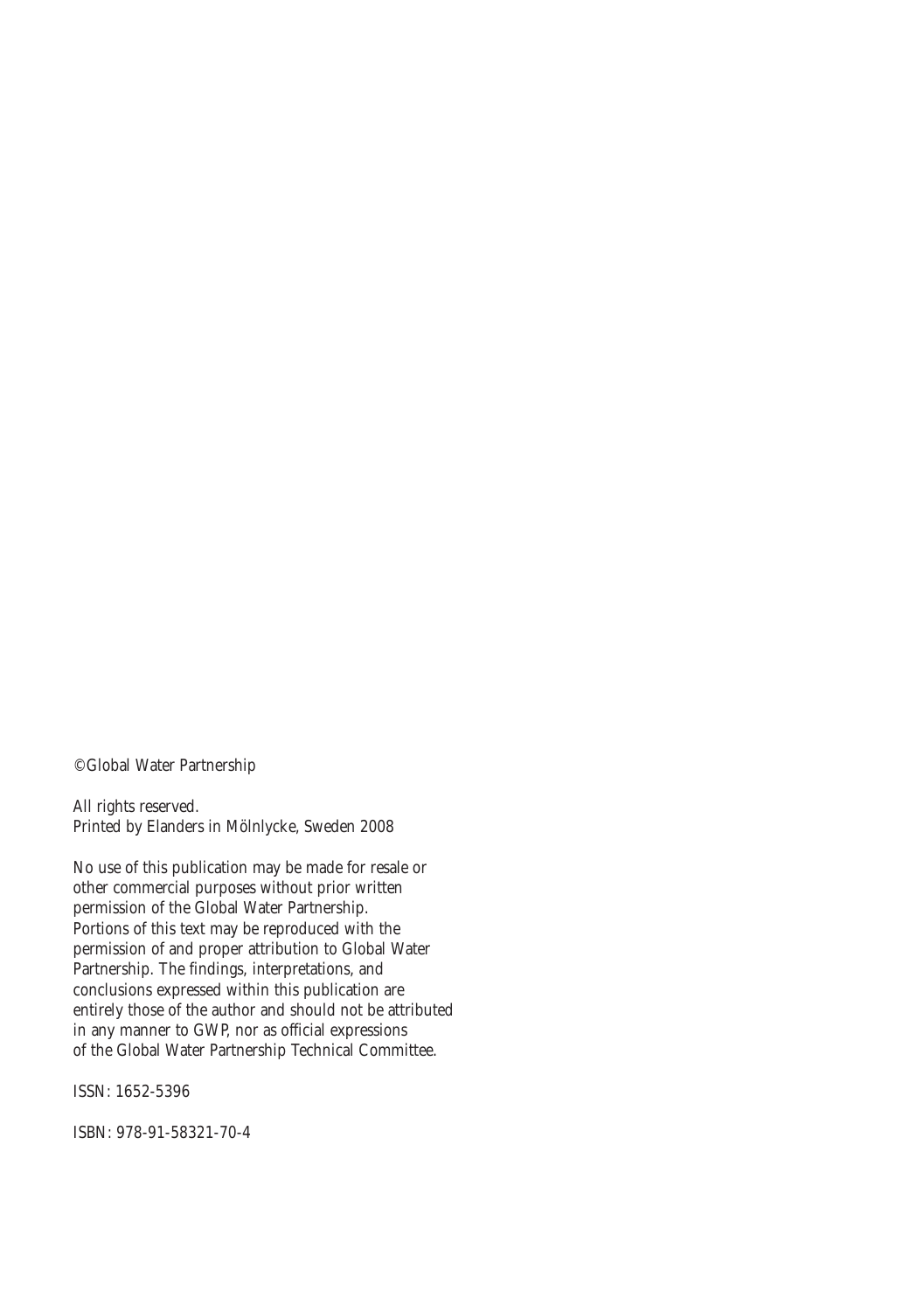©Global Water Partnership

All rights reserved.
Printed by Elanders in Mölnlycke, Sweden 2008

No use of this publication may be made for resale or other commercial purposes without prior written permission of the Global Water Partnership. Portions of this text may be reproduced with the permission of and proper attribution to Global Water Partnership. The findings, interpretations, and conclusions expressed within this publication are entirely those of the author and should not be attributed in any manner to GWP, nor as official expressions of the Global Water Partnership Technical Committee.

ISSN: 1652-5396

ISBN: 978-91-58321-70-4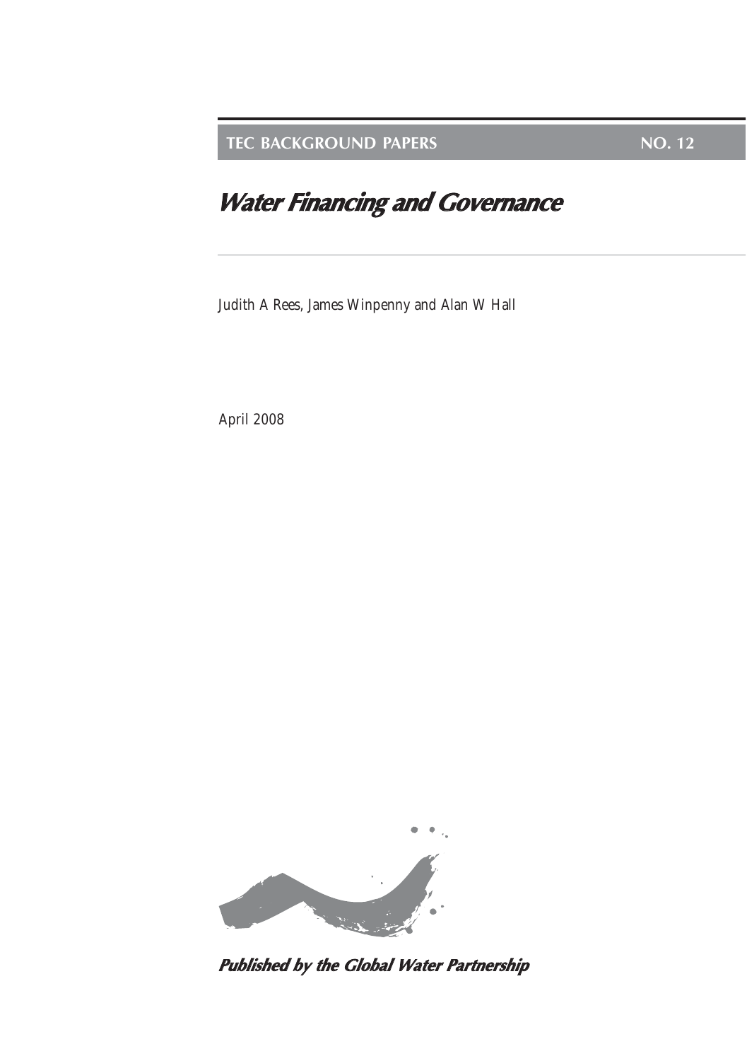TEC BACKGROUND PAPERS NO. 12

# *Water Financing and Governance*

Judith A Rees, James Winpenny and Alan W Hall

April 2008

***Published by the Global Water Partnership***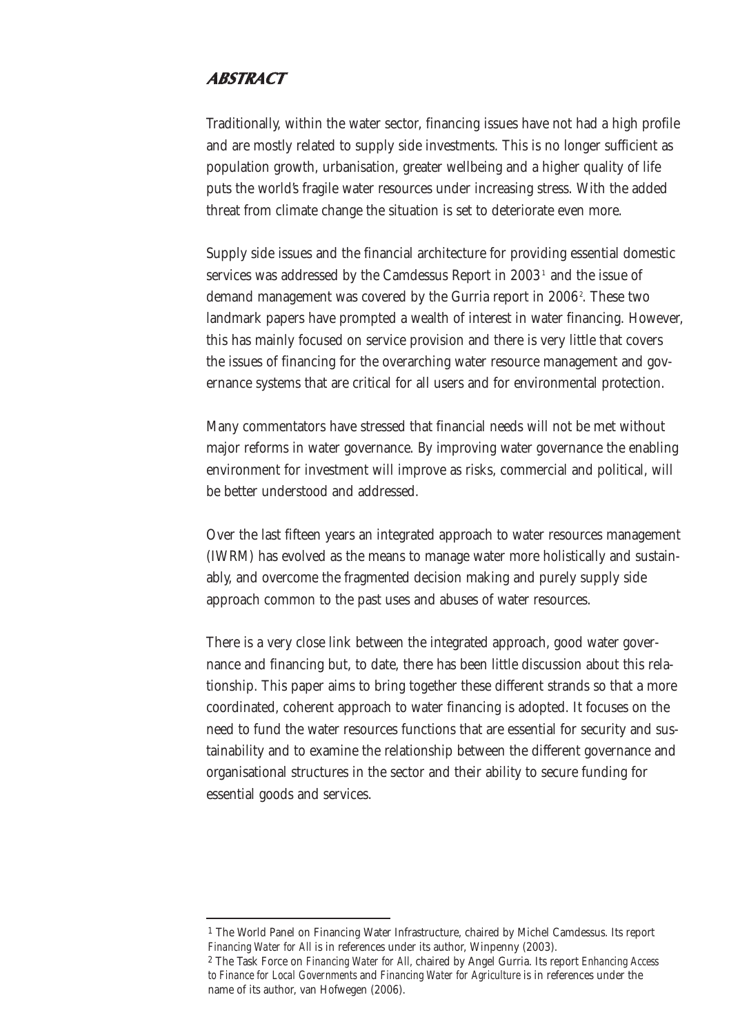## ABSTRACT

Traditionally, within the water sector, financing issues have not had a high profile and are mostly related to supply side investments. This is no longer sufficient as population growth, urbanisation, greater wellbeing and a higher quality of life puts the world's fragile water resources under increasing stress. With the added threat from climate change the situation is set to deteriorate even more.

Supply side issues and the financial architecture for providing essential domestic services was addressed by the Camdessus Report in 2003[1] and the issue of demand management was covered by the Gurria report in 2006[2]. These two landmark papers have prompted a wealth of interest in water financing. However, this has mainly focused on service provision and there is very little that covers the issues of financing for the overarching water resource management and governance systems that are critical for all users and for environmental protection.

Many commentators have stressed that financial needs will not be met without major reforms in water governance. By improving water governance the enabling environment for investment will improve as risks, commercial and political, will be better understood and addressed.

Over the last fifteen years an integrated approach to water resources management (IWRM) has evolved as the means to manage water more holistically and sustainably, and overcome the fragmented decision making and purely supply side approach common to the past uses and abuses of water resources.

There is a very close link between the integrated approach, good water governance and financing but, to date, there has been little discussion about this relationship. This paper aims to bring together these different strands so that a more coordinated, coherent approach to water financing is adopted. It focuses on the need to fund the water resources functions that are essential for security and sustainability and to examine the relationship between the different governance and organisational structures in the sector and their ability to secure funding for essential goods and services.

---

[1] The World Panel on Financing Water Infrastructure, chaired by Michel Camdessus. Its report *Financing Water for All* is in references under its author, Winpenny (2003).

[2] The Task Force on *Financing Water for All*, chaired by Angel Gurria. Its report *Enhancing Access to Finance for Local Governments* and *Financing Water for Agriculture* is in references under the name of its author, van Hofwegen (2006).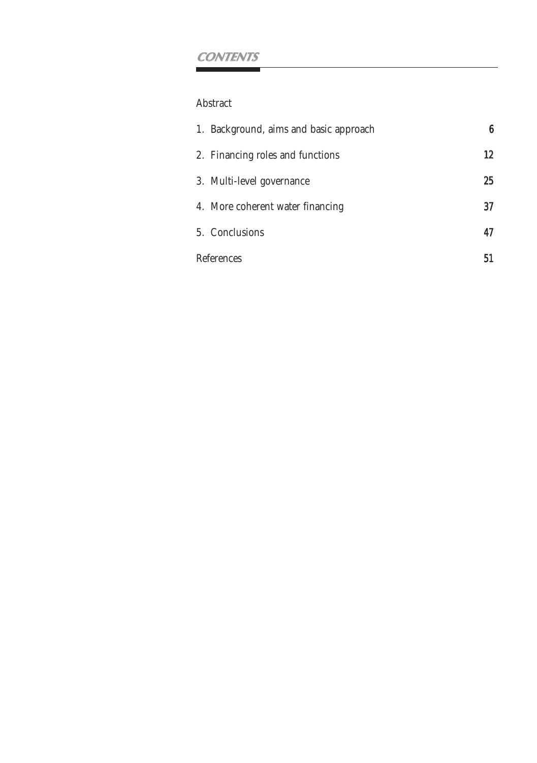# CONTENTS

Abstract

| | |
|---|---|
| 1. Background, aims and basic approach | 6 |
| 2. Financing roles and functions | 12 |
| 3. Multi-level governance | 25 |
| 4. More coherent water financing | 37 |
| 5. Conclusions | 47 |
| References | 51 |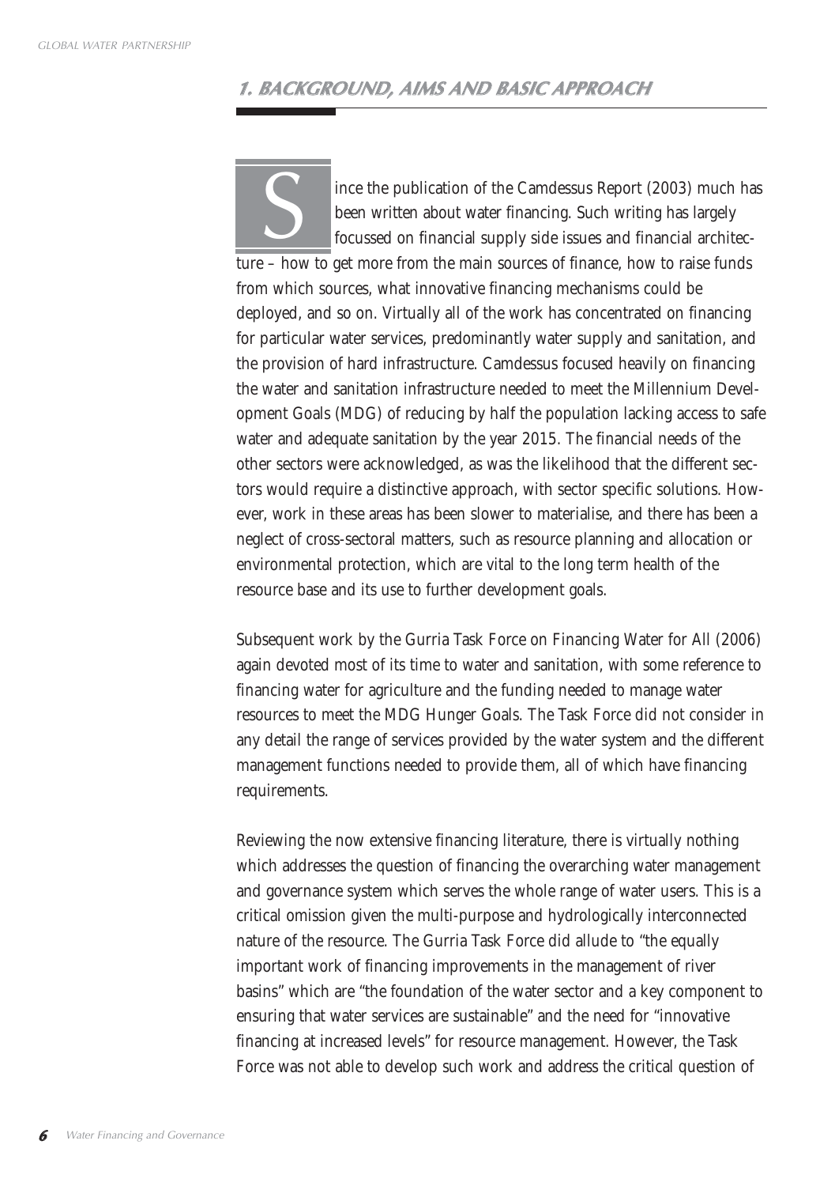## 1. BACKGROUND, AIMS AND BASIC APPROACH

Since the publication of the Camdessus Report (2003) much has been written about water financing. Such writing has largely focussed on financial supply side issues and financial architecture – how to get more from the main sources of finance, how to raise funds from which sources, what innovative financing mechanisms could be deployed, and so on. Virtually all of the work has concentrated on financing for particular water services, predominantly water supply and sanitation, and the provision of hard infrastructure. Camdessus focused heavily on financing the water and sanitation infrastructure needed to meet the Millennium Development Goals (MDG) of reducing by half the population lacking access to safe water and adequate sanitation by the year 2015. The financial needs of the other sectors were acknowledged, as was the likelihood that the different sectors would require a distinctive approach, with sector specific solutions. However, work in these areas has been slower to materialise, and there has been a neglect of cross-sectoral matters, such as resource planning and allocation or environmental protection, which are vital to the long term health of the resource base and its use to further development goals.

Subsequent work by the Gurria Task Force on Financing Water for All (2006) again devoted most of its time to water and sanitation, with some reference to financing water for agriculture and the funding needed to manage water resources to meet the MDG Hunger Goals. The Task Force did not consider in any detail the range of services provided by the water system and the different management functions needed to provide them, all of which have financing requirements.

Reviewing the now extensive financing literature, there is virtually nothing which addresses the question of financing the overarching water management and governance system which serves the whole range of water users. This is a critical omission given the multi-purpose and hydrologically interconnected nature of the resource. The Gurria Task Force did allude to "the equally important work of financing improvements in the management of river basins" which are "the foundation of the water sector and a key component to ensuring that water services are sustainable" and the need for "innovative financing at increased levels" for resource management. However, the Task Force was not able to develop such work and address the critical question of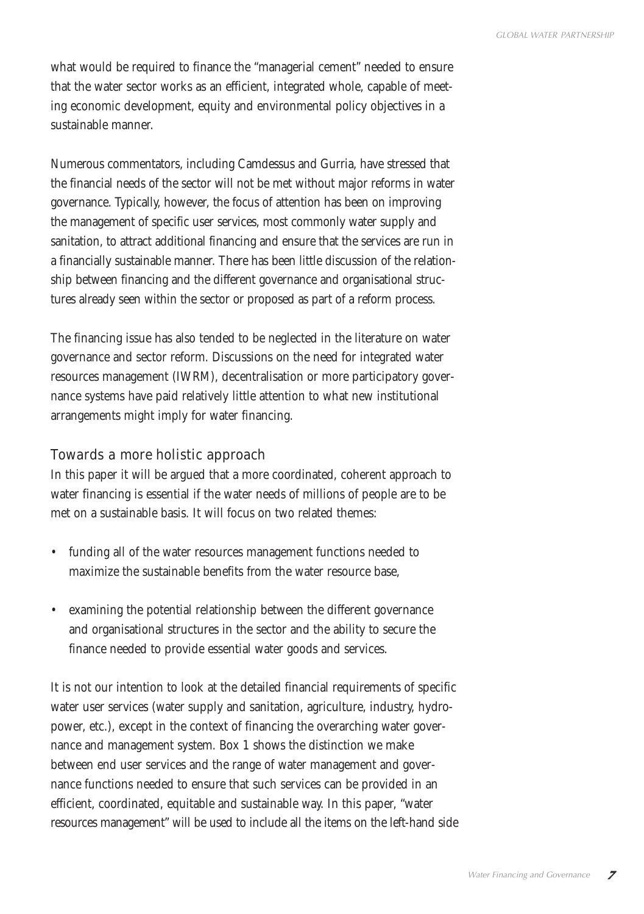what would be required to finance the "managerial cement" needed to ensure that the water sector works as an efficient, integrated whole, capable of meeting economic development, equity and environmental policy objectives in a sustainable manner.

Numerous commentators, including Camdessus and Gurria, have stressed that the financial needs of the sector will not be met without major reforms in water governance. Typically, however, the focus of attention has been on improving the management of specific user services, most commonly water supply and sanitation, to attract additional financing and ensure that the services are run in a financially sustainable manner. There has been little discussion of the relationship between financing and the different governance and organisational structures already seen within the sector or proposed as part of a reform process.

The financing issue has also tended to be neglected in the literature on water governance and sector reform. Discussions on the need for integrated water resources management (IWRM), decentralisation or more participatory governance systems have paid relatively little attention to what new institutional arrangements might imply for water financing.

## Towards a more holistic approach

In this paper it will be argued that a more coordinated, coherent approach to water financing is essential if the water needs of millions of people are to be met on a sustainable basis. It will focus on two related themes:

- funding all of the water resources management functions needed to maximize the sustainable benefits from the water resource base,
- examining the potential relationship between the different governance and organisational structures in the sector and the ability to secure the finance needed to provide essential water goods and services.

It is not our intention to look at the detailed financial requirements of specific water user services (water supply and sanitation, agriculture, industry, hydropower, etc.), except in the context of financing the overarching water governance and management system. Box 1 shows the distinction we make between end user services and the range of water management and governance functions needed to ensure that such services can be provided in an efficient, coordinated, equitable and sustainable way. In this paper, "water resources management" will be used to include all the items on the left-hand side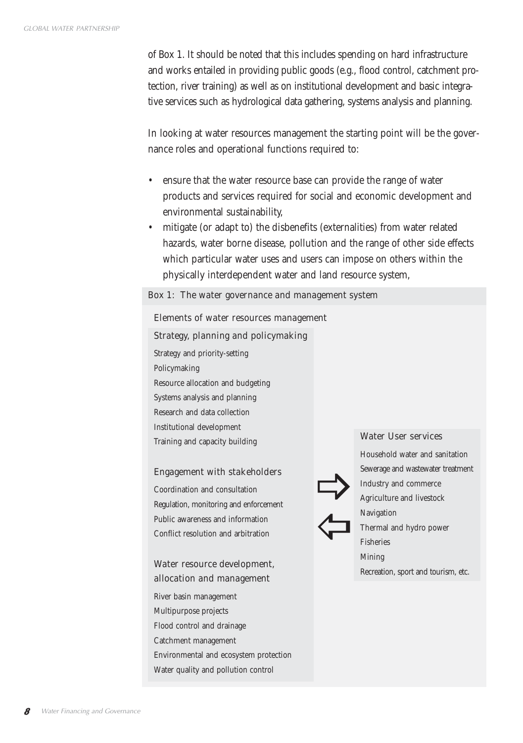of Box 1. It should be noted that this includes spending on hard infrastructure and works entailed in providing public goods (e.g., flood control, catchment protection, river training) as well as on institutional development and basic integrative services such as hydrological data gathering, systems analysis and planning.

In looking at water resources management the starting point will be the governance roles and operational functions required to:

- ensure that the water resource base can provide the range of water products and services required for social and economic development and environmental sustainability,
- mitigate (or adapt to) the disbenefits (externalities) from water related hazards, water borne disease, pollution and the range of other side effects which particular water uses and users can impose on others within the physically interdependent water and land resource system,

**Box 1: The water governance and management system**

**Elements of water resources management**

**Strategy, planning and policymaking**

- Strategy and priority-setting
- Policymaking
- Resource allocation and budgeting
- Systems analysis and planning
- Research and data collection
- Institutional development
- Training and capacity building

**Engagement with stakeholders**

- Coordination and consultation
- Regulation, monitoring and enforcement
- Public awareness and information
- Conflict resolution and arbitration

**Water resource development, allocation and management**

- River basin management
- Multipurpose projects
- Flood control and drainage
- Catchment management
- Environmental and ecosystem protection
- Water quality and pollution control

⇨ ⇦

**Water User services**

- Household water and sanitation
- Sewerage and wastewater treatment
- Industry and commerce
- Agriculture and livestock
- Navigation
- Thermal and hydro power
- Fisheries
- Mining
- Recreation, sport and tourism, etc.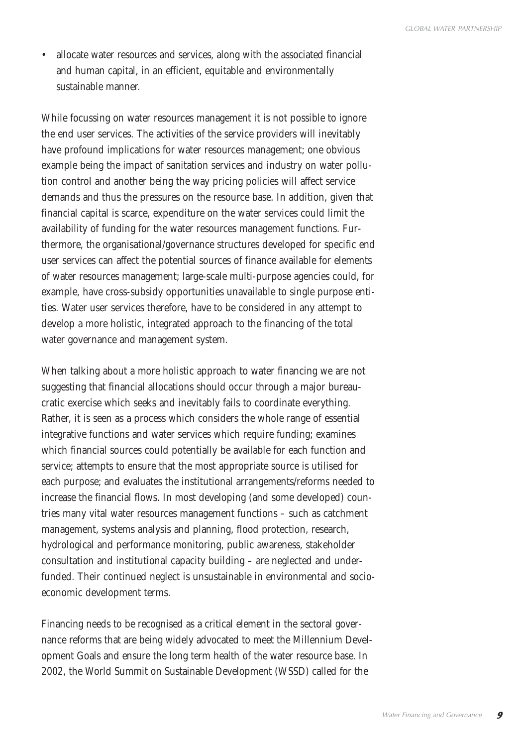- allocate water resources and services, along with the associated financial and human capital, in an efficient, equitable and environmentally sustainable manner.

While focussing on water resources management it is not possible to ignore the end user services. The activities of the service providers will inevitably have profound implications for water resources management; one obvious example being the impact of sanitation services and industry on water pollution control and another being the way pricing policies will affect service demands and thus the pressures on the resource base. In addition, given that financial capital is scarce, expenditure on the water services could limit the availability of funding for the water resources management functions. Furthermore, the organisational/governance structures developed for specific end user services can affect the potential sources of finance available for elements of water resources management; large-scale multi-purpose agencies could, for example, have cross-subsidy opportunities unavailable to single purpose entities. Water user services therefore, have to be considered in any attempt to develop a more holistic, integrated approach to the financing of the total water governance and management system.

When talking about a more holistic approach to water financing we are not suggesting that financial allocations should occur through a major bureaucratic exercise which seeks and inevitably fails to coordinate everything. Rather, it is seen as a process which considers the whole range of essential integrative functions and water services which require funding; examines which financial sources could potentially be available for each function and service; attempts to ensure that the most appropriate source is utilised for each purpose; and evaluates the institutional arrangements/reforms needed to increase the financial flows. In most developing (and some developed) countries many vital water resources management functions – such as catchment management, systems analysis and planning, flood protection, research, hydrological and performance monitoring, public awareness, stakeholder consultation and institutional capacity building – are neglected and underfunded. Their continued neglect is unsustainable in environmental and socioeconomic development terms.

Financing needs to be recognised as a critical element in the sectoral governance reforms that are being widely advocated to meet the Millennium Development Goals and ensure the long term health of the water resource base. In 2002, the World Summit on Sustainable Development (WSSD) called for the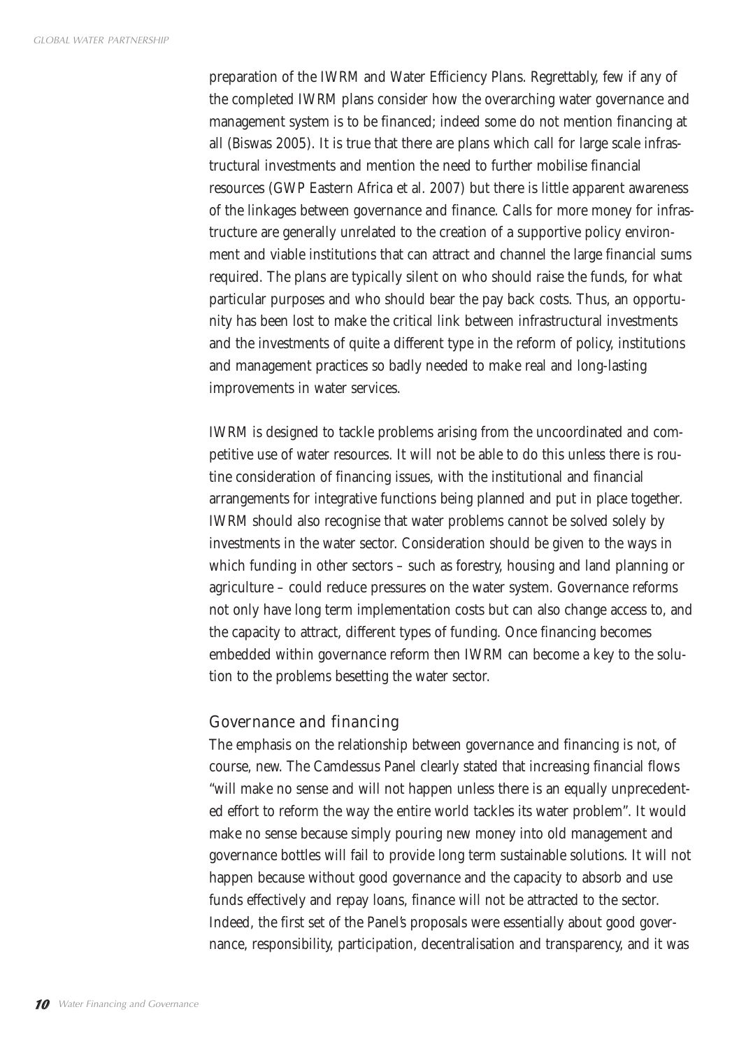preparation of the IWRM and Water Efficiency Plans. Regrettably, few if any of the completed IWRM plans consider how the overarching water governance and management system is to be financed; indeed some do not mention financing at all (Biswas 2005). It is true that there are plans which call for large scale infrastructural investments and mention the need to further mobilise financial resources (GWP Eastern Africa et al. 2007) but there is little apparent awareness of the linkages between governance and finance. Calls for more money for infrastructure are generally unrelated to the creation of a supportive policy environment and viable institutions that can attract and channel the large financial sums required. The plans are typically silent on who should raise the funds, for what particular purposes and who should bear the pay back costs. Thus, an opportunity has been lost to make the critical link between infrastructural investments and the investments of quite a different type in the reform of policy, institutions and management practices so badly needed to make real and long-lasting improvements in water services.

IWRM is designed to tackle problems arising from the uncoordinated and competitive use of water resources. It will not be able to do this unless there is routine consideration of financing issues, with the institutional and financial arrangements for integrative functions being planned and put in place together. IWRM should also recognise that water problems cannot be solved solely by investments in the water sector. Consideration should be given to the ways in which funding in other sectors – such as forestry, housing and land planning or agriculture – could reduce pressures on the water system. Governance reforms not only have long term implementation costs but can also change access to, and the capacity to attract, different types of funding. Once financing becomes embedded within governance reform then IWRM can become a key to the solution to the problems besetting the water sector.

## Governance and financing

The emphasis on the relationship between governance and financing is not, of course, new. The Camdessus Panel clearly stated that increasing financial flows "will make no sense and will not happen unless there is an equally unprecedented effort to reform the way the entire world tackles its water problem". It would make no sense because simply pouring new money into old management and governance bottles will fail to provide long term sustainable solutions. It will not happen because without good governance and the capacity to absorb and use funds effectively and repay loans, finance will not be attracted to the sector. Indeed, the first set of the Panel's proposals were essentially about good governance, responsibility, participation, decentralisation and transparency, and it was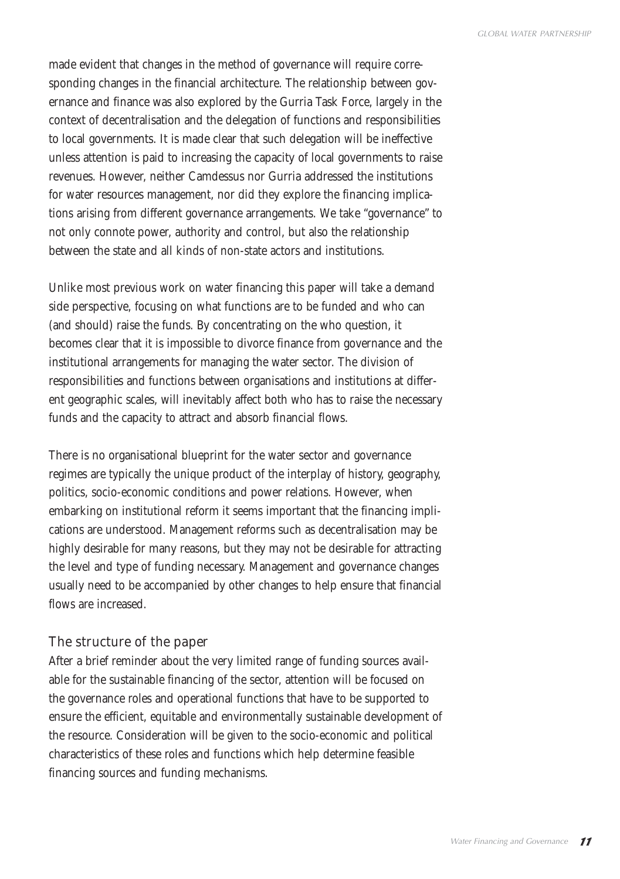made evident that changes in the method of governance will require corresponding changes in the financial architecture. The relationship between governance and finance was also explored by the Gurria Task Force, largely in the context of decentralisation and the delegation of functions and responsibilities to local governments. It is made clear that such delegation will be ineffective unless attention is paid to increasing the capacity of local governments to raise revenues. However, neither Camdessus nor Gurria addressed the institutions for water resources management, nor did they explore the financing implications arising from different governance arrangements. We take "governance" to not only connote power, authority and control, but also the relationship between the state and all kinds of non-state actors and institutions.

Unlike most previous work on water financing this paper will take a demand side perspective, focusing on what functions are to be funded and who can (and should) raise the funds. By concentrating on the who question, it becomes clear that it is impossible to divorce finance from governance and the institutional arrangements for managing the water sector. The division of responsibilities and functions between organisations and institutions at different geographic scales, will inevitably affect both who has to raise the necessary funds and the capacity to attract and absorb financial flows.

There is no organisational blueprint for the water sector and governance regimes are typically the unique product of the interplay of history, geography, politics, socio-economic conditions and power relations. However, when embarking on institutional reform it seems important that the financing implications are understood. Management reforms such as decentralisation may be highly desirable for many reasons, but they may not be desirable for attracting the level and type of funding necessary. Management and governance changes usually need to be accompanied by other changes to help ensure that financial flows are increased.

## The structure of the paper

After a brief reminder about the very limited range of funding sources available for the sustainable financing of the sector, attention will be focused on the governance roles and operational functions that have to be supported to ensure the efficient, equitable and environmentally sustainable development of the resource. Consideration will be given to the socio-economic and political characteristics of these roles and functions which help determine feasible financing sources and funding mechanisms.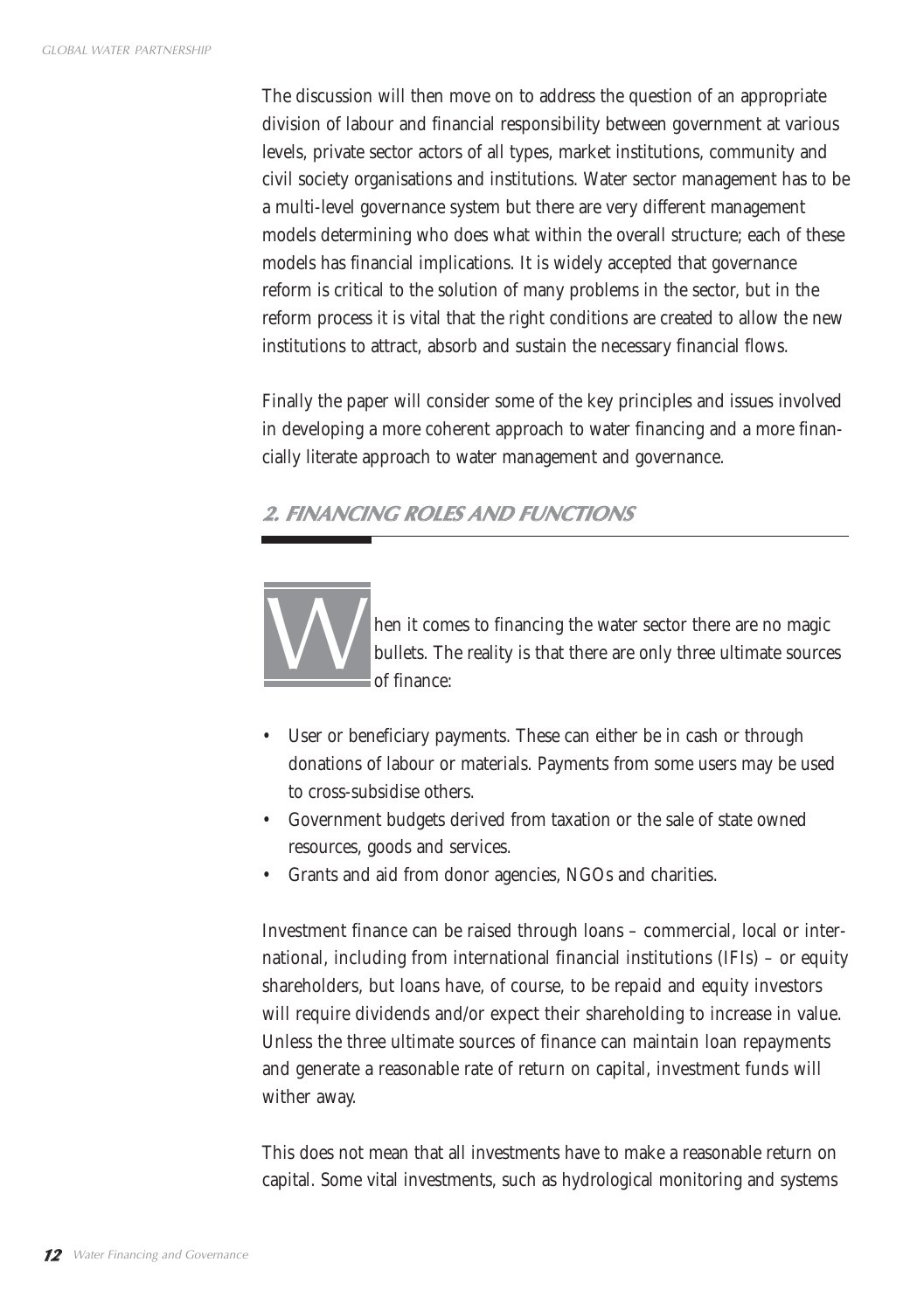The discussion will then move on to address the question of an appropriate division of labour and financial responsibility between government at various levels, private sector actors of all types, market institutions, community and civil society organisations and institutions. Water sector management has to be a multi-level governance system but there are very different management models determining who does what within the overall structure; each of these models has financial implications. It is widely accepted that governance reform is critical to the solution of many problems in the sector, but in the reform process it is vital that the right conditions are created to allow the new institutions to attract, absorb and sustain the necessary financial flows.

Finally the paper will consider some of the key principles and issues involved in developing a more coherent approach to water financing and a more financially literate approach to water management and governance.

## 2. FINANCING ROLES AND FUNCTIONS

When it comes to financing the water sector there are no magic bullets. The reality is that there are only three ultimate sources of finance:

- User or beneficiary payments. These can either be in cash or through donations of labour or materials. Payments from some users may be used to cross-subsidise others.
- Government budgets derived from taxation or the sale of state owned resources, goods and services.
- Grants and aid from donor agencies, NGOs and charities.

Investment finance can be raised through loans – commercial, local or international, including from international financial institutions (IFIs) – or equity shareholders, but loans have, of course, to be repaid and equity investors will require dividends and/or expect their shareholding to increase in value. Unless the three ultimate sources of finance can maintain loan repayments and generate a reasonable rate of return on capital, investment funds will wither away.

This does not mean that all investments have to make a reasonable return on capital. Some vital investments, such as hydrological monitoring and systems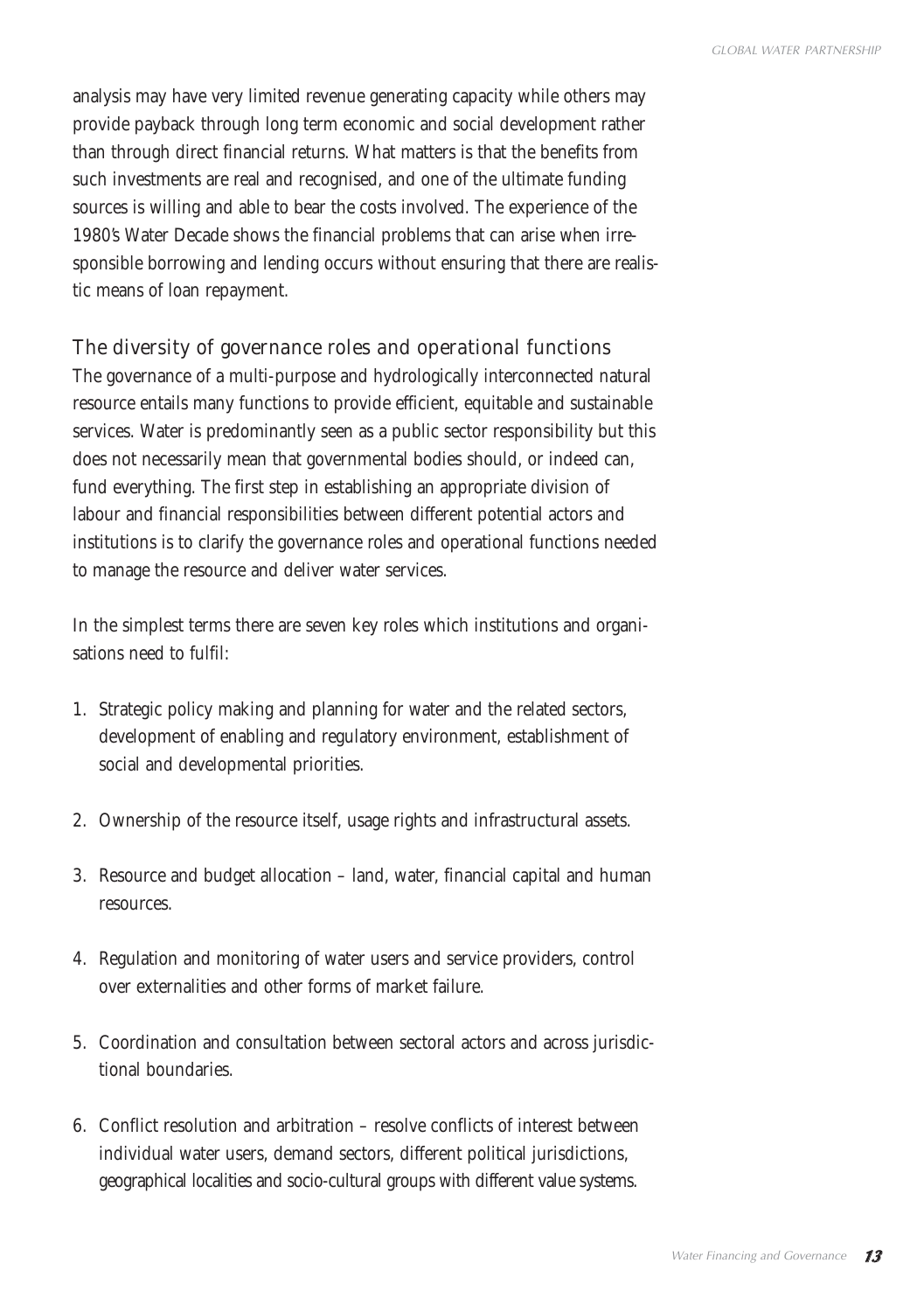analysis may have very limited revenue generating capacity while others may provide payback through long term economic and social development rather than through direct financial returns. What matters is that the benefits from such investments are real and recognised, and one of the ultimate funding sources is willing and able to bear the costs involved. The experience of the 1980's Water Decade shows the financial problems that can arise when irresponsible borrowing and lending occurs without ensuring that there are realistic means of loan repayment.

## The diversity of governance roles and operational functions

The governance of a multi-purpose and hydrologically interconnected natural resource entails many functions to provide efficient, equitable and sustainable services. Water is predominantly seen as a public sector responsibility but this does not necessarily mean that governmental bodies should, or indeed can, fund everything. The first step in establishing an appropriate division of labour and financial responsibilities between different potential actors and institutions is to clarify the governance roles and operational functions needed to manage the resource and deliver water services.

In the simplest terms there are seven key roles which institutions and organisations need to fulfil:

1. Strategic policy making and planning for water and the related sectors, development of enabling and regulatory environment, establishment of social and developmental priorities.

2. Ownership of the resource itself, usage rights and infrastructural assets.

3. Resource and budget allocation – land, water, financial capital and human resources.

4. Regulation and monitoring of water users and service providers, control over externalities and other forms of market failure.

5. Coordination and consultation between sectoral actors and across jurisdictional boundaries.

6. Conflict resolution and arbitration – resolve conflicts of interest between individual water users, demand sectors, different political jurisdictions, geographical localities and socio-cultural groups with different value systems.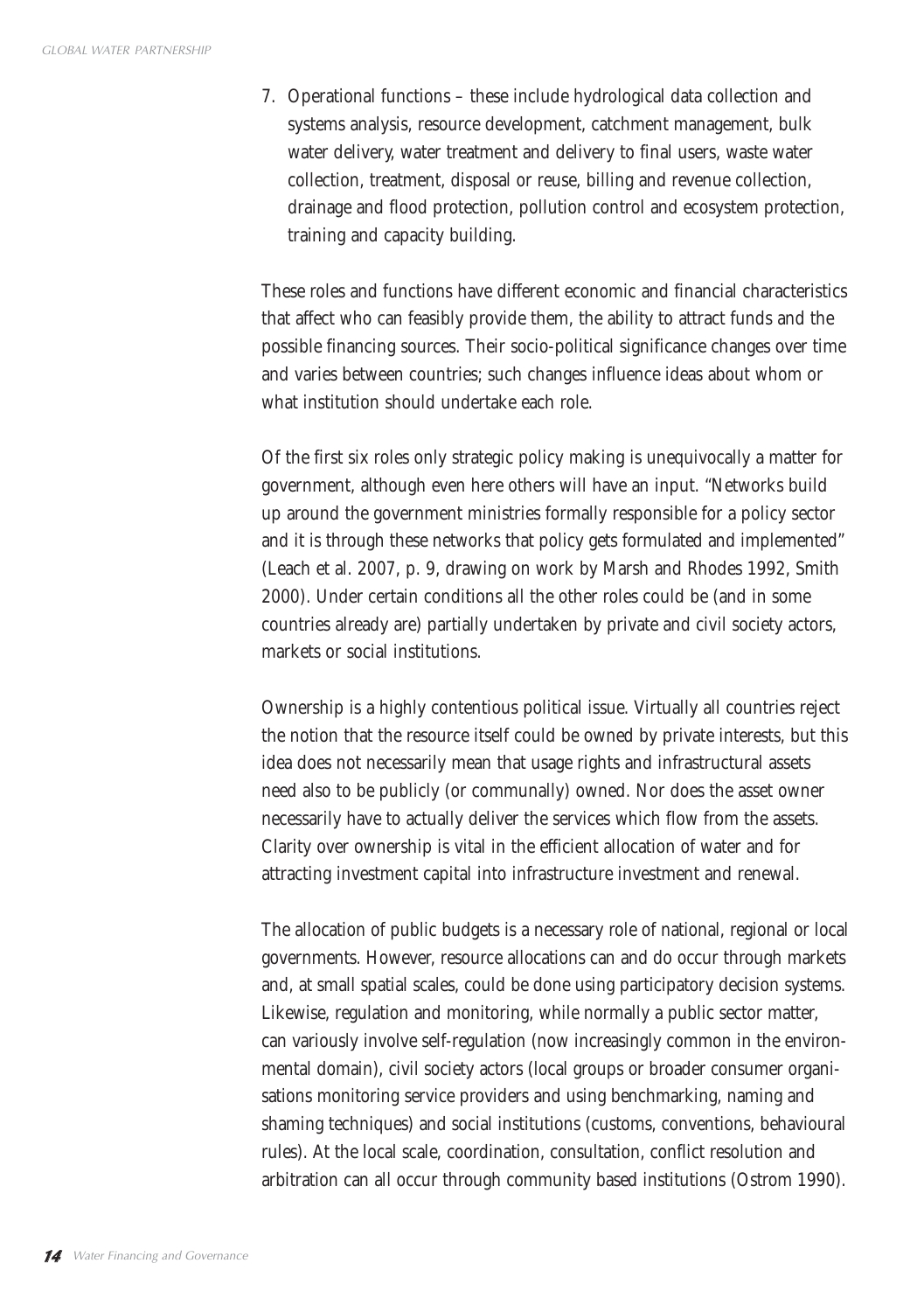7. Operational functions – these include hydrological data collection and systems analysis, resource development, catchment management, bulk water delivery, water treatment and delivery to final users, waste water collection, treatment, disposal or reuse, billing and revenue collection, drainage and flood protection, pollution control and ecosystem protection, training and capacity building.

These roles and functions have different economic and financial characteristics that affect who can feasibly provide them, the ability to attract funds and the possible financing sources. Their socio-political significance changes over time and varies between countries; such changes influence ideas about whom or what institution should undertake each role.

Of the first six roles only strategic policy making is unequivocally a matter for government, although even here others will have an input. "Networks build up around the government ministries formally responsible for a policy sector and it is through these networks that policy gets formulated and implemented" (Leach et al. 2007, p. 9, drawing on work by Marsh and Rhodes 1992, Smith 2000). Under certain conditions all the other roles could be (and in some countries already are) partially undertaken by private and civil society actors, markets or social institutions.

Ownership is a highly contentious political issue. Virtually all countries reject the notion that the resource itself could be owned by private interests, but this idea does not necessarily mean that usage rights and infrastructural assets need also to be publicly (or communally) owned. Nor does the asset owner necessarily have to actually deliver the services which flow from the assets. Clarity over ownership is vital in the efficient allocation of water and for attracting investment capital into infrastructure investment and renewal.

The allocation of public budgets is a necessary role of national, regional or local governments. However, resource allocations can and do occur through markets and, at small spatial scales, could be done using participatory decision systems. Likewise, regulation and monitoring, while normally a public sector matter, can variously involve self-regulation (now increasingly common in the environmental domain), civil society actors (local groups or broader consumer organisations monitoring service providers and using benchmarking, naming and shaming techniques) and social institutions (customs, conventions, behavioural rules). At the local scale, coordination, consultation, conflict resolution and arbitration can all occur through community based institutions (Ostrom 1990).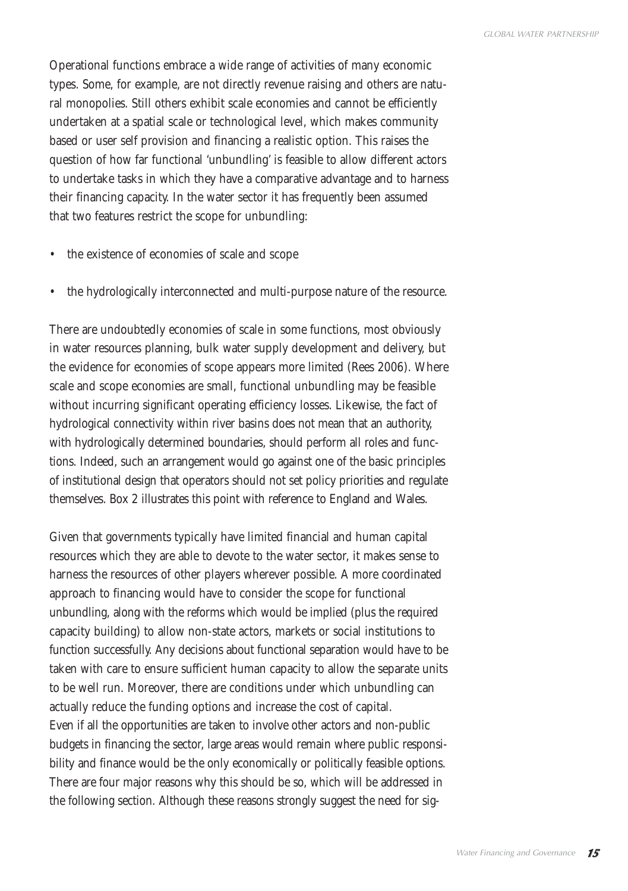Operational functions embrace a wide range of activities of many economic types. Some, for example, are not directly revenue raising and others are natural monopolies. Still others exhibit scale economies and cannot be efficiently undertaken at a spatial scale or technological level, which makes community based or user self provision and financing a realistic option. This raises the question of how far functional 'unbundling' is feasible to allow different actors to undertake tasks in which they have a comparative advantage and to harness their financing capacity. In the water sector it has frequently been assumed that two features restrict the scope for unbundling:

- the existence of economies of scale and scope
- the hydrologically interconnected and multi-purpose nature of the resource.

There are undoubtedly economies of scale in some functions, most obviously in water resources planning, bulk water supply development and delivery, but the evidence for economies of scope appears more limited (Rees 2006). Where scale and scope economies are small, functional unbundling may be feasible without incurring significant operating efficiency losses. Likewise, the fact of hydrological connectivity within river basins does not mean that an authority, with hydrologically determined boundaries, should perform all roles and functions. Indeed, such an arrangement would go against one of the basic principles of institutional design that operators should not set policy priorities and regulate themselves. Box 2 illustrates this point with reference to England and Wales.

Given that governments typically have limited financial and human capital resources which they are able to devote to the water sector, it makes sense to harness the resources of other players wherever possible. A more coordinated approach to financing would have to consider the scope for functional unbundling, along with the reforms which would be implied (plus the required capacity building) to allow non-state actors, markets or social institutions to function successfully. Any decisions about functional separation would have to be taken with care to ensure sufficient human capacity to allow the separate units to be well run. Moreover, there are conditions under which unbundling can actually reduce the funding options and increase the cost of capital.
Even if all the opportunities are taken to involve other actors and non-public budgets in financing the sector, large areas would remain where public responsibility and finance would be the only economically or politically feasible options. There are four major reasons why this should be so, which will be addressed in the following section. Although these reasons strongly suggest the need for sig-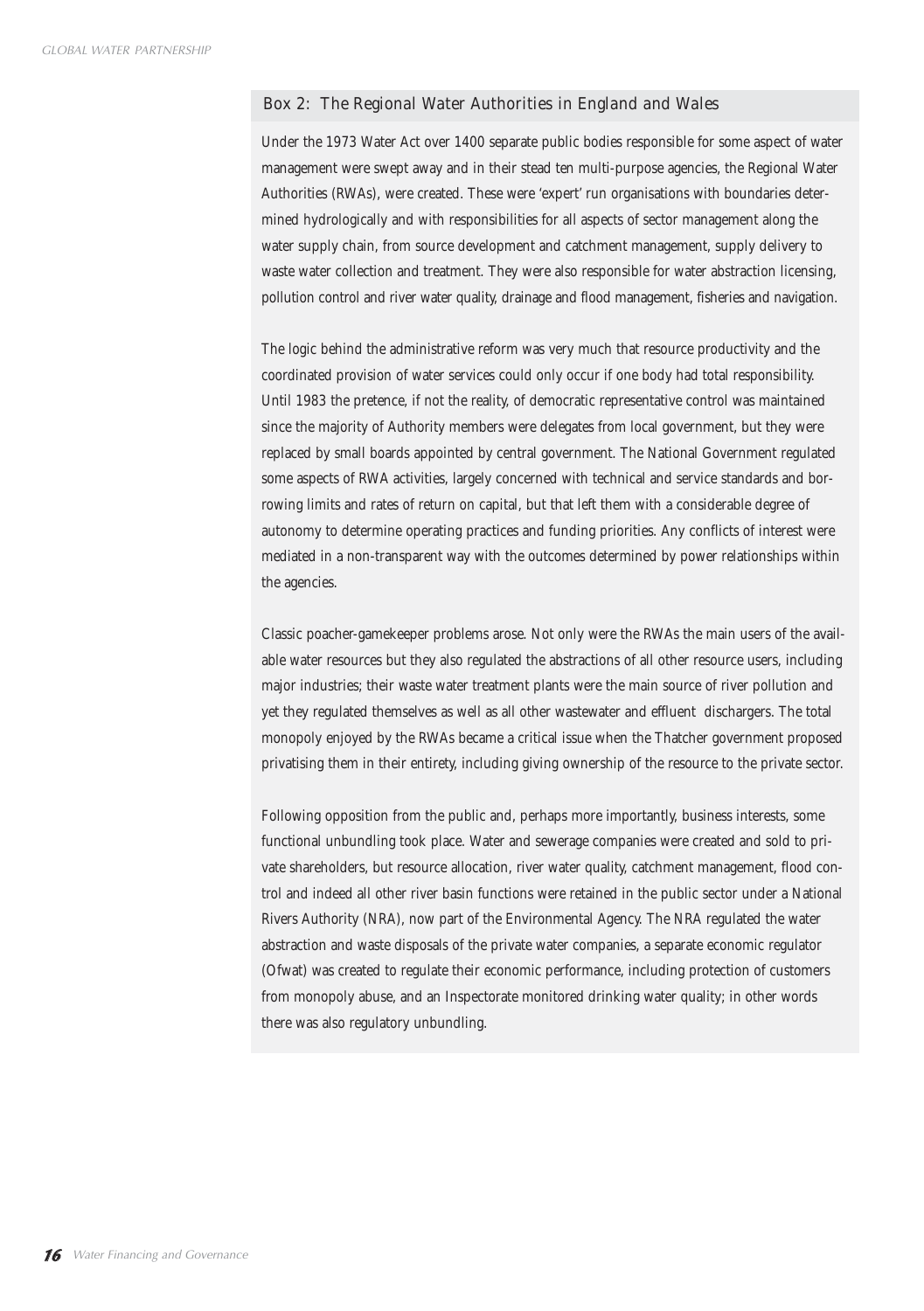### Box 2: The Regional Water Authorities in England and Wales

Under the 1973 Water Act over 1400 separate public bodies responsible for some aspect of water management were swept away and in their stead ten multi-purpose agencies, the Regional Water Authorities (RWAs), were created. These were 'expert' run organisations with boundaries determined hydrologically and with responsibilities for all aspects of sector management along the water supply chain, from source development and catchment management, supply delivery to waste water collection and treatment. They were also responsible for water abstraction licensing, pollution control and river water quality, drainage and flood management, fisheries and navigation.

The logic behind the administrative reform was very much that resource productivity and the coordinated provision of water services could only occur if one body had total responsibility. Until 1983 the pretence, if not the reality, of democratic representative control was maintained since the majority of Authority members were delegates from local government, but they were replaced by small boards appointed by central government. The National Government regulated some aspects of RWA activities, largely concerned with technical and service standards and borrowing limits and rates of return on capital, but that left them with a considerable degree of autonomy to determine operating practices and funding priorities. Any conflicts of interest were mediated in a non-transparent way with the outcomes determined by power relationships within the agencies.

Classic poacher-gamekeeper problems arose. Not only were the RWAs the main users of the available water resources but they also regulated the abstractions of all other resource users, including major industries; their waste water treatment plants were the main source of river pollution and yet they regulated themselves as well as all other wastewater and effluent dischargers. The total monopoly enjoyed by the RWAs became a critical issue when the Thatcher government proposed privatising them in their entirety, including giving ownership of the resource to the private sector.

Following opposition from the public and, perhaps more importantly, business interests, some functional unbundling took place. Water and sewerage companies were created and sold to private shareholders, but resource allocation, river water quality, catchment management, flood control and indeed all other river basin functions were retained in the public sector under a National Rivers Authority (NRA), now part of the Environmental Agency. The NRA regulated the water abstraction and waste disposals of the private water companies, a separate economic regulator (Ofwat) was created to regulate their economic performance, including protection of customers from monopoly abuse, and an Inspectorate monitored drinking water quality; in other words there was also regulatory unbundling.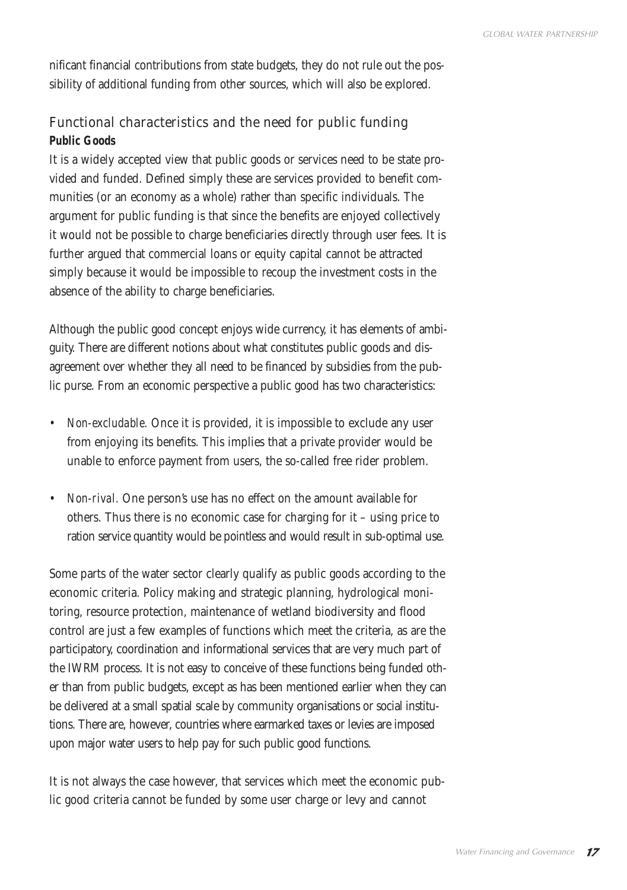nificant financial contributions from state budgets, they do not rule out the possibility of additional funding from other sources, which will also be explored.

## Functional characteristics and the need for public funding

**Public Goods**

It is a widely accepted view that public goods or services need to be state provided and funded. Defined simply these are services provided to benefit communities (or an economy as a whole) rather than specific individuals. The argument for public funding is that since the benefits are enjoyed collectively it would not be possible to charge beneficiaries directly through user fees. It is further argued that commercial loans or equity capital cannot be attracted simply because it would be impossible to recoup the investment costs in the absence of the ability to charge beneficiaries.

Although the public good concept enjoys wide currency, it has elements of ambiguity. There are different notions about what constitutes public goods and disagreement over whether they all need to be financed by subsidies from the public purse. From an economic perspective a public good has two characteristics:

- *Non-excludable.* Once it is provided, it is impossible to exclude any user from enjoying its benefits. This implies that a private provider would be unable to enforce payment from users, the so-called free rider problem.
- *Non-rival.* One person's use has no effect on the amount available for others. Thus there is no economic case for charging for it – using price to ration service quantity would be pointless and would result in sub-optimal use.

Some parts of the water sector clearly qualify as public goods according to the economic criteria. Policy making and strategic planning, hydrological monitoring, resource protection, maintenance of wetland biodiversity and flood control are just a few examples of functions which meet the criteria, as are the participatory, coordination and informational services that are very much part of the IWRM process. It is not easy to conceive of these functions being funded other than from public budgets, except as has been mentioned earlier when they can be delivered at a small spatial scale by community organisations or social institutions. There are, however, countries where earmarked taxes or levies are imposed upon major water users to help pay for such public good functions.

It is not always the case however, that services which meet the economic public good criteria cannot be funded by some user charge or levy and cannot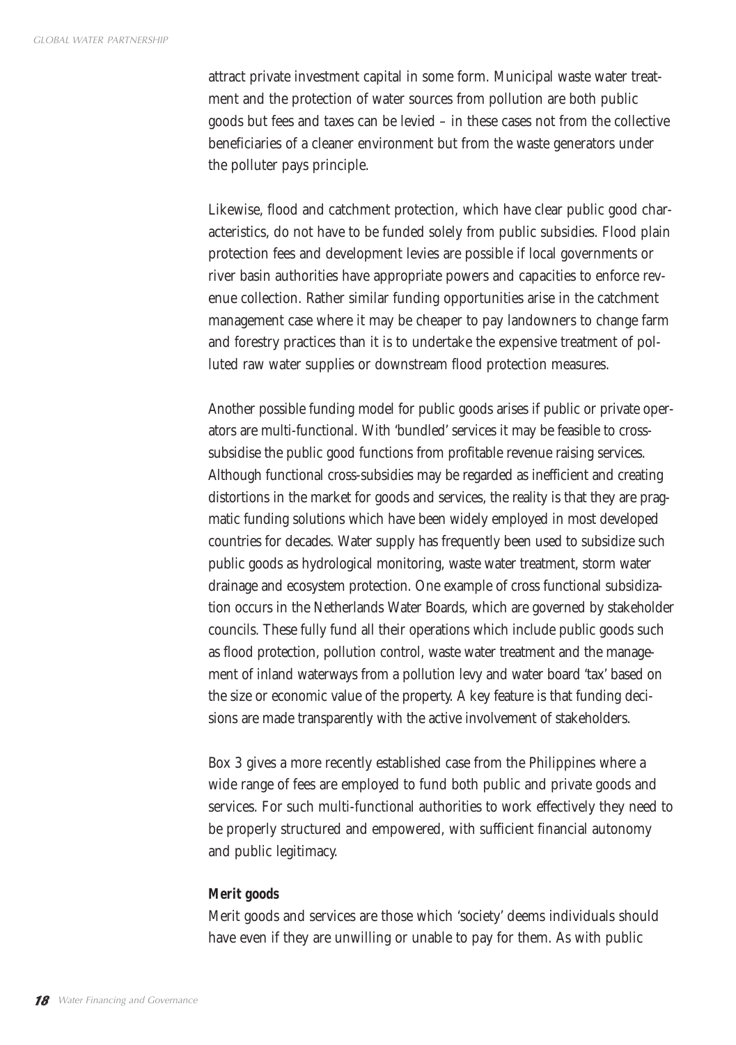attract private investment capital in some form. Municipal waste water treatment and the protection of water sources from pollution are both public goods but fees and taxes can be levied – in these cases not from the collective beneficiaries of a cleaner environment but from the waste generators under the polluter pays principle.

Likewise, flood and catchment protection, which have clear public good characteristics, do not have to be funded solely from public subsidies. Flood plain protection fees and development levies are possible if local governments or river basin authorities have appropriate powers and capacities to enforce revenue collection. Rather similar funding opportunities arise in the catchment management case where it may be cheaper to pay landowners to change farm and forestry practices than it is to undertake the expensive treatment of polluted raw water supplies or downstream flood protection measures.

Another possible funding model for public goods arises if public or private operators are multi-functional. With 'bundled' services it may be feasible to cross-subsidise the public good functions from profitable revenue raising services. Although functional cross-subsidies may be regarded as inefficient and creating distortions in the market for goods and services, the reality is that they are pragmatic funding solutions which have been widely employed in most developed countries for decades. Water supply has frequently been used to subsidize such public goods as hydrological monitoring, waste water treatment, storm water drainage and ecosystem protection. One example of cross functional subsidization occurs in the Netherlands Water Boards, which are governed by stakeholder councils. These fully fund all their operations which include public goods such as flood protection, pollution control, waste water treatment and the management of inland waterways from a pollution levy and water board 'tax' based on the size or economic value of the property. A key feature is that funding decisions are made transparently with the active involvement of stakeholders.

Box 3 gives a more recently established case from the Philippines where a wide range of fees are employed to fund both public and private goods and services. For such multi-functional authorities to work effectively they need to be properly structured and empowered, with sufficient financial autonomy and public legitimacy.

**Merit goods**

Merit goods and services are those which 'society' deems individuals should have even if they are unwilling or unable to pay for them. As with public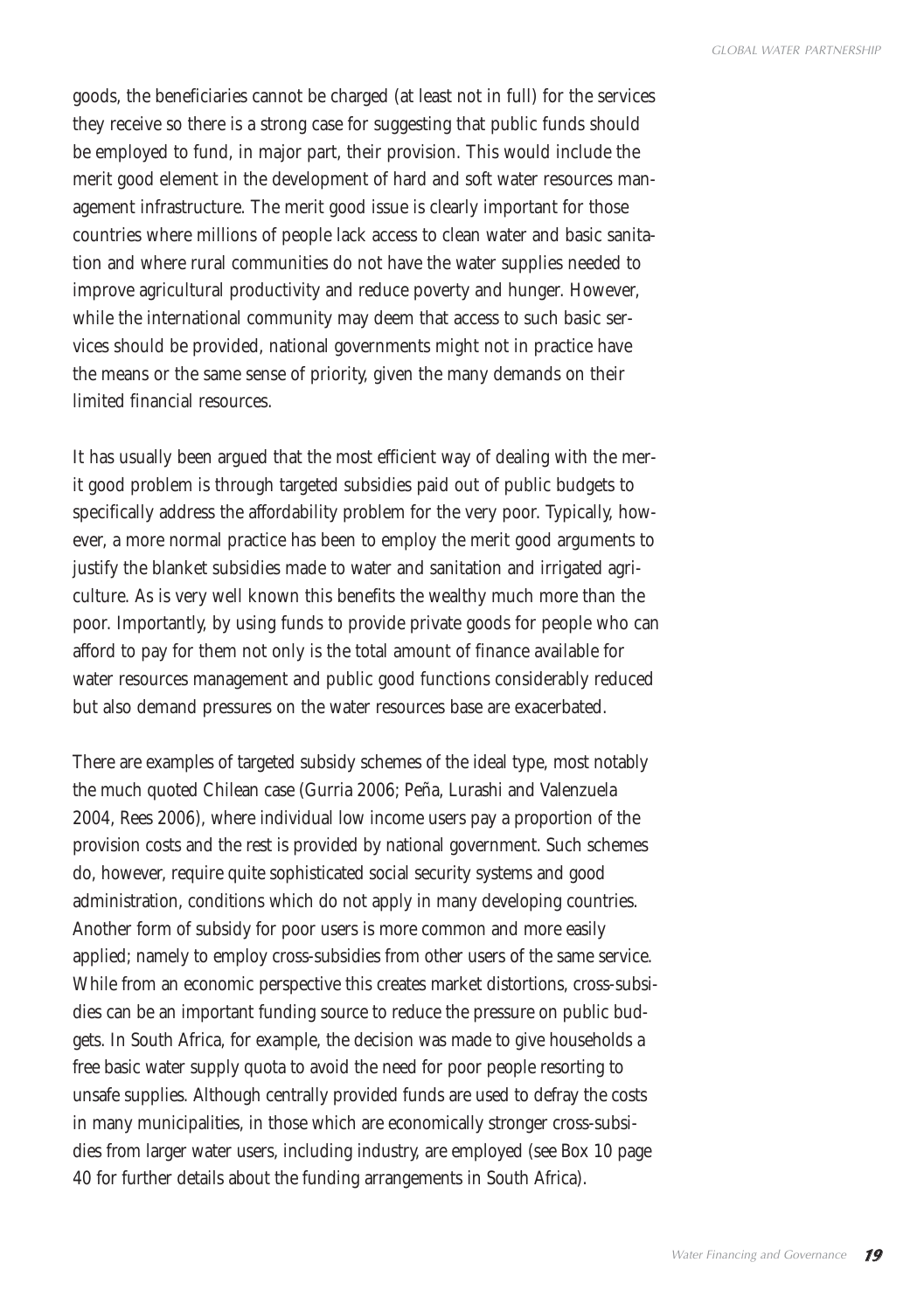goods, the beneficiaries cannot be charged (at least not in full) for the services they receive so there is a strong case for suggesting that public funds should be employed to fund, in major part, their provision. This would include the merit good element in the development of hard and soft water resources management infrastructure. The merit good issue is clearly important for those countries where millions of people lack access to clean water and basic sanitation and where rural communities do not have the water supplies needed to improve agricultural productivity and reduce poverty and hunger. However, while the international community may deem that access to such basic services should be provided, national governments might not in practice have the means or the same sense of priority, given the many demands on their limited financial resources.

It has usually been argued that the most efficient way of dealing with the merit good problem is through targeted subsidies paid out of public budgets to specifically address the affordability problem for the very poor. Typically, however, a more normal practice has been to employ the merit good arguments to justify the blanket subsidies made to water and sanitation and irrigated agriculture. As is very well known this benefits the wealthy much more than the poor. Importantly, by using funds to provide private goods for people who can afford to pay for them not only is the total amount of finance available for water resources management and public good functions considerably reduced but also demand pressures on the water resources base are exacerbated.

There are examples of targeted subsidy schemes of the ideal type, most notably the much quoted Chilean case (Gurria 2006; Peña, Lurashi and Valenzuela 2004, Rees 2006), where individual low income users pay a proportion of the provision costs and the rest is provided by national government. Such schemes do, however, require quite sophisticated social security systems and good administration, conditions which do not apply in many developing countries. Another form of subsidy for poor users is more common and more easily applied; namely to employ cross-subsidies from other users of the same service. While from an economic perspective this creates market distortions, cross-subsidies can be an important funding source to reduce the pressure on public budgets. In South Africa, for example, the decision was made to give households a free basic water supply quota to avoid the need for poor people resorting to unsafe supplies. Although centrally provided funds are used to defray the costs in many municipalities, in those which are economically stronger cross-subsidies from larger water users, including industry, are employed (see Box 10 page 40 for further details about the funding arrangements in South Africa).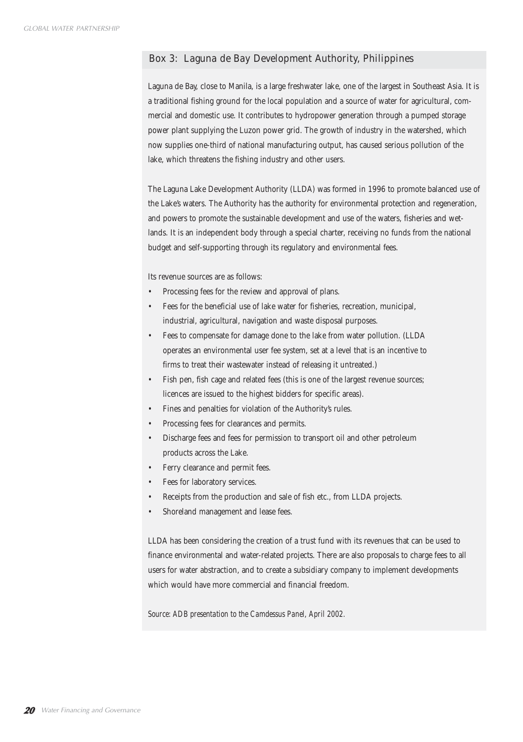## Box 3: Laguna de Bay Development Authority, Philippines

Laguna de Bay, close to Manila, is a large freshwater lake, one of the largest in Southeast Asia. It is a traditional fishing ground for the local population and a source of water for agricultural, commercial and domestic use. It contributes to hydropower generation through a pumped storage power plant supplying the Luzon power grid. The growth of industry in the watershed, which now supplies one-third of national manufacturing output, has caused serious pollution of the lake, which threatens the fishing industry and other users.

The Laguna Lake Development Authority (LLDA) was formed in 1996 to promote balanced use of the Lake's waters. The Authority has the authority for environmental protection and regeneration, and powers to promote the sustainable development and use of the waters, fisheries and wetlands. It is an independent body through a special charter, receiving no funds from the national budget and self-supporting through its regulatory and environmental fees.

Its revenue sources are as follows:

- Processing fees for the review and approval of plans.
- Fees for the beneficial use of lake water for fisheries, recreation, municipal, industrial, agricultural, navigation and waste disposal purposes.
- Fees to compensate for damage done to the lake from water pollution. (LLDA operates an environmental user fee system, set at a level that is an incentive to firms to treat their wastewater instead of releasing it untreated.)
- Fish pen, fish cage and related fees (this is one of the largest revenue sources; licences are issued to the highest bidders for specific areas).
- Fines and penalties for violation of the Authority's rules.
- Processing fees for clearances and permits.
- Discharge fees and fees for permission to transport oil and other petroleum products across the Lake.
- Ferry clearance and permit fees.
- Fees for laboratory services.
- Receipts from the production and sale of fish etc., from LLDA projects.
- Shoreland management and lease fees.

LLDA has been considering the creation of a trust fund with its revenues that can be used to finance environmental and water-related projects. There are also proposals to charge fees to all users for water abstraction, and to create a subsidiary company to implement developments which would have more commercial and financial freedom.

*Source: ADB presentation to the Camdessus Panel, April 2002.*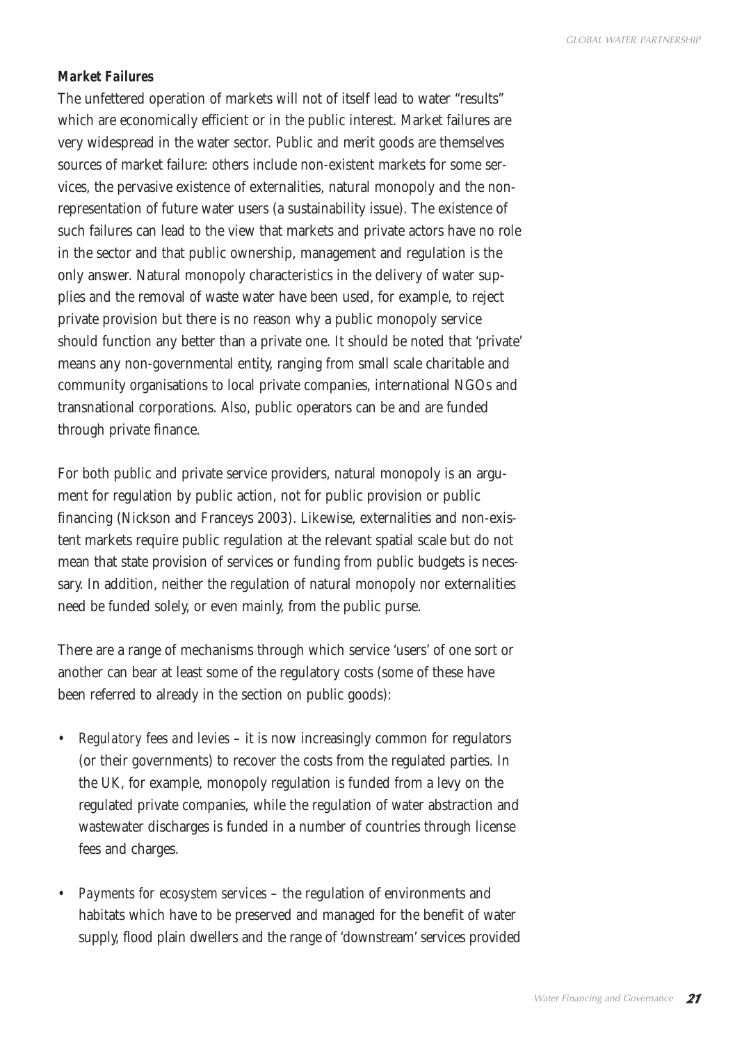**Market Failures**

The unfettered operation of markets will not of itself lead to water "results" which are economically efficient or in the public interest. Market failures are very widespread in the water sector. Public and merit goods are themselves sources of market failure: others include non-existent markets for some services, the pervasive existence of externalities, natural monopoly and the non-representation of future water users (a sustainability issue). The existence of such failures can lead to the view that markets and private actors have no role in the sector and that public ownership, management and regulation is the only answer. Natural monopoly characteristics in the delivery of water supplies and the removal of waste water have been used, for example, to reject private provision but there is no reason why a public monopoly service should function any better than a private one. It should be noted that 'private' means any non-governmental entity, ranging from small scale charitable and community organisations to local private companies, international NGOs and transnational corporations. Also, public operators can be and are funded through private finance.

For both public and private service providers, natural monopoly is an argument for regulation by public action, not for public provision or public financing (Nickson and Franceys 2003). Likewise, externalities and non-existent markets require public regulation at the relevant spatial scale but do not mean that state provision of services or funding from public budgets is necessary. In addition, neither the regulation of natural monopoly nor externalities need be funded solely, or even mainly, from the public purse.

There are a range of mechanisms through which service 'users' of one sort or another can bear at least some of the regulatory costs (some of these have been referred to already in the section on public goods):

- *Regulatory fees and levies* – it is now increasingly common for regulators (or their governments) to recover the costs from the regulated parties. In the UK, for example, monopoly regulation is funded from a levy on the regulated private companies, while the regulation of water abstraction and wastewater discharges is funded in a number of countries through license fees and charges.
- *Payments for ecosystem services* – the regulation of environments and habitats which have to be preserved and managed for the benefit of water supply, flood plain dwellers and the range of 'downstream' services provided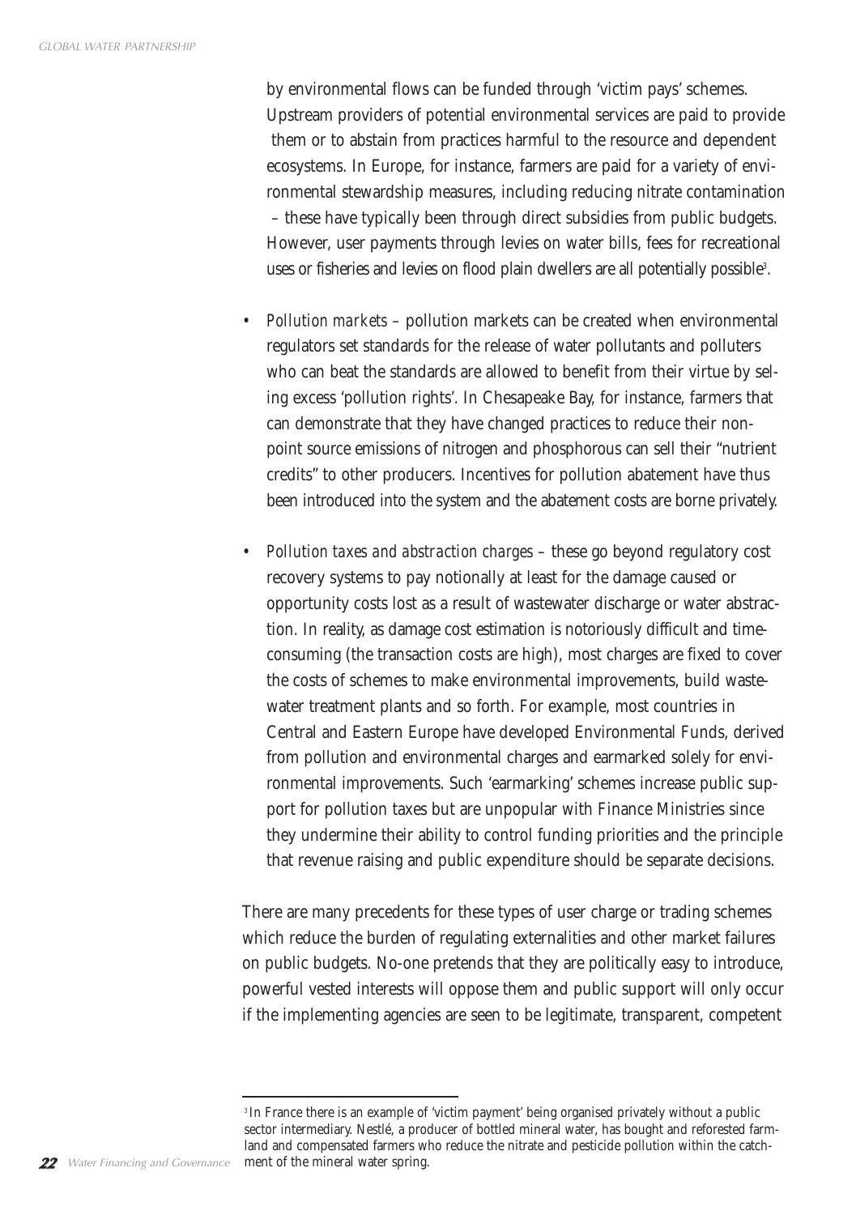by environmental flows can be funded through 'victim pays' schemes. Upstream providers of potential environmental services are paid to provide them or to abstain from practices harmful to the resource and dependent ecosystems. In Europe, for instance, farmers are paid for a variety of environmental stewardship measures, including reducing nitrate contamination – these have typically been through direct subsidies from public budgets. However, user payments through levies on water bills, fees for recreational uses or fisheries and levies on flood plain dwellers are all potentially possible[3].

- *Pollution markets* – pollution markets can be created when environmental regulators set standards for the release of water pollutants and polluters who can beat the standards are allowed to benefit from their virtue by selling excess 'pollution rights'. In Chesapeake Bay, for instance, farmers that can demonstrate that they have changed practices to reduce their non-point source emissions of nitrogen and phosphorous can sell their "nutrient credits" to other producers. Incentives for pollution abatement have thus been introduced into the system and the abatement costs are borne privately.

- *Pollution taxes and abstraction charges* – these go beyond regulatory cost recovery systems to pay notionally at least for the damage caused or opportunity costs lost as a result of wastewater discharge or water abstraction. In reality, as damage cost estimation is notoriously difficult and time-consuming (the transaction costs are high), most charges are fixed to cover the costs of schemes to make environmental improvements, build wastewater treatment plants and so forth. For example, most countries in Central and Eastern Europe have developed Environmental Funds, derived from pollution and environmental charges and earmarked solely for environmental improvements. Such 'earmarking' schemes increase public support for pollution taxes but are unpopular with Finance Ministries since they undermine their ability to control funding priorities and the principle that revenue raising and public expenditure should be separate decisions.

There are many precedents for these types of user charge or trading schemes which reduce the burden of regulating externalities and other market failures on public budgets. No-one pretends that they are politically easy to introduce, powerful vested interests will oppose them and public support will only occur if the implementing agencies are seen to be legitimate, transparent, competent

---

[3] In France there is an example of 'victim payment' being organised privately without a public sector intermediary. Nestlé, a producer of bottled mineral water, has bought and reforested farmland and compensated farmers who reduce the nitrate and pesticide pollution within the catchment of the mineral water spring.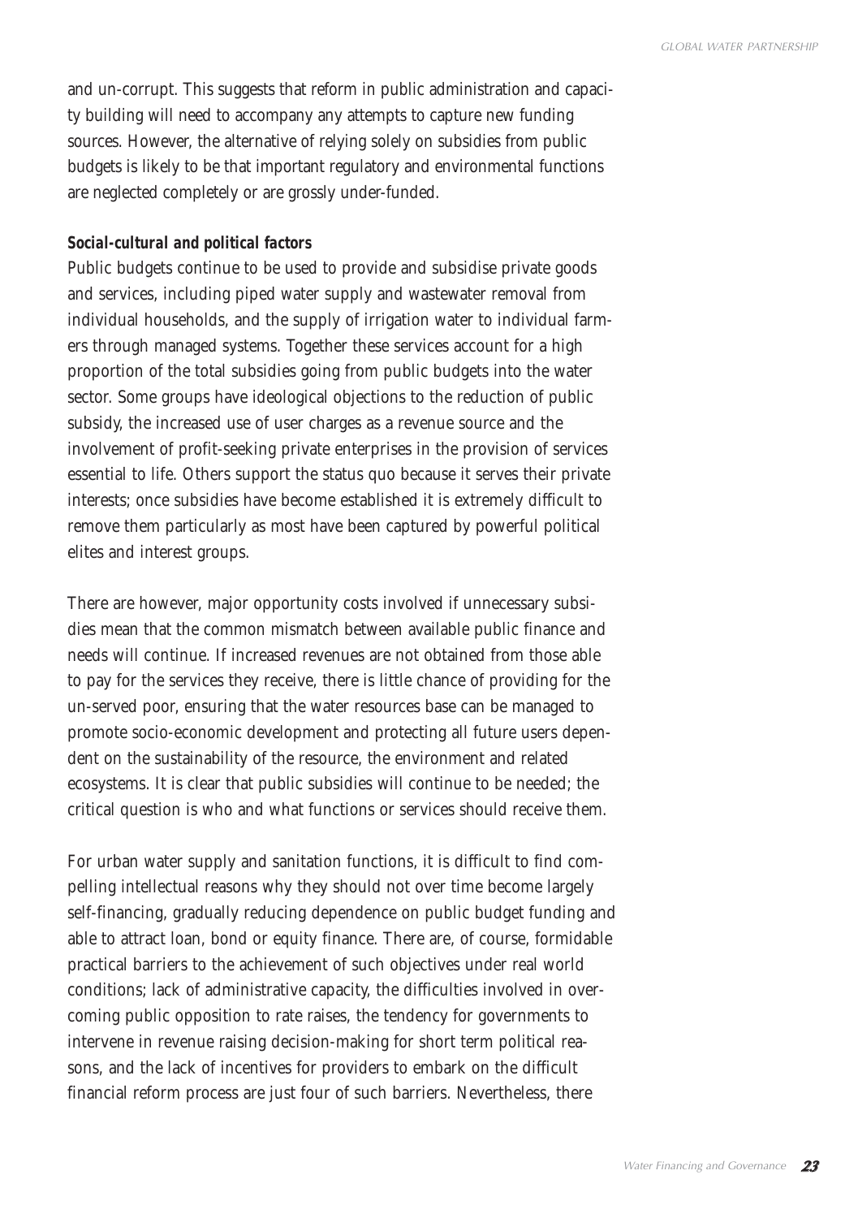and un-corrupt. This suggests that reform in public administration and capacity building will need to accompany any attempts to capture new funding sources. However, the alternative of relying solely on subsidies from public budgets is likely to be that important regulatory and environmental functions are neglected completely or are grossly under-funded.

**Social-cultural and political factors**

Public budgets continue to be used to provide and subsidise private goods and services, including piped water supply and wastewater removal from individual households, and the supply of irrigation water to individual farmers through managed systems. Together these services account for a high proportion of the total subsidies going from public budgets into the water sector. Some groups have ideological objections to the reduction of public subsidy, the increased use of user charges as a revenue source and the involvement of profit-seeking private enterprises in the provision of services essential to life. Others support the status quo because it serves their private interests; once subsidies have become established it is extremely difficult to remove them particularly as most have been captured by powerful political elites and interest groups.

There are however, major opportunity costs involved if unnecessary subsidies mean that the common mismatch between available public finance and needs will continue. If increased revenues are not obtained from those able to pay for the services they receive, there is little chance of providing for the un-served poor, ensuring that the water resources base can be managed to promote socio-economic development and protecting all future users dependent on the sustainability of the resource, the environment and related ecosystems. It is clear that public subsidies will continue to be needed; the critical question is who and what functions or services should receive them.

For urban water supply and sanitation functions, it is difficult to find compelling intellectual reasons why they should not over time become largely self-financing, gradually reducing dependence on public budget funding and able to attract loan, bond or equity finance. There are, of course, formidable practical barriers to the achievement of such objectives under real world conditions; lack of administrative capacity, the difficulties involved in overcoming public opposition to rate raises, the tendency for governments to intervene in revenue raising decision-making for short term political reasons, and the lack of incentives for providers to embark on the difficult financial reform process are just four of such barriers. Nevertheless, there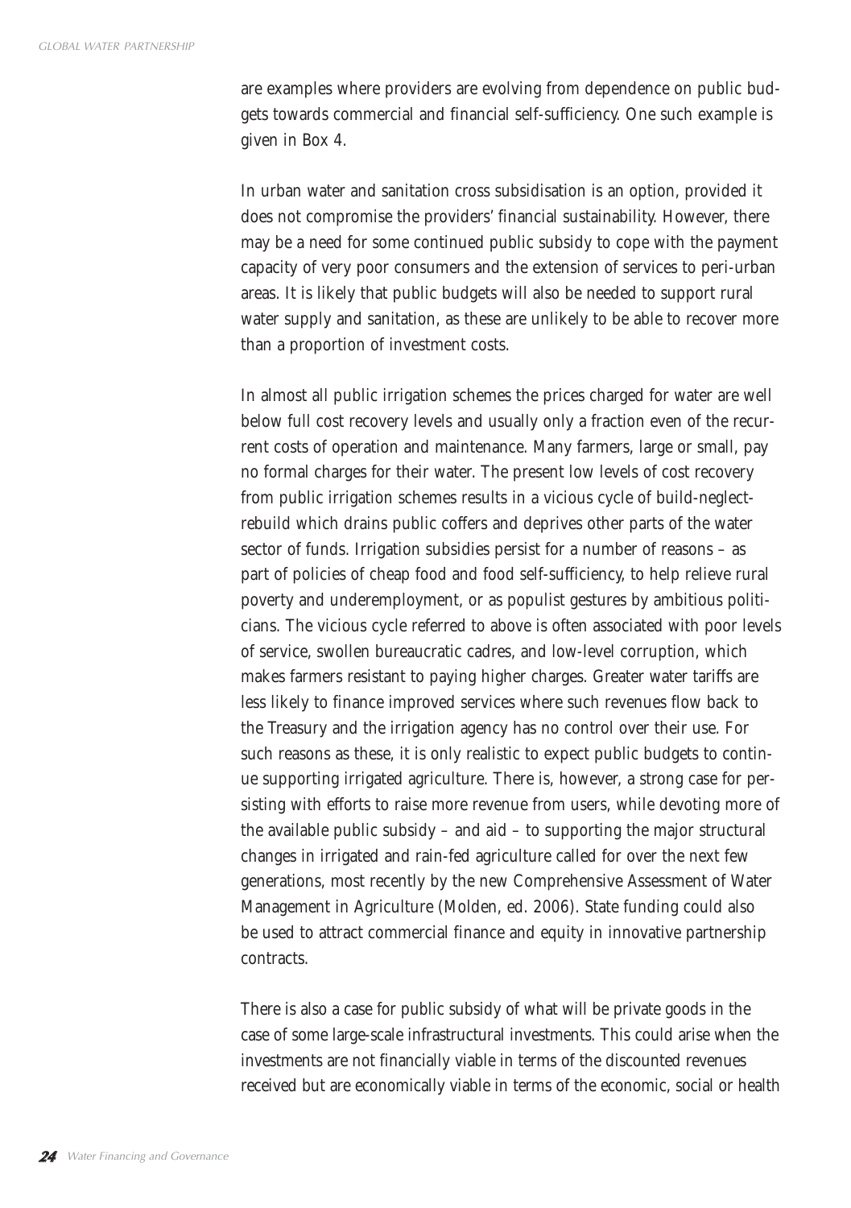are examples where providers are evolving from dependence on public budgets towards commercial and financial self-sufficiency. One such example is given in Box 4.

In urban water and sanitation cross subsidisation is an option, provided it does not compromise the providers' financial sustainability. However, there may be a need for some continued public subsidy to cope with the payment capacity of very poor consumers and the extension of services to peri-urban areas. It is likely that public budgets will also be needed to support rural water supply and sanitation, as these are unlikely to be able to recover more than a proportion of investment costs.

In almost all public irrigation schemes the prices charged for water are well below full cost recovery levels and usually only a fraction even of the recurrent costs of operation and maintenance. Many farmers, large or small, pay no formal charges for their water. The present low levels of cost recovery from public irrigation schemes results in a vicious cycle of build-neglect-rebuild which drains public coffers and deprives other parts of the water sector of funds. Irrigation subsidies persist for a number of reasons – as part of policies of cheap food and food self-sufficiency, to help relieve rural poverty and underemployment, or as populist gestures by ambitious politicians. The vicious cycle referred to above is often associated with poor levels of service, swollen bureaucratic cadres, and low-level corruption, which makes farmers resistant to paying higher charges. Greater water tariffs are less likely to finance improved services where such revenues flow back to the Treasury and the irrigation agency has no control over their use. For such reasons as these, it is only realistic to expect public budgets to continue supporting irrigated agriculture. There is, however, a strong case for persisting with efforts to raise more revenue from users, while devoting more of the available public subsidy – and aid – to supporting the major structural changes in irrigated and rain-fed agriculture called for over the next few generations, most recently by the new Comprehensive Assessment of Water Management in Agriculture (Molden, ed. 2006). State funding could also be used to attract commercial finance and equity in innovative partnership contracts.

There is also a case for public subsidy of what will be private goods in the case of some large-scale infrastructural investments. This could arise when the investments are not financially viable in terms of the discounted revenues received but are economically viable in terms of the economic, social or health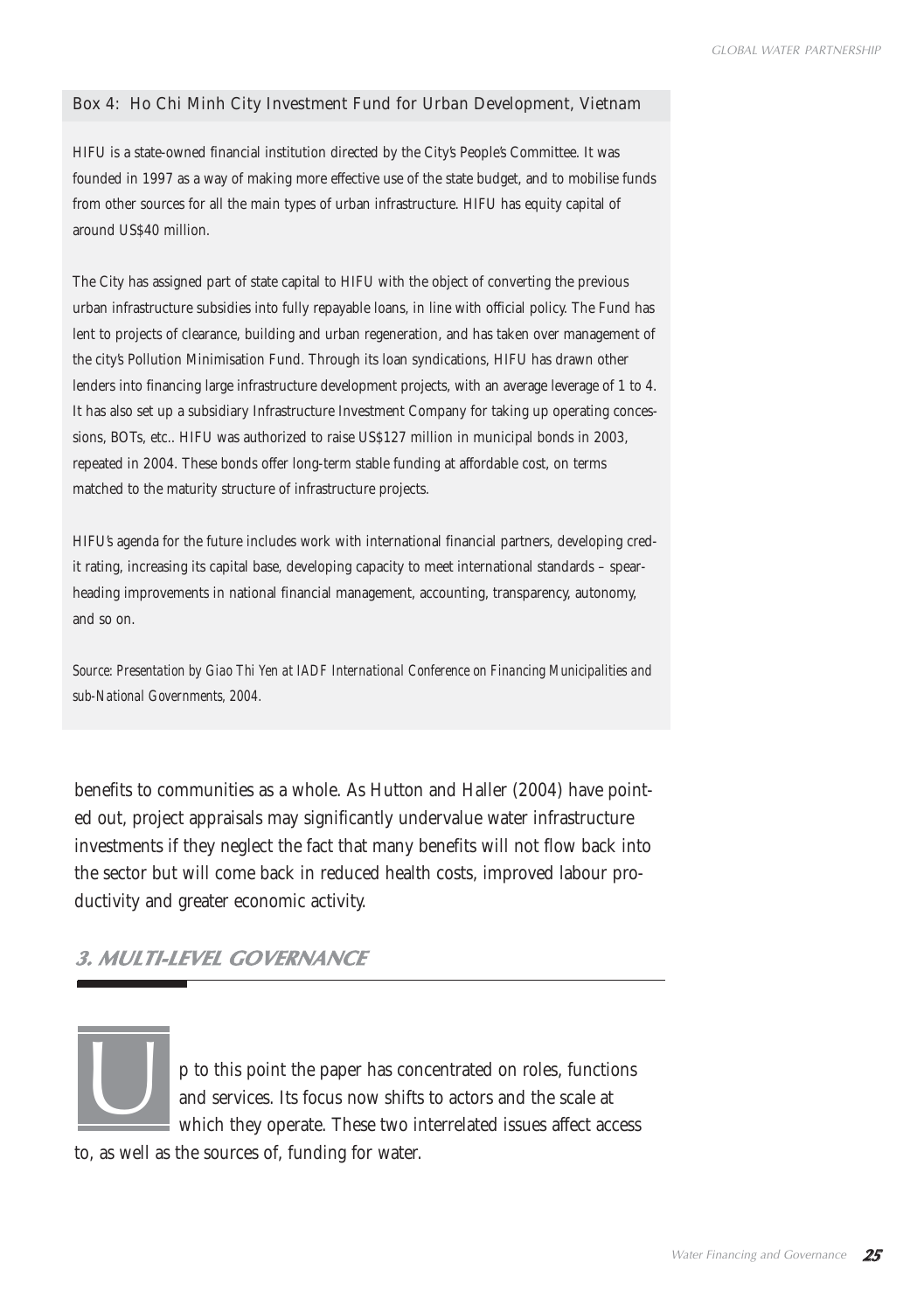**Box 4: Ho Chi Minh City Investment Fund for Urban Development, Vietnam**

HIFU is a state-owned financial institution directed by the City's People's Committee. It was founded in 1997 as a way of making more effective use of the state budget, and to mobilise funds from other sources for all the main types of urban infrastructure. HIFU has equity capital of around US$40 million.

The City has assigned part of state capital to HIFU with the object of converting the previous urban infrastructure subsidies into fully repayable loans, in line with official policy. The Fund has lent to projects of clearance, building and urban regeneration, and has taken over management of the city's Pollution Minimisation Fund. Through its loan syndications, HIFU has drawn other lenders into financing large infrastructure development projects, with an average leverage of 1 to 4. It has also set up a subsidiary Infrastructure Investment Company for taking up operating concessions, BOTs, etc.. HIFU was authorized to raise US$127 million in municipal bonds in 2003, repeated in 2004. These bonds offer long-term stable funding at affordable cost, on terms matched to the maturity structure of infrastructure projects.

HIFU's agenda for the future includes work with international financial partners, developing credit rating, increasing its capital base, developing capacity to meet international standards – spearheading improvements in national financial management, accounting, transparency, autonomy, and so on.

*Source: Presentation by Giao Thi Yen at IADF International Conference on Financing Municipalities and sub-National Governments, 2004.*

benefits to communities as a whole. As Hutton and Haller (2004) have pointed out, project appraisals may significantly undervalue water infrastructure investments if they neglect the fact that many benefits will not flow back into the sector but will come back in reduced health costs, improved labour productivity and greater economic activity.

## 3. MULTI-LEVEL GOVERNANCE

Up to this point the paper has concentrated on roles, functions and services. Its focus now shifts to actors and the scale at which they operate. These two interrelated issues affect access to, as well as the sources of, funding for water.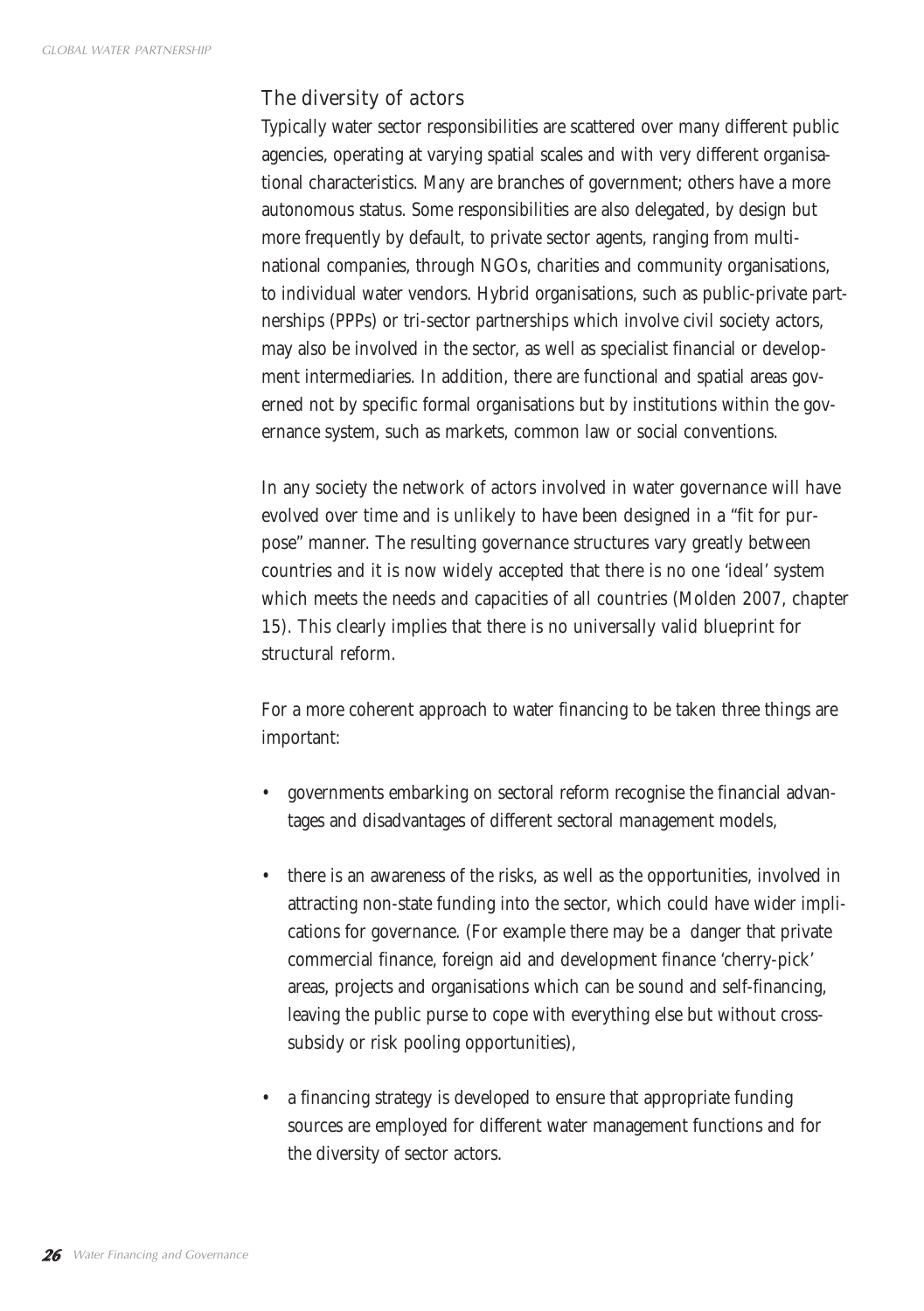## The diversity of actors

Typically water sector responsibilities are scattered over many different public agencies, operating at varying spatial scales and with very different organisational characteristics. Many are branches of government; others have a more autonomous status. Some responsibilities are also delegated, by design but more frequently by default, to private sector agents, ranging from multinational companies, through NGOs, charities and community organisations, to individual water vendors. Hybrid organisations, such as public-private partnerships (PPPs) or tri-sector partnerships which involve civil society actors, may also be involved in the sector, as well as specialist financial or development intermediaries. In addition, there are functional and spatial areas governed not by specific formal organisations but by institutions within the governance system, such as markets, common law or social conventions.

In any society the network of actors involved in water governance will have evolved over time and is unlikely to have been designed in a "fit for purpose" manner. The resulting governance structures vary greatly between countries and it is now widely accepted that there is no one 'ideal' system which meets the needs and capacities of all countries (Molden 2007, chapter 15). This clearly implies that there is no universally valid blueprint for structural reform.

For a more coherent approach to water financing to be taken three things are important:

- governments embarking on sectoral reform recognise the financial advantages and disadvantages of different sectoral management models,
- there is an awareness of the risks, as well as the opportunities, involved in attracting non-state funding into the sector, which could have wider implications for governance. (For example there may be a danger that private commercial finance, foreign aid and development finance 'cherry-pick' areas, projects and organisations which can be sound and self-financing, leaving the public purse to cope with everything else but without cross-subsidy or risk pooling opportunities),
- a financing strategy is developed to ensure that appropriate funding sources are employed for different water management functions and for the diversity of sector actors.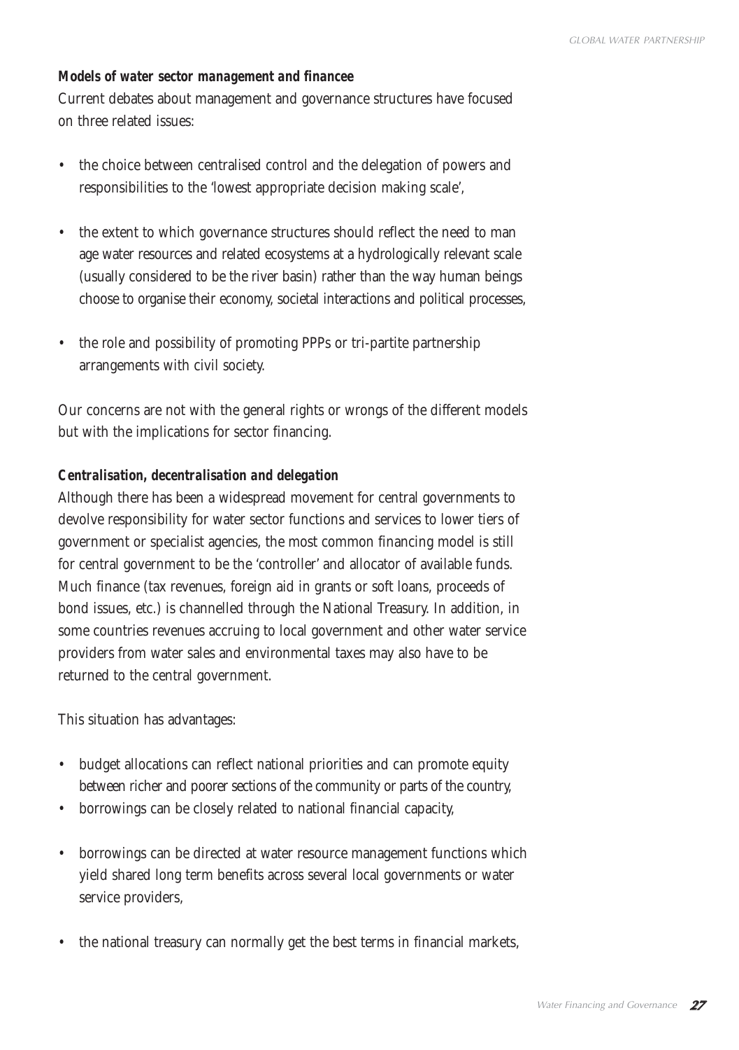**Models of water sector management and financee**

Current debates about management and governance structures have focused on three related issues:

- the choice between centralised control and the delegation of powers and responsibilities to the 'lowest appropriate decision making scale',
- the extent to which governance structures should reflect the need to man age water resources and related ecosystems at a hydrologically relevant scale (usually considered to be the river basin) rather than the way human beings choose to organise their economy, societal interactions and political processes,
- the role and possibility of promoting PPPs or tri-partite partnership arrangements with civil society.

Our concerns are not with the general rights or wrongs of the different models but with the implications for sector financing.

**Centralisation, decentralisation and delegation**

Although there has been a widespread movement for central governments to devolve responsibility for water sector functions and services to lower tiers of government or specialist agencies, the most common financing model is still for central government to be the 'controller' and allocator of available funds. Much finance (tax revenues, foreign aid in grants or soft loans, proceeds of bond issues, etc.) is channelled through the National Treasury. In addition, in some countries revenues accruing to local government and other water service providers from water sales and environmental taxes may also have to be returned to the central government.

This situation has advantages:

- budget allocations can reflect national priorities and can promote equity between richer and poorer sections of the community or parts of the country,
- borrowings can be closely related to national financial capacity,
- borrowings can be directed at water resource management functions which yield shared long term benefits across several local governments or water service providers,
- the national treasury can normally get the best terms in financial markets,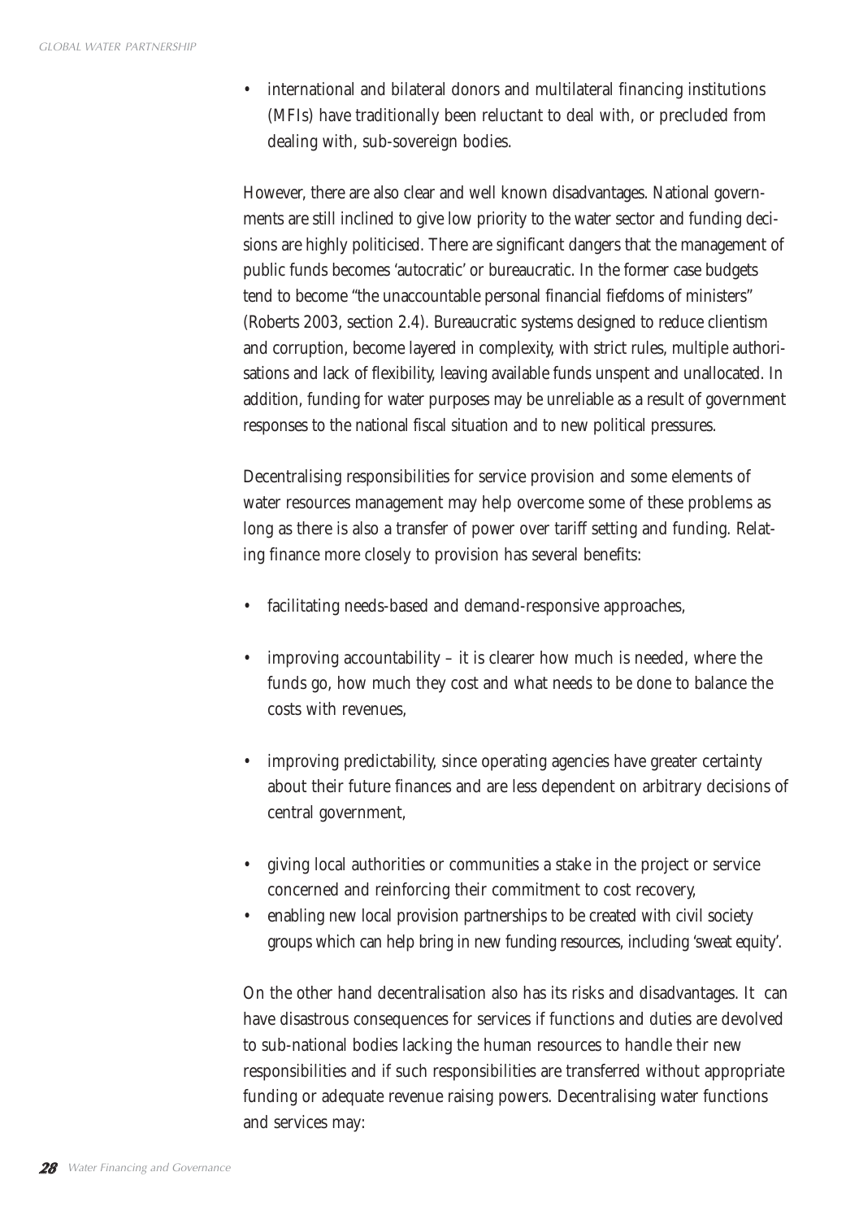- international and bilateral donors and multilateral financing institutions (MFIs) have traditionally been reluctant to deal with, or precluded from dealing with, sub-sovereign bodies.

However, there are also clear and well known disadvantages. National governments are still inclined to give low priority to the water sector and funding decisions are highly politicised. There are significant dangers that the management of public funds becomes 'autocratic' or bureaucratic. In the former case budgets tend to become "the unaccountable personal financial fiefdoms of ministers" (Roberts 2003, section 2.4). Bureaucratic systems designed to reduce clientism and corruption, become layered in complexity, with strict rules, multiple authorisations and lack of flexibility, leaving available funds unspent and unallocated. In addition, funding for water purposes may be unreliable as a result of government responses to the national fiscal situation and to new political pressures.

Decentralising responsibilities for service provision and some elements of water resources management may help overcome some of these problems as long as there is also a transfer of power over tariff setting and funding. Relating finance more closely to provision has several benefits:

- facilitating needs-based and demand-responsive approaches,
- improving accountability – it is clearer how much is needed, where the funds go, how much they cost and what needs to be done to balance the costs with revenues,
- improving predictability, since operating agencies have greater certainty about their future finances and are less dependent on arbitrary decisions of central government,
- giving local authorities or communities a stake in the project or service concerned and reinforcing their commitment to cost recovery,
- enabling new local provision partnerships to be created with civil society groups which can help bring in new funding resources, including 'sweat equity'.

On the other hand decentralisation also has its risks and disadvantages. It can have disastrous consequences for services if functions and duties are devolved to sub-national bodies lacking the human resources to handle their new responsibilities and if such responsibilities are transferred without appropriate funding or adequate revenue raising powers. Decentralising water functions and services may: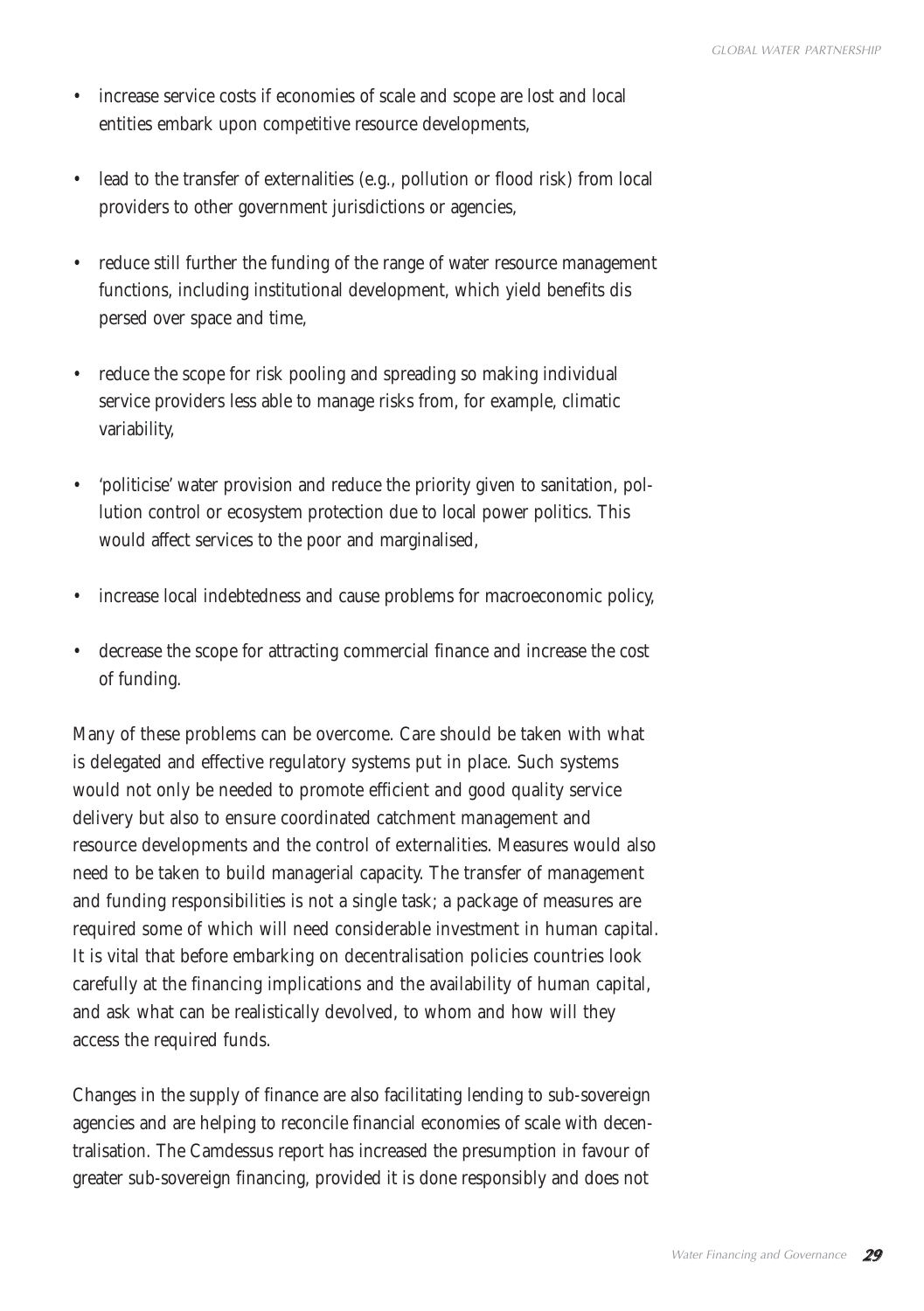- increase service costs if economies of scale and scope are lost and local entities embark upon competitive resource developments,
- lead to the transfer of externalities (e.g., pollution or flood risk) from local providers to other government jurisdictions or agencies,
- reduce still further the funding of the range of water resource management functions, including institutional development, which yield benefits dispersed over space and time,
- reduce the scope for risk pooling and spreading so making individual service providers less able to manage risks from, for example, climatic variability,
- 'politicise' water provision and reduce the priority given to sanitation, pollution control or ecosystem protection due to local power politics. This would affect services to the poor and marginalised,
- increase local indebtedness and cause problems for macroeconomic policy,
- decrease the scope for attracting commercial finance and increase the cost of funding.

Many of these problems can be overcome. Care should be taken with what is delegated and effective regulatory systems put in place. Such systems would not only be needed to promote efficient and good quality service delivery but also to ensure coordinated catchment management and resource developments and the control of externalities. Measures would also need to be taken to build managerial capacity. The transfer of management and funding responsibilities is not a single task; a package of measures are required some of which will need considerable investment in human capital. It is vital that before embarking on decentralisation policies countries look carefully at the financing implications and the availability of human capital, and ask what can be realistically devolved, to whom and how will they access the required funds.

Changes in the supply of finance are also facilitating lending to sub-sovereign agencies and are helping to reconcile financial economies of scale with decentralisation. The Camdessus report has increased the presumption in favour of greater sub-sovereign financing, provided it is done responsibly and does not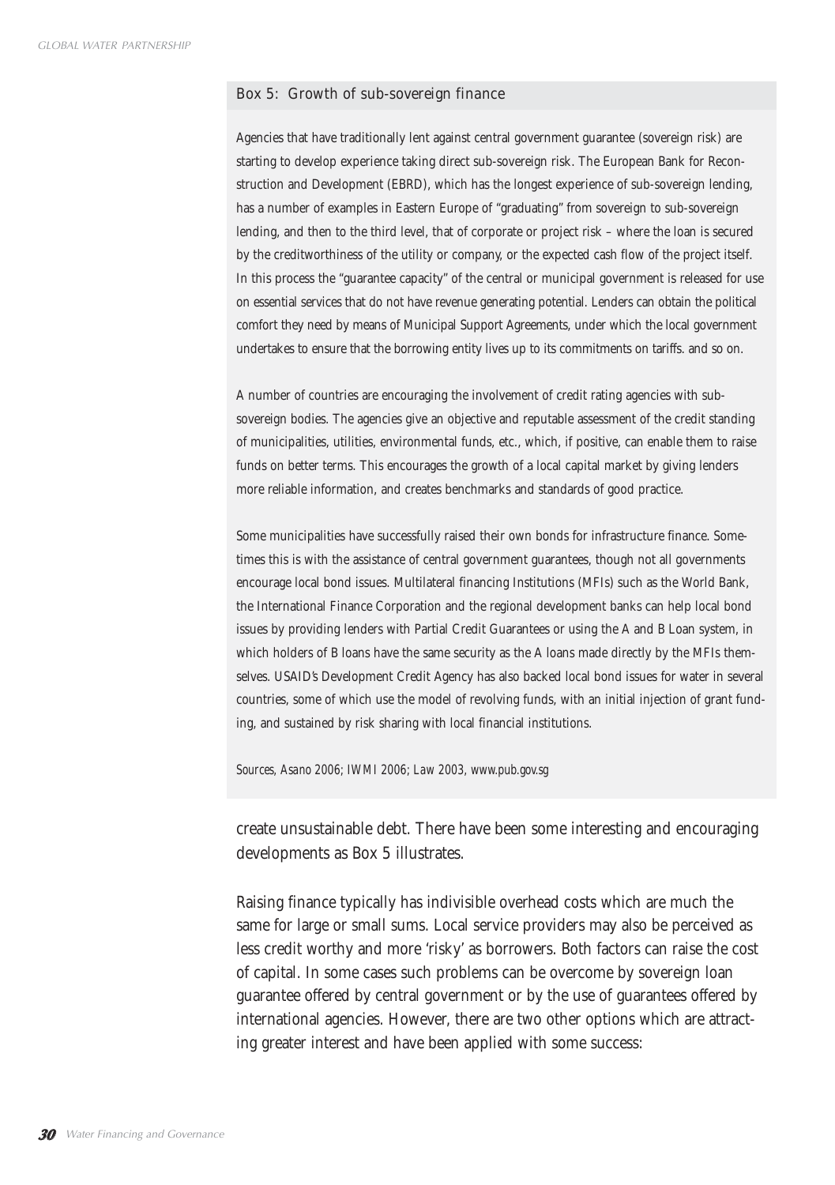### Box 5: Growth of sub-sovereign finance

Agencies that have traditionally lent against central government guarantee (sovereign risk) are starting to develop experience taking direct sub-sovereign risk. The European Bank for Reconstruction and Development (EBRD), which has the longest experience of sub-sovereign lending, has a number of examples in Eastern Europe of "graduating" from sovereign to sub-sovereign lending, and then to the third level, that of corporate or project risk – where the loan is secured by the creditworthiness of the utility or company, or the expected cash flow of the project itself. In this process the "guarantee capacity" of the central or municipal government is released for use on essential services that do not have revenue generating potential. Lenders can obtain the political comfort they need by means of Municipal Support Agreements, under which the local government undertakes to ensure that the borrowing entity lives up to its commitments on tariffs. and so on.

A number of countries are encouraging the involvement of credit rating agencies with sub-sovereign bodies. The agencies give an objective and reputable assessment of the credit standing of municipalities, utilities, environmental funds, etc., which, if positive, can enable them to raise funds on better terms. This encourages the growth of a local capital market by giving lenders more reliable information, and creates benchmarks and standards of good practice.

Some municipalities have successfully raised their own bonds for infrastructure finance. Sometimes this is with the assistance of central government guarantees, though not all governments encourage local bond issues. Multilateral financing Institutions (MFIs) such as the World Bank, the International Finance Corporation and the regional development banks can help local bond issues by providing lenders with Partial Credit Guarantees or using the A and B Loan system, in which holders of B loans have the same security as the A loans made directly by the MFIs themselves. USAID's Development Credit Agency has also backed local bond issues for water in several countries, some of which use the model of revolving funds, with an initial injection of grant funding, and sustained by risk sharing with local financial institutions.

*Sources, Asano 2006; IWMI 2006; Law 2003, www.pub.gov.sg*

create unsustainable debt. There have been some interesting and encouraging developments as Box 5 illustrates.

Raising finance typically has indivisible overhead costs which are much the same for large or small sums. Local service providers may also be perceived as less credit worthy and more 'risky' as borrowers. Both factors can raise the cost of capital. In some cases such problems can be overcome by sovereign loan guarantee offered by central government or by the use of guarantees offered by international agencies. However, there are two other options which are attracting greater interest and have been applied with some success: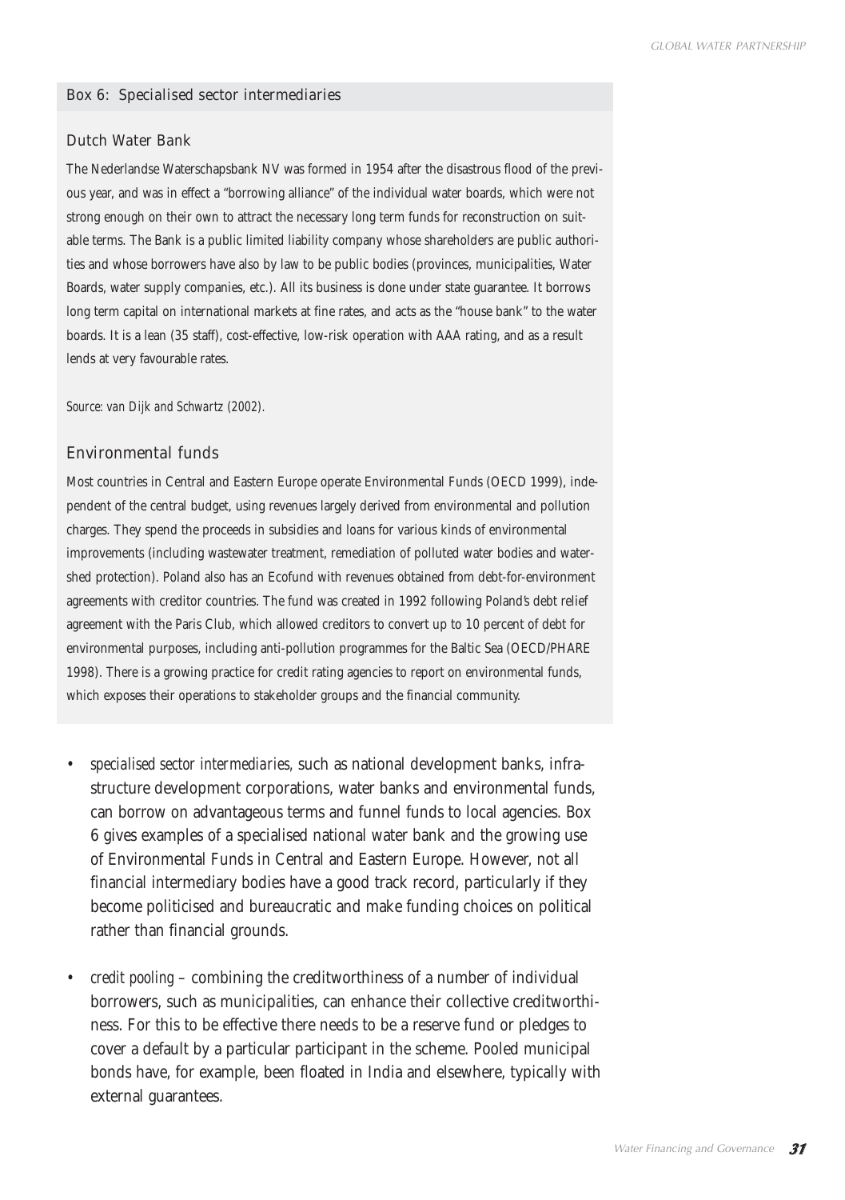### Box 6: Specialised sector intermediaries

#### Dutch Water Bank

The Nederlandse Waterschapsbank NV was formed in 1954 after the disastrous flood of the previous year, and was in effect a "borrowing alliance" of the individual water boards, which were not strong enough on their own to attract the necessary long term funds for reconstruction on suitable terms. The Bank is a public limited liability company whose shareholders are public authorities and whose borrowers have also by law to be public bodies (provinces, municipalities, Water Boards, water supply companies, etc.). All its business is done under state guarantee. It borrows long term capital on international markets at fine rates, and acts as the "house bank" to the water boards. It is a lean (35 staff), cost-effective, low-risk operation with AAA rating, and as a result lends at very favourable rates.

*Source: van Dijk and Schwartz (2002).*

#### Environmental funds

Most countries in Central and Eastern Europe operate Environmental Funds (OECD 1999), independent of the central budget, using revenues largely derived from environmental and pollution charges. They spend the proceeds in subsidies and loans for various kinds of environmental improvements (including wastewater treatment, remediation of polluted water bodies and watershed protection). Poland also has an Ecofund with revenues obtained from debt-for-environment agreements with creditor countries. The fund was created in 1992 following Poland's debt relief agreement with the Paris Club, which allowed creditors to convert up to 10 percent of debt for environmental purposes, including anti-pollution programmes for the Baltic Sea (OECD/PHARE 1998). There is a growing practice for credit rating agencies to report on environmental funds, which exposes their operations to stakeholder groups and the financial community.

- *specialised sector intermediaries*, such as national development banks, infrastructure development corporations, water banks and environmental funds, can borrow on advantageous terms and funnel funds to local agencies. Box 6 gives examples of a specialised national water bank and the growing use of Environmental Funds in Central and Eastern Europe. However, not all financial intermediary bodies have a good track record, particularly if they become politicised and bureaucratic and make funding choices on political rather than financial grounds.

- *credit pooling* – combining the creditworthiness of a number of individual borrowers, such as municipalities, can enhance their collective creditworthiness. For this to be effective there needs to be a reserve fund or pledges to cover a default by a particular participant in the scheme. Pooled municipal bonds have, for example, been floated in India and elsewhere, typically with external guarantees.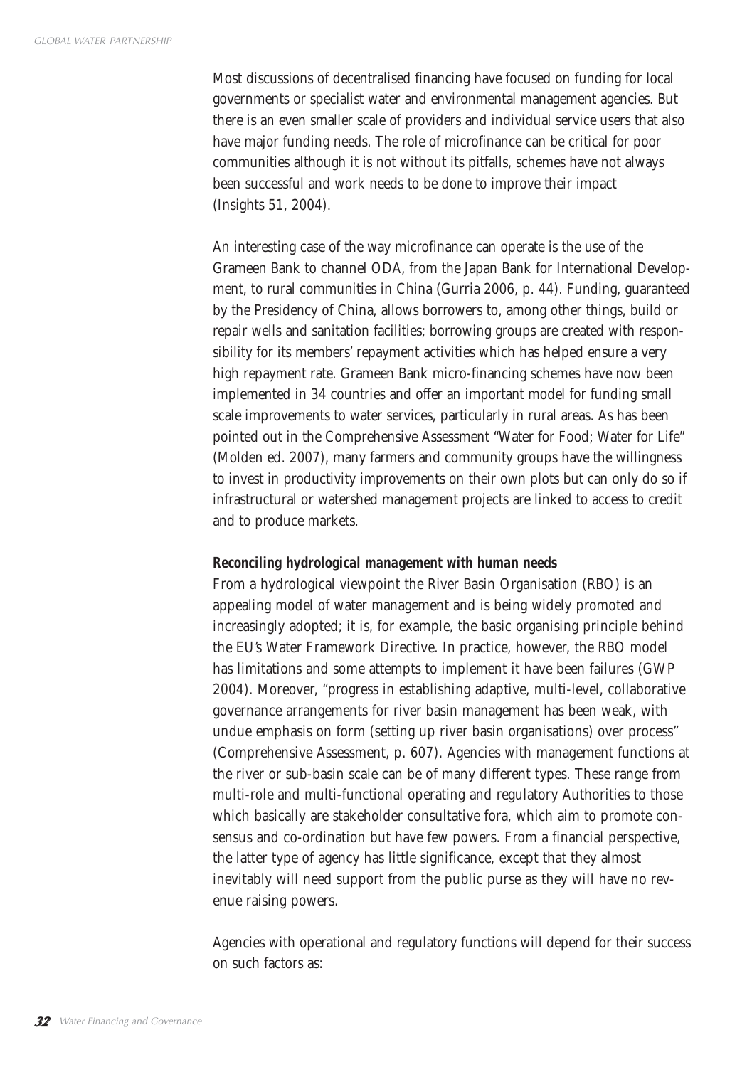Most discussions of decentralised financing have focused on funding for local governments or specialist water and environmental management agencies. But there is an even smaller scale of providers and individual service users that also have major funding needs. The role of microfinance can be critical for poor communities although it is not without its pitfalls, schemes have not always been successful and work needs to be done to improve their impact (Insights 51, 2004).

An interesting case of the way microfinance can operate is the use of the Grameen Bank to channel ODA, from the Japan Bank for International Development, to rural communities in China (Gurria 2006, p. 44). Funding, guaranteed by the Presidency of China, allows borrowers to, among other things, build or repair wells and sanitation facilities; borrowing groups are created with responsibility for its members' repayment activities which has helped ensure a very high repayment rate. Grameen Bank micro-financing schemes have now been implemented in 34 countries and offer an important model for funding small scale improvements to water services, particularly in rural areas. As has been pointed out in the Comprehensive Assessment "Water for Food; Water for Life" (Molden ed. 2007), many farmers and community groups have the willingness to invest in productivity improvements on their own plots but can only do so if infrastructural or watershed management projects are linked to access to credit and to produce markets.

**Reconciling hydrological management with human needs**

From a hydrological viewpoint the River Basin Organisation (RBO) is an appealing model of water management and is being widely promoted and increasingly adopted; it is, for example, the basic organising principle behind the EU's Water Framework Directive. In practice, however, the RBO model has limitations and some attempts to implement it have been failures (GWP 2004). Moreover, "progress in establishing adaptive, multi-level, collaborative governance arrangements for river basin management has been weak, with undue emphasis on form (setting up river basin organisations) over process" (Comprehensive Assessment, p. 607). Agencies with management functions at the river or sub-basin scale can be of many different types. These range from multi-role and multi-functional operating and regulatory Authorities to those which basically are stakeholder consultative fora, which aim to promote consensus and co-ordination but have few powers. From a financial perspective, the latter type of agency has little significance, except that they almost inevitably will need support from the public purse as they will have no revenue raising powers.

Agencies with operational and regulatory functions will depend for their success on such factors as: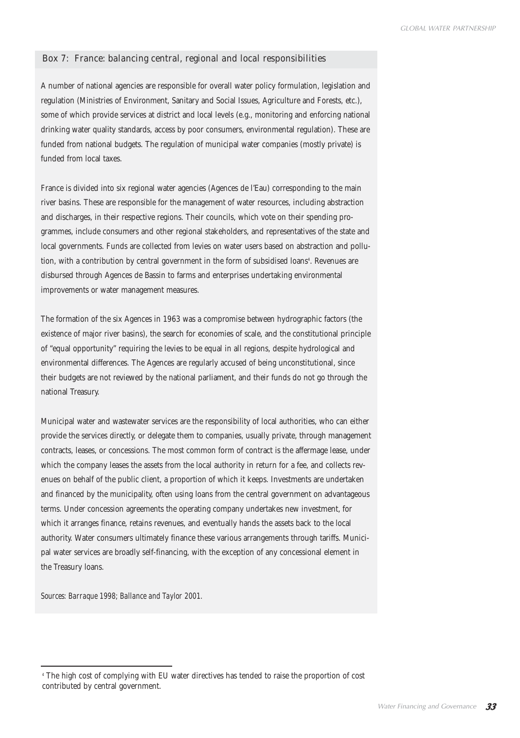### Box 7: France: balancing central, regional and local responsibilities

A number of national agencies are responsible for overall water policy formulation, legislation and regulation (Ministries of Environment, Sanitary and Social Issues, Agriculture and Forests, etc.), some of which provide services at district and local levels (e.g., monitoring and enforcing national drinking water quality standards, access by poor consumers, environmental regulation). These are funded from national budgets. The regulation of municipal water companies (mostly private) is funded from local taxes.

France is divided into six regional water agencies (Agences de l'Eau) corresponding to the main river basins. These are responsible for the management of water resources, including abstraction and discharges, in their respective regions. Their councils, which vote on their spending programmes, include consumers and other regional stakeholders, and representatives of the state and local governments. Funds are collected from levies on water users based on abstraction and pollution, with a contribution by central government in the form of subsidised loans[4]. Revenues are disbursed through Agences de Bassin to farms and enterprises undertaking environmental improvements or water management measures.

The formation of the six Agences in 1963 was a compromise between hydrographic factors (the existence of major river basins), the search for economies of scale, and the constitutional principle of "equal opportunity" requiring the levies to be equal in all regions, despite hydrological and environmental differences. The Agences are regularly accused of being unconstitutional, since their budgets are not reviewed by the national parliament, and their funds do not go through the national Treasury.

Municipal water and wastewater services are the responsibility of local authorities, who can either provide the services directly, or delegate them to companies, usually private, through management contracts, leases, or concessions. The most common form of contract is the affermage lease, under which the company leases the assets from the local authority in return for a fee, and collects revenues on behalf of the public client, a proportion of which it keeps. Investments are undertaken and financed by the municipality, often using loans from the central government on advantageous terms. Under concession agreements the operating company undertakes new investment, for which it arranges finance, retains revenues, and eventually hands the assets back to the local authority. Water consumers ultimately finance these various arrangements through tariffs. Municipal water services are broadly self-financing, with the exception of any concessional element in the Treasury loans.

*Sources: Barraque 1998; Ballance and Taylor 2001.*

---

[4] The high cost of complying with EU water directives has tended to raise the proportion of cost contributed by central government.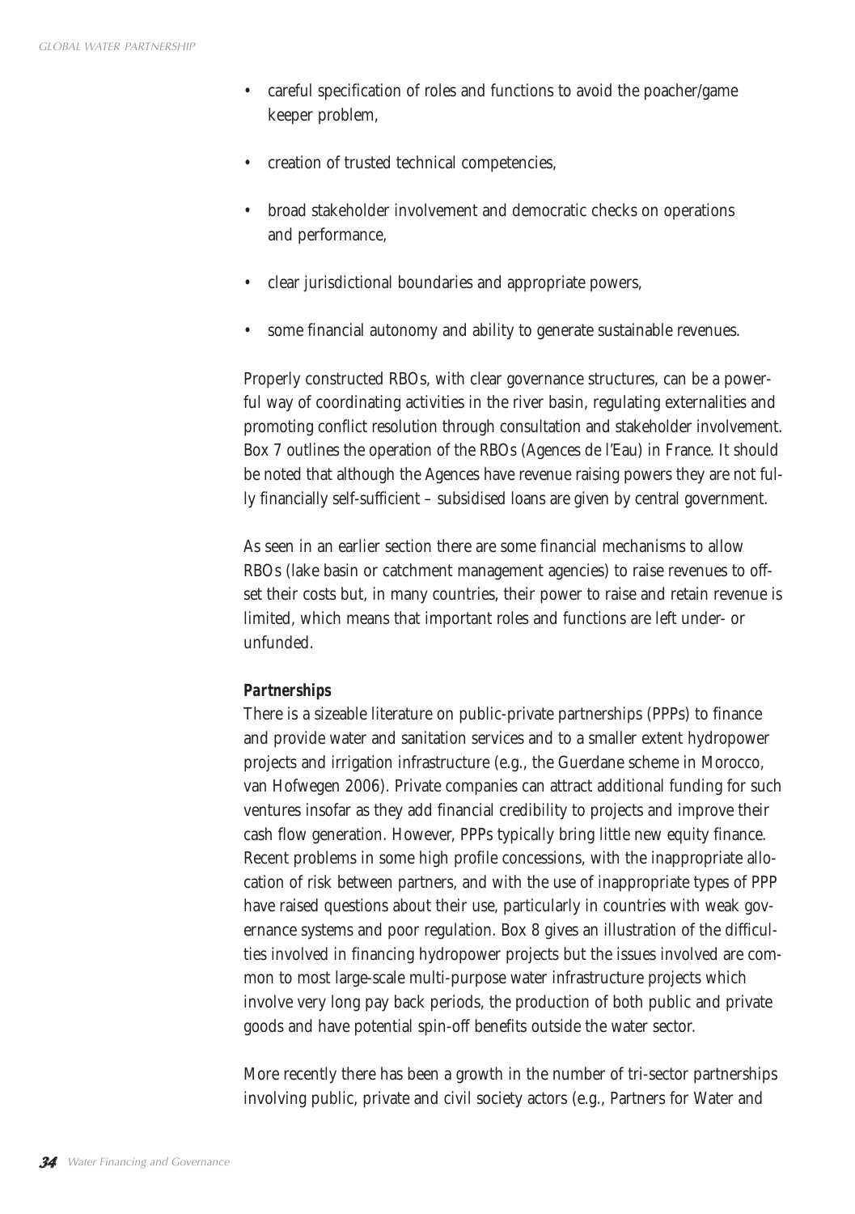- careful specification of roles and functions to avoid the poacher/game keeper problem,
- creation of trusted technical competencies,
- broad stakeholder involvement and democratic checks on operations and performance,
- clear jurisdictional boundaries and appropriate powers,
- some financial autonomy and ability to generate sustainable revenues.

Properly constructed RBOs, with clear governance structures, can be a powerful way of coordinating activities in the river basin, regulating externalities and promoting conflict resolution through consultation and stakeholder involvement. Box 7 outlines the operation of the RBOs (Agences de l'Eau) in France. It should be noted that although the Agences have revenue raising powers they are not fully financially self-sufficient – subsidised loans are given by central government.

As seen in an earlier section there are some financial mechanisms to allow RBOs (lake basin or catchment management agencies) to raise revenues to offset their costs but, in many countries, their power to raise and retain revenue is limited, which means that important roles and functions are left under- or unfunded.

***Partnerships***

There is a sizeable literature on public-private partnerships (PPPs) to finance and provide water and sanitation services and to a smaller extent hydropower projects and irrigation infrastructure (e.g., the Guerdane scheme in Morocco, van Hofwegen 2006). Private companies can attract additional funding for such ventures insofar as they add financial credibility to projects and improve their cash flow generation. However, PPPs typically bring little new equity finance. Recent problems in some high profile concessions, with the inappropriate allocation of risk between partners, and with the use of inappropriate types of PPP have raised questions about their use, particularly in countries with weak governance systems and poor regulation. Box 8 gives an illustration of the difficulties involved in financing hydropower projects but the issues involved are common to most large-scale multi-purpose water infrastructure projects which involve very long pay back periods, the production of both public and private goods and have potential spin-off benefits outside the water sector.

More recently there has been a growth in the number of tri-sector partnerships involving public, private and civil society actors (e.g., Partners for Water and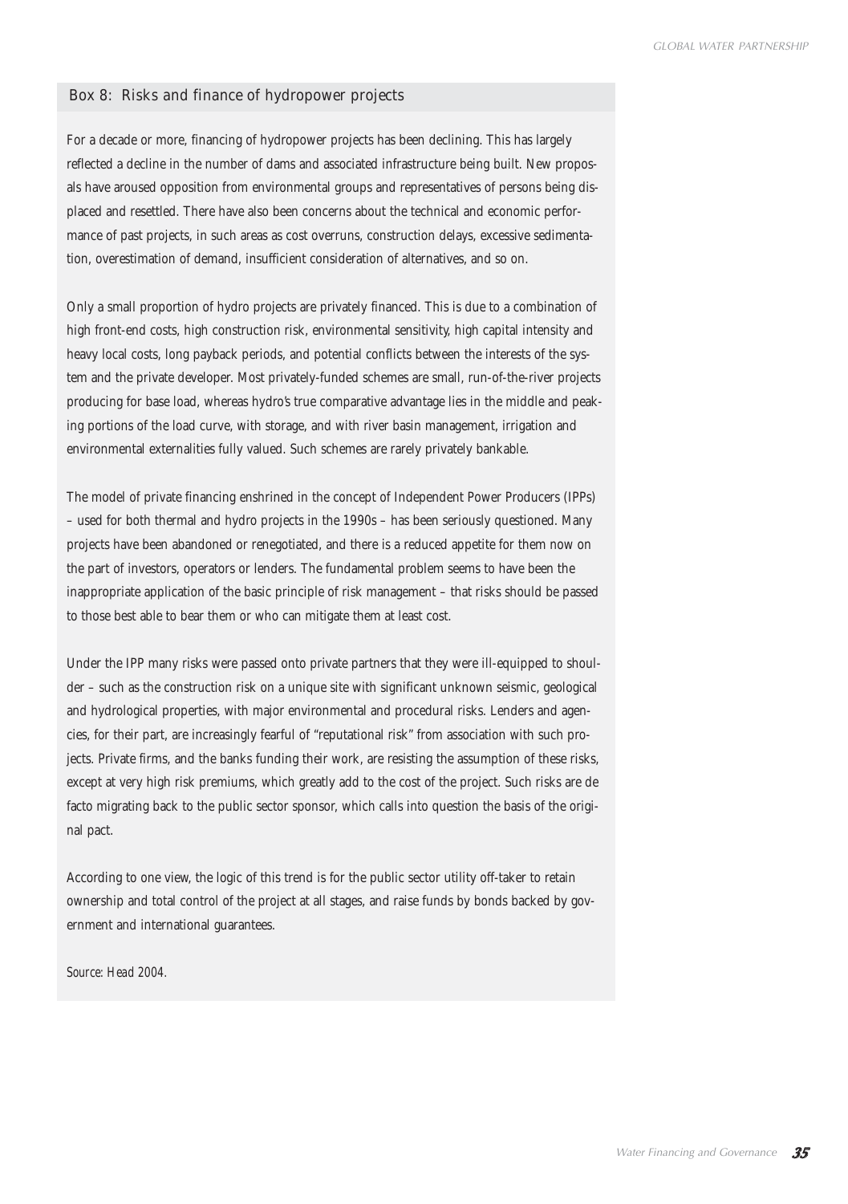### Box 8: Risks and finance of hydropower projects

For a decade or more, financing of hydropower projects has been declining. This has largely reflected a decline in the number of dams and associated infrastructure being built. New proposals have aroused opposition from environmental groups and representatives of persons being displaced and resettled. There have also been concerns about the technical and economic performance of past projects, in such areas as cost overruns, construction delays, excessive sedimentation, overestimation of demand, insufficient consideration of alternatives, and so on.

Only a small proportion of hydro projects are privately financed. This is due to a combination of high front-end costs, high construction risk, environmental sensitivity, high capital intensity and heavy local costs, long payback periods, and potential conflicts between the interests of the system and the private developer. Most privately-funded schemes are small, run-of-the-river projects producing for base load, whereas hydro's true comparative advantage lies in the middle and peaking portions of the load curve, with storage, and with river basin management, irrigation and environmental externalities fully valued. Such schemes are rarely privately bankable.

The model of private financing enshrined in the concept of Independent Power Producers (IPPs) – used for both thermal and hydro projects in the 1990s – has been seriously questioned. Many projects have been abandoned or renegotiated, and there is a reduced appetite for them now on the part of investors, operators or lenders. The fundamental problem seems to have been the inappropriate application of the basic principle of risk management – that risks should be passed to those best able to bear them or who can mitigate them at least cost.

Under the IPP many risks were passed onto private partners that they were ill-equipped to shoulder – such as the construction risk on a unique site with significant unknown seismic, geological and hydrological properties, with major environmental and procedural risks. Lenders and agencies, for their part, are increasingly fearful of "reputational risk" from association with such projects. Private firms, and the banks funding their work, are resisting the assumption of these risks, except at very high risk premiums, which greatly add to the cost of the project. Such risks are de facto migrating back to the public sector sponsor, which calls into question the basis of the original pact.

According to one view, the logic of this trend is for the public sector utility off-taker to retain ownership and total control of the project at all stages, and raise funds by bonds backed by government and international guarantees.

*Source: Head 2004.*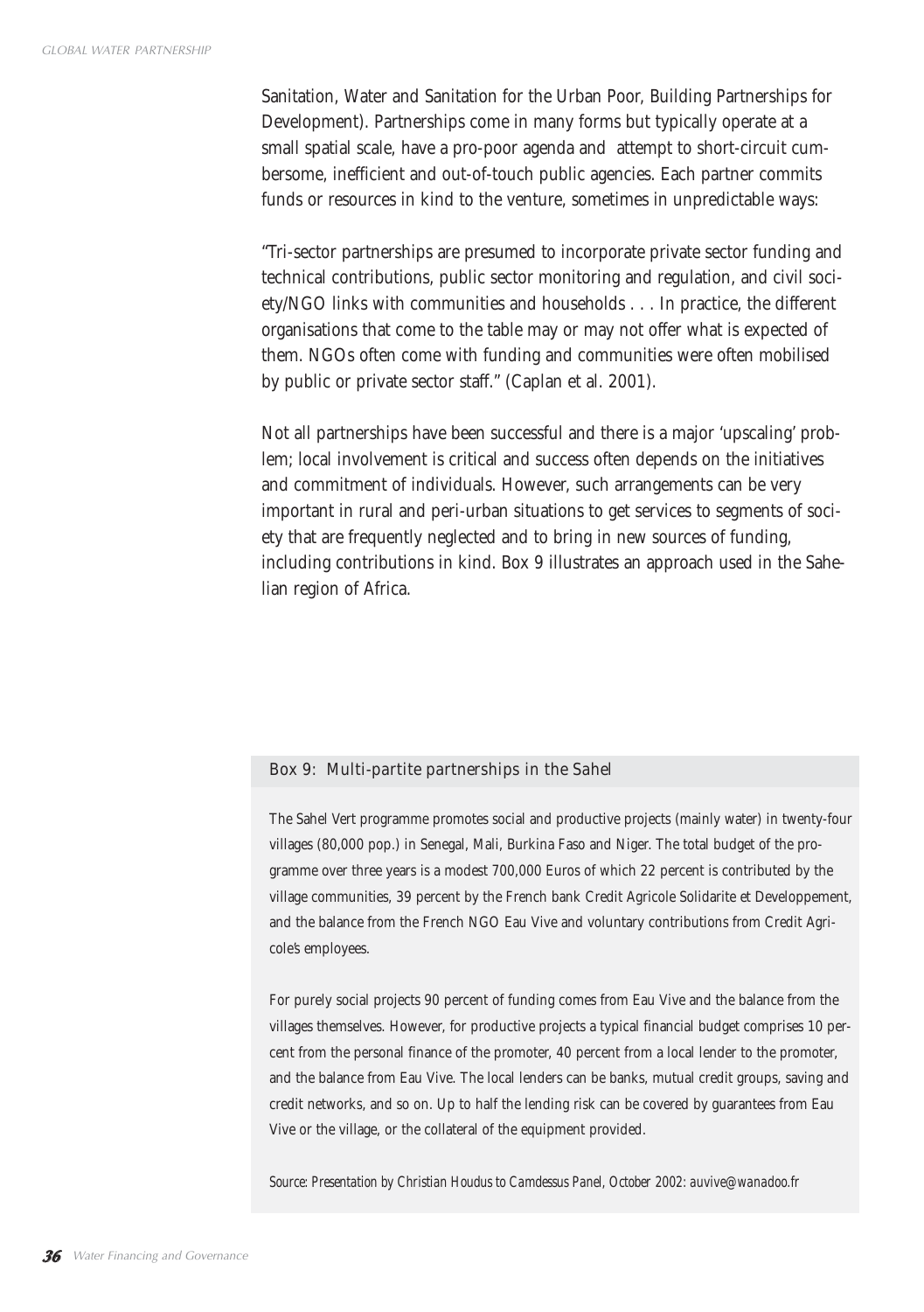Sanitation, Water and Sanitation for the Urban Poor, Building Partnerships for Development). Partnerships come in many forms but typically operate at a small spatial scale, have a pro-poor agenda and attempt to short-circuit cumbersome, inefficient and out-of-touch public agencies. Each partner commits funds or resources in kind to the venture, sometimes in unpredictable ways:

"Tri-sector partnerships are presumed to incorporate private sector funding and technical contributions, public sector monitoring and regulation, and civil society/NGO links with communities and households . . . In practice, the different organisations that come to the table may or may not offer what is expected of them. NGOs often come with funding and communities were often mobilised by public or private sector staff." (Caplan et al. 2001).

Not all partnerships have been successful and there is a major 'upscaling' problem; local involvement is critical and success often depends on the initiatives and commitment of individuals. However, such arrangements can be very important in rural and peri-urban situations to get services to segments of society that are frequently neglected and to bring in new sources of funding, including contributions in kind. Box 9 illustrates an approach used in the Sahelian region of Africa.

### Box 9: Multi-partite partnerships in the Sahel

The Sahel Vert programme promotes social and productive projects (mainly water) in twenty-four villages (80,000 pop.) in Senegal, Mali, Burkina Faso and Niger. The total budget of the programme over three years is a modest 700,000 Euros of which 22 percent is contributed by the village communities, 39 percent by the French bank Credit Agricole Solidarite et Developpement, and the balance from the French NGO Eau Vive and voluntary contributions from Credit Agricole's employees.

For purely social projects 90 percent of funding comes from Eau Vive and the balance from the villages themselves. However, for productive projects a typical financial budget comprises 10 percent from the personal finance of the promoter, 40 percent from a local lender to the promoter, and the balance from Eau Vive. The local lenders can be banks, mutual credit groups, saving and credit networks, and so on. Up to half the lending risk can be covered by guarantees from Eau Vive or the village, or the collateral of the equipment provided.

*Source: Presentation by Christian Houdus to Camdessus Panel, October 2002: auvive@wanadoo.fr*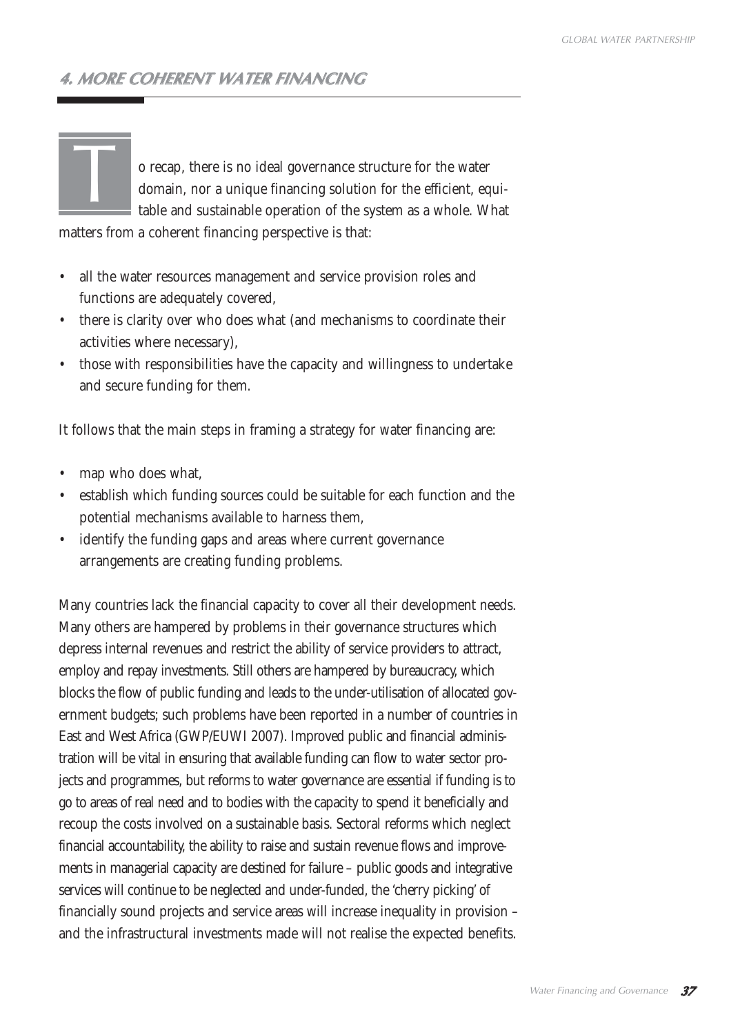## 4. MORE COHERENT WATER FINANCING

To recap, there is no ideal governance structure for the water domain, nor a unique financing solution for the efficient, equitable and sustainable operation of the system as a whole. What matters from a coherent financing perspective is that:

- all the water resources management and service provision roles and functions are adequately covered,
- there is clarity over who does what (and mechanisms to coordinate their activities where necessary),
- those with responsibilities have the capacity and willingness to undertake and secure funding for them.

It follows that the main steps in framing a strategy for water financing are:

- map who does what,
- establish which funding sources could be suitable for each function and the potential mechanisms available to harness them,
- identify the funding gaps and areas where current governance arrangements are creating funding problems.

Many countries lack the financial capacity to cover all their development needs. Many others are hampered by problems in their governance structures which depress internal revenues and restrict the ability of service providers to attract, employ and repay investments. Still others are hampered by bureaucracy, which blocks the flow of public funding and leads to the under-utilisation of allocated government budgets; such problems have been reported in a number of countries in East and West Africa (GWP/EUWI 2007). Improved public and financial administration will be vital in ensuring that available funding can flow to water sector projects and programmes, but reforms to water governance are essential if funding is to go to areas of real need and to bodies with the capacity to spend it beneficially and recoup the costs involved on a sustainable basis. Sectoral reforms which neglect financial accountability, the ability to raise and sustain revenue flows and improvements in managerial capacity are destined for failure – public goods and integrative services will continue to be neglected and under-funded, the 'cherry picking' of financially sound projects and service areas will increase inequality in provision – and the infrastructural investments made will not realise the expected benefits.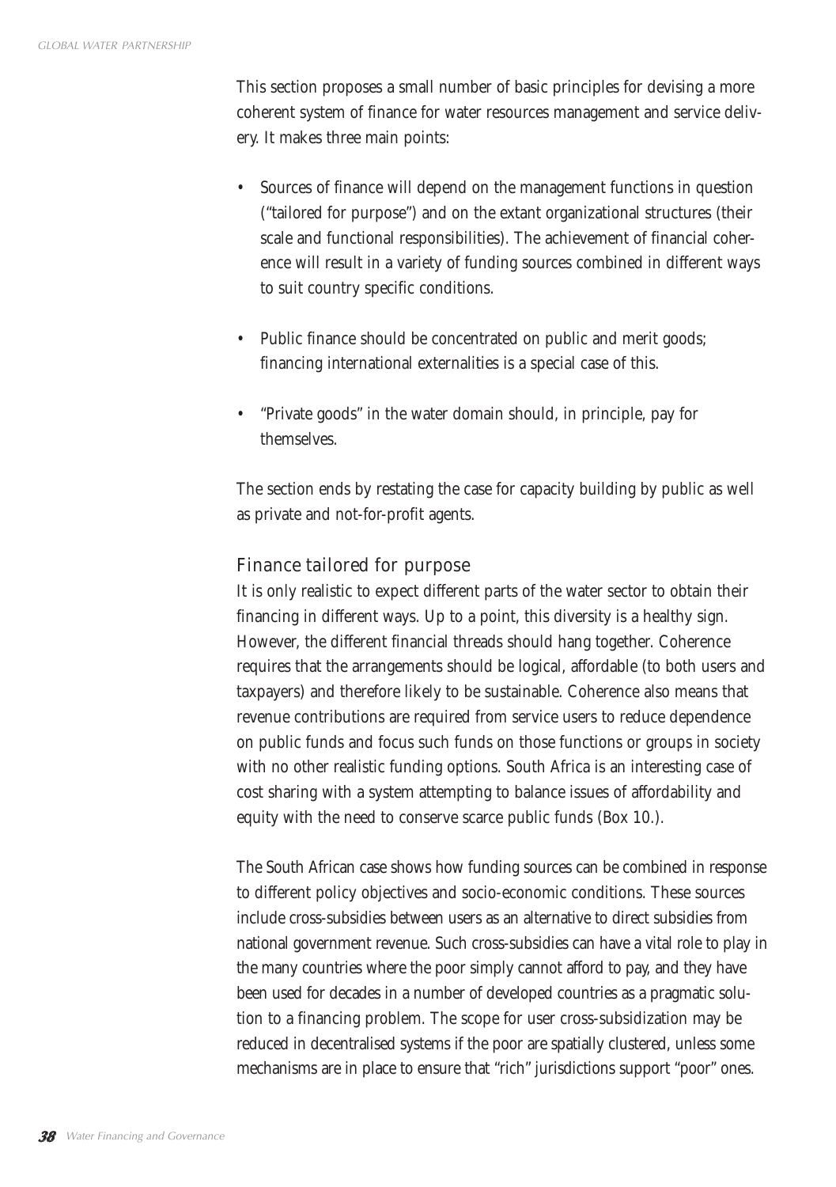This section proposes a small number of basic principles for devising a more coherent system of finance for water resources management and service delivery. It makes three main points:

- Sources of finance will depend on the management functions in question ("tailored for purpose") and on the extant organizational structures (their scale and functional responsibilities). The achievement of financial coherence will result in a variety of funding sources combined in different ways to suit country specific conditions.
- Public finance should be concentrated on public and merit goods; financing international externalities is a special case of this.
- "Private goods" in the water domain should, in principle, pay for themselves.

The section ends by restating the case for capacity building by public as well as private and not-for-profit agents.

## Finance tailored for purpose

It is only realistic to expect different parts of the water sector to obtain their financing in different ways. Up to a point, this diversity is a healthy sign. However, the different financial threads should hang together. Coherence requires that the arrangements should be logical, affordable (to both users and taxpayers) and therefore likely to be sustainable. Coherence also means that revenue contributions are required from service users to reduce dependence on public funds and focus such funds on those functions or groups in society with no other realistic funding options. South Africa is an interesting case of cost sharing with a system attempting to balance issues of affordability and equity with the need to conserve scarce public funds (Box 10.).

The South African case shows how funding sources can be combined in response to different policy objectives and socio-economic conditions. These sources include cross-subsidies between users as an alternative to direct subsidies from national government revenue. Such cross-subsidies can have a vital role to play in the many countries where the poor simply cannot afford to pay, and they have been used for decades in a number of developed countries as a pragmatic solution to a financing problem. The scope for user cross-subsidization may be reduced in decentralised systems if the poor are spatially clustered, unless some mechanisms are in place to ensure that "rich" jurisdictions support "poor" ones.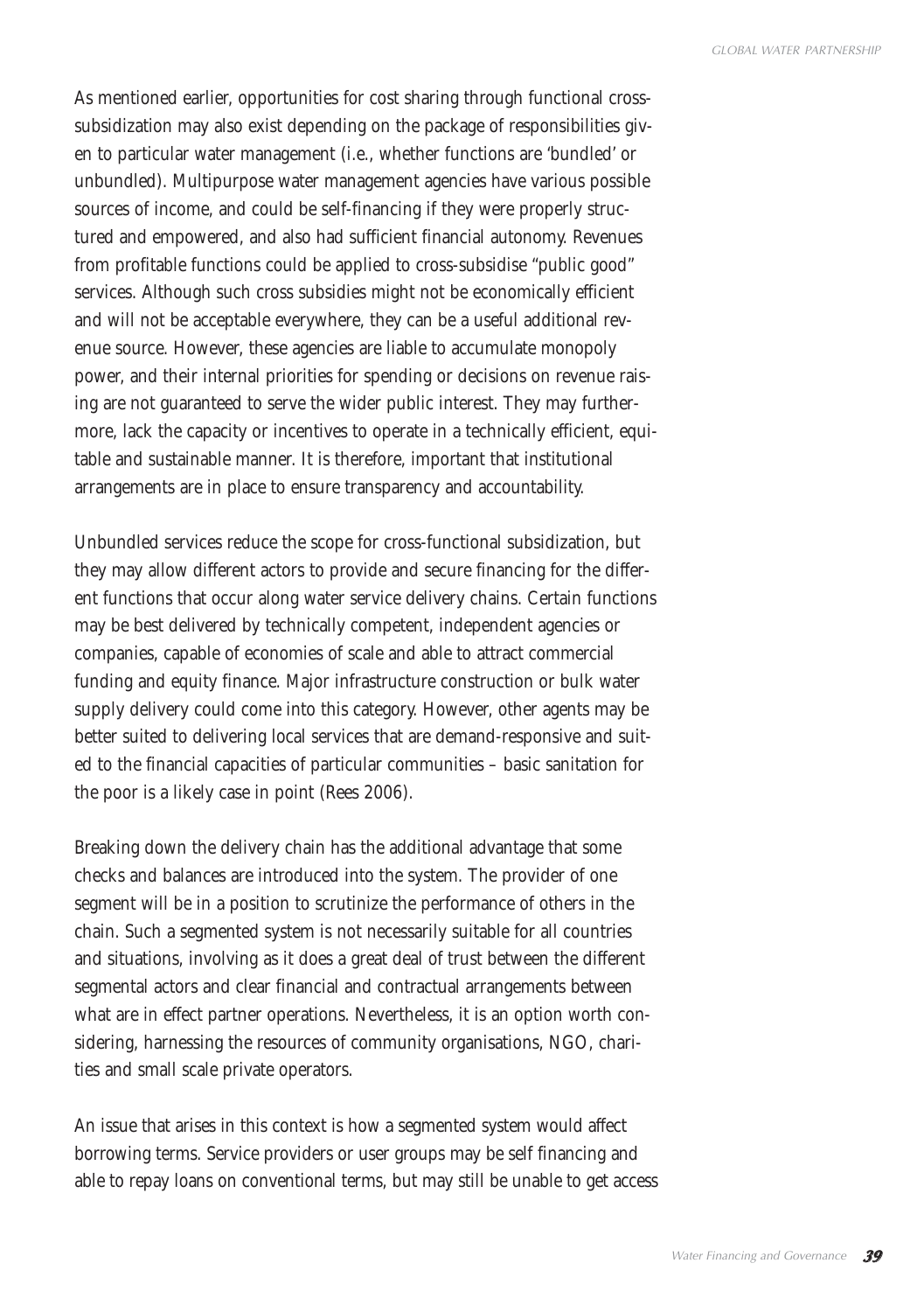As mentioned earlier, opportunities for cost sharing through functional cross-subsidization may also exist depending on the package of responsibilities given to particular water management (i.e., whether functions are 'bundled' or unbundled). Multipurpose water management agencies have various possible sources of income, and could be self-financing if they were properly structured and empowered, and also had sufficient financial autonomy. Revenues from profitable functions could be applied to cross-subsidise "public good" services. Although such cross subsidies might not be economically efficient and will not be acceptable everywhere, they can be a useful additional revenue source. However, these agencies are liable to accumulate monopoly power, and their internal priorities for spending or decisions on revenue raising are not guaranteed to serve the wider public interest. They may furthermore, lack the capacity or incentives to operate in a technically efficient, equitable and sustainable manner. It is therefore, important that institutional arrangements are in place to ensure transparency and accountability.

Unbundled services reduce the scope for cross-functional subsidization, but they may allow different actors to provide and secure financing for the different functions that occur along water service delivery chains. Certain functions may be best delivered by technically competent, independent agencies or companies, capable of economies of scale and able to attract commercial funding and equity finance. Major infrastructure construction or bulk water supply delivery could come into this category. However, other agents may be better suited to delivering local services that are demand-responsive and suited to the financial capacities of particular communities – basic sanitation for the poor is a likely case in point (Rees 2006).

Breaking down the delivery chain has the additional advantage that some checks and balances are introduced into the system. The provider of one segment will be in a position to scrutinize the performance of others in the chain. Such a segmented system is not necessarily suitable for all countries and situations, involving as it does a great deal of trust between the different segmental actors and clear financial and contractual arrangements between what are in effect partner operations. Nevertheless, it is an option worth considering, harnessing the resources of community organisations, NGO, charities and small scale private operators.

An issue that arises in this context is how a segmented system would affect borrowing terms. Service providers or user groups may be self financing and able to repay loans on conventional terms, but may still be unable to get access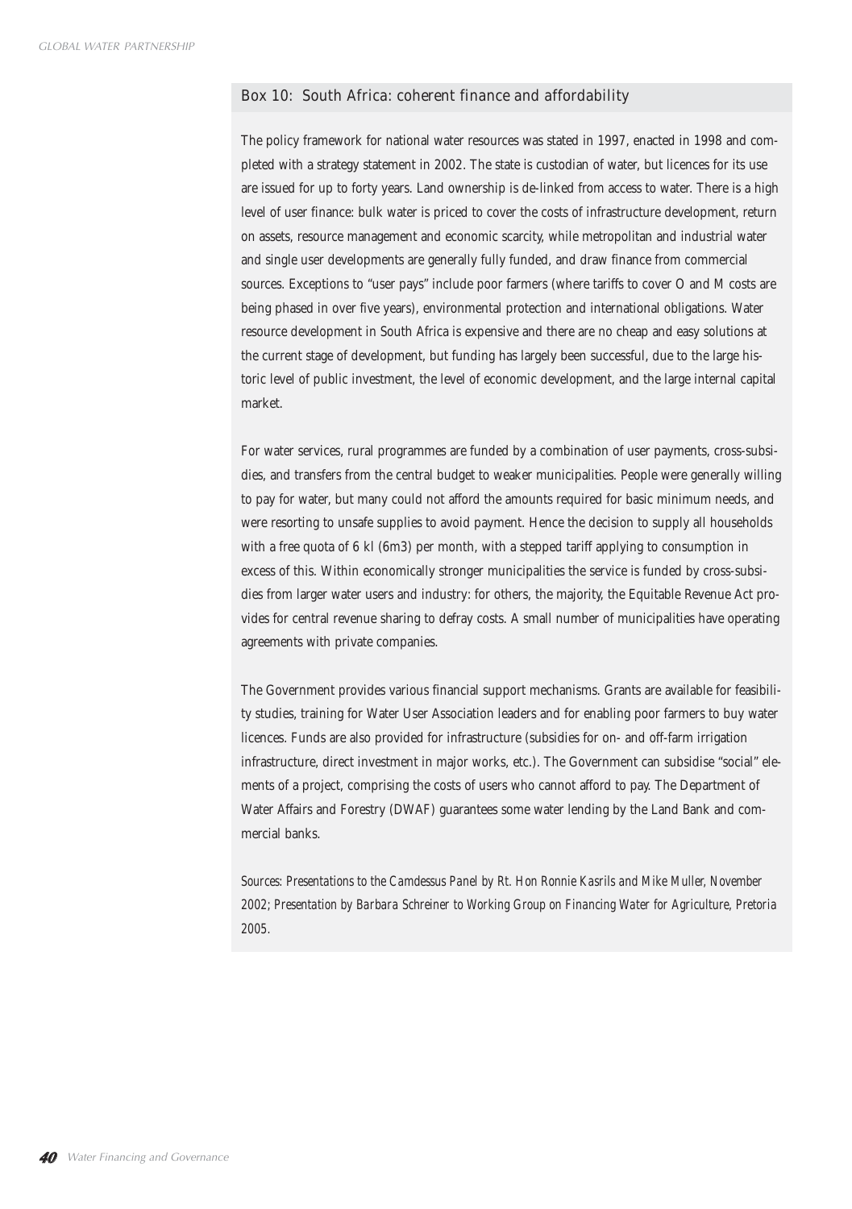### Box 10: South Africa: coherent finance and affordability

The policy framework for national water resources was stated in 1997, enacted in 1998 and completed with a strategy statement in 2002. The state is custodian of water, but licences for its use are issued for up to forty years. Land ownership is de-linked from access to water. There is a high level of user finance: bulk water is priced to cover the costs of infrastructure development, return on assets, resource management and economic scarcity, while metropolitan and industrial water and single user developments are generally fully funded, and draw finance from commercial sources. Exceptions to "user pays" include poor farmers (where tariffs to cover O and M costs are being phased in over five years), environmental protection and international obligations. Water resource development in South Africa is expensive and there are no cheap and easy solutions at the current stage of development, but funding has largely been successful, due to the large historic level of public investment, the level of economic development, and the large internal capital market.

For water services, rural programmes are funded by a combination of user payments, cross-subsidies, and transfers from the central budget to weaker municipalities. People were generally willing to pay for water, but many could not afford the amounts required for basic minimum needs, and were resorting to unsafe supplies to avoid payment. Hence the decision to supply all households with a free quota of 6 kl (6m3) per month, with a stepped tariff applying to consumption in excess of this. Within economically stronger municipalities the service is funded by cross-subsidies from larger water users and industry: for others, the majority, the Equitable Revenue Act provides for central revenue sharing to defray costs. A small number of municipalities have operating agreements with private companies.

The Government provides various financial support mechanisms. Grants are available for feasibility studies, training for Water User Association leaders and for enabling poor farmers to buy water licences. Funds are also provided for infrastructure (subsidies for on- and off-farm irrigation infrastructure, direct investment in major works, etc.). The Government can subsidise "social" elements of a project, comprising the costs of users who cannot afford to pay. The Department of Water Affairs and Forestry (DWAF) guarantees some water lending by the Land Bank and commercial banks.

*Sources: Presentations to the Camdessus Panel by Rt. Hon Ronnie Kasrils and Mike Muller, November 2002; Presentation by Barbara Schreiner to Working Group on Financing Water for Agriculture, Pretoria 2005.*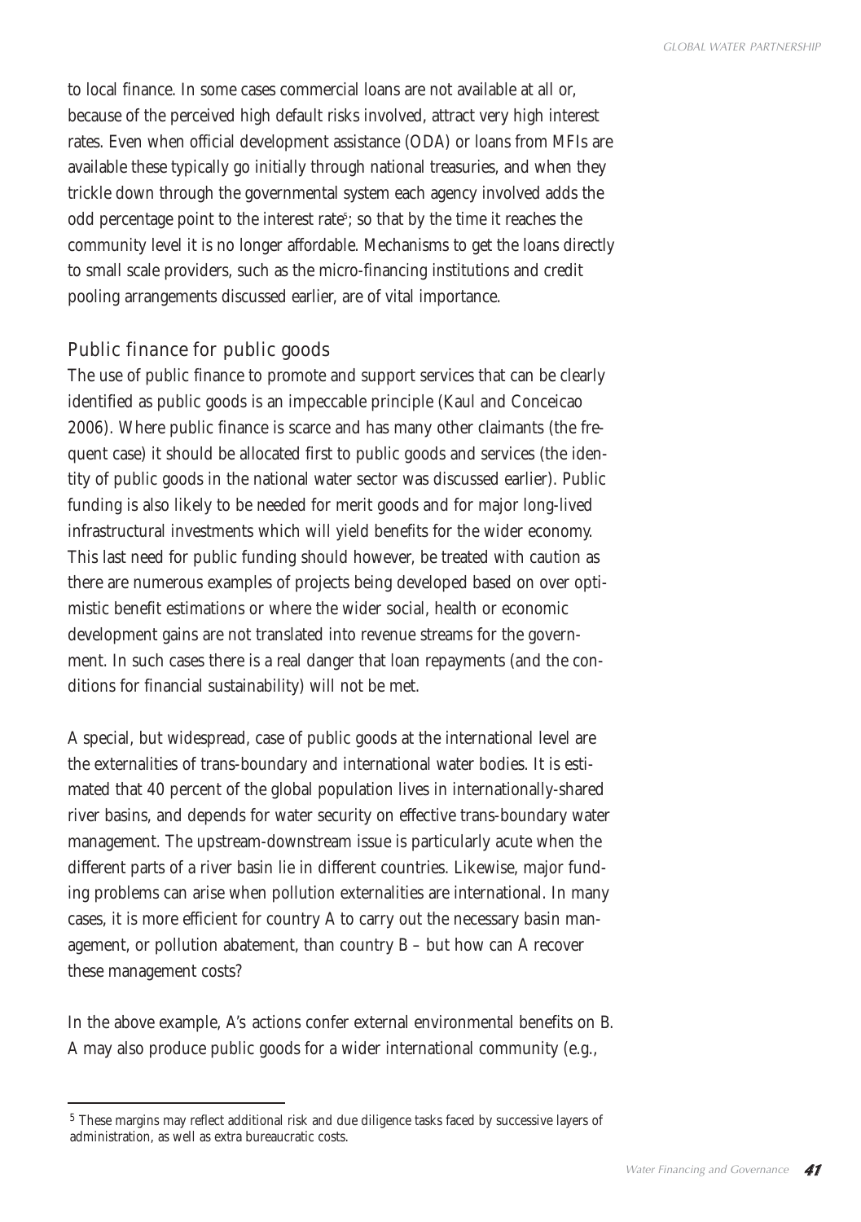to local finance. In some cases commercial loans are not available at all or, because of the perceived high default risks involved, attract very high interest rates. Even when official development assistance (ODA) or loans from MFIs are available these typically go initially through national treasuries, and when they trickle down through the governmental system each agency involved adds the odd percentage point to the interest rate[5]; so that by the time it reaches the community level it is no longer affordable. Mechanisms to get the loans directly to small scale providers, such as the micro-financing institutions and credit pooling arrangements discussed earlier, are of vital importance.

## Public finance for public goods

The use of public finance to promote and support services that can be clearly identified as public goods is an impeccable principle (Kaul and Conceicao 2006). Where public finance is scarce and has many other claimants (the frequent case) it should be allocated first to public goods and services (the identity of public goods in the national water sector was discussed earlier). Public funding is also likely to be needed for merit goods and for major long-lived infrastructural investments which will yield benefits for the wider economy. This last need for public funding should however, be treated with caution as there are numerous examples of projects being developed based on over optimistic benefit estimations or where the wider social, health or economic development gains are not translated into revenue streams for the government. In such cases there is a real danger that loan repayments (and the conditions for financial sustainability) will not be met.

A special, but widespread, case of public goods at the international level are the externalities of trans-boundary and international water bodies. It is estimated that 40 percent of the global population lives in internationally-shared river basins, and depends for water security on effective trans-boundary water management. The upstream-downstream issue is particularly acute when the different parts of a river basin lie in different countries. Likewise, major funding problems can arise when pollution externalities are international. In many cases, it is more efficient for country A to carry out the necessary basin management, or pollution abatement, than country B – but how can A recover these management costs?

In the above example, A's actions confer external environmental benefits on B. A may also produce public goods for a wider international community (e.g.,

---

[5] These margins may reflect additional risk and due diligence tasks faced by successive layers of administration, as well as extra bureaucratic costs.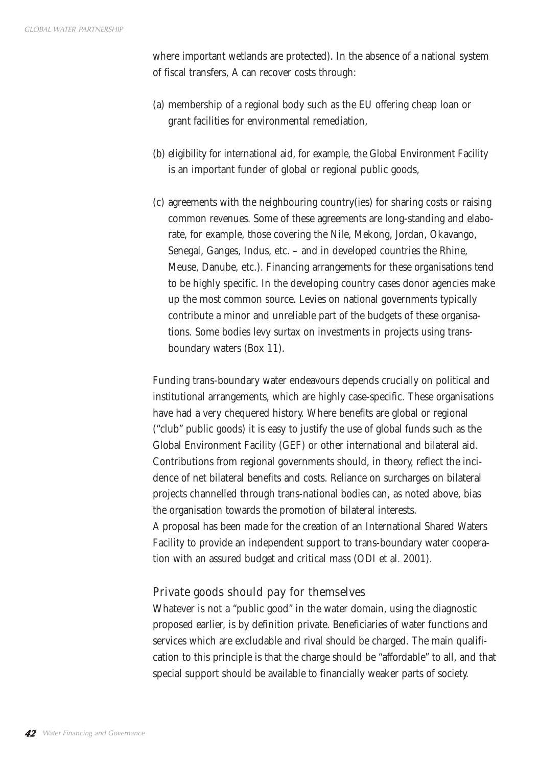where important wetlands are protected). In the absence of a national system of fiscal transfers, A can recover costs through:

(a) membership of a regional body such as the EU offering cheap loan or grant facilities for environmental remediation,

(b) eligibility for international aid, for example, the Global Environment Facility is an important funder of global or regional public goods,

(c) agreements with the neighbouring country(ies) for sharing costs or raising common revenues. Some of these agreements are long-standing and elaborate, for example, those covering the Nile, Mekong, Jordan, Okavango, Senegal, Ganges, Indus, etc. – and in developed countries the Rhine, Meuse, Danube, etc.). Financing arrangements for these organisations tend to be highly specific. In the developing country cases donor agencies make up the most common source. Levies on national governments typically contribute a minor and unreliable part of the budgets of these organisations. Some bodies levy surtax on investments in projects using trans-boundary waters (Box 11).

Funding trans-boundary water endeavours depends crucially on political and institutional arrangements, which are highly case-specific. These organisations have had a very chequered history. Where benefits are global or regional ("club" public goods) it is easy to justify the use of global funds such as the Global Environment Facility (GEF) or other international and bilateral aid. Contributions from regional governments should, in theory, reflect the incidence of net bilateral benefits and costs. Reliance on surcharges on bilateral projects channelled through trans-national bodies can, as noted above, bias the organisation towards the promotion of bilateral interests.
A proposal has been made for the creation of an International Shared Waters Facility to provide an independent support to trans-boundary water cooperation with an assured budget and critical mass (ODI et al. 2001).

## Private goods should pay for themselves

Whatever is not a "public good" in the water domain, using the diagnostic proposed earlier, is by definition private. Beneficiaries of water functions and services which are excludable and rival should be charged. The main qualification to this principle is that the charge should be "affordable" to all, and that special support should be available to financially weaker parts of society.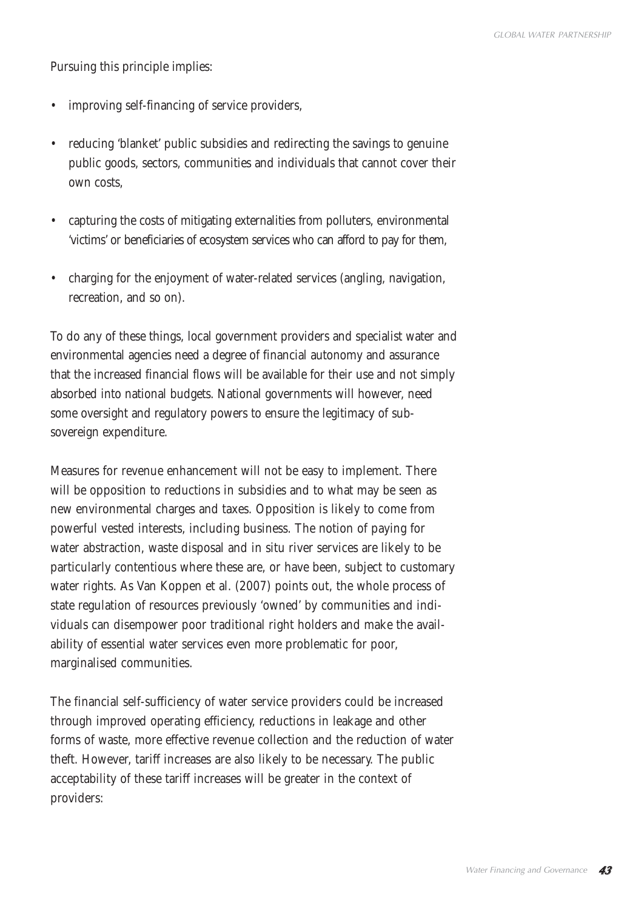Pursuing this principle implies:

- improving self-financing of service providers,
- reducing 'blanket' public subsidies and redirecting the savings to genuine public goods, sectors, communities and individuals that cannot cover their own costs,
- capturing the costs of mitigating externalities from polluters, environmental 'victims' or beneficiaries of ecosystem services who can afford to pay for them,
- charging for the enjoyment of water-related services (angling, navigation, recreation, and so on).

To do any of these things, local government providers and specialist water and environmental agencies need a degree of financial autonomy and assurance that the increased financial flows will be available for their use and not simply absorbed into national budgets. National governments will however, need some oversight and regulatory powers to ensure the legitimacy of sub-sovereign expenditure.

Measures for revenue enhancement will not be easy to implement. There will be opposition to reductions in subsidies and to what may be seen as new environmental charges and taxes. Opposition is likely to come from powerful vested interests, including business. The notion of paying for water abstraction, waste disposal and in situ river services are likely to be particularly contentious where these are, or have been, subject to customary water rights. As Van Koppen et al. (2007) points out, the whole process of state regulation of resources previously 'owned' by communities and individuals can disempower poor traditional right holders and make the availability of essential water services even more problematic for poor, marginalised communities.

The financial self-sufficiency of water service providers could be increased through improved operating efficiency, reductions in leakage and other forms of waste, more effective revenue collection and the reduction of water theft. However, tariff increases are also likely to be necessary. The public acceptability of these tariff increases will be greater in the context of providers: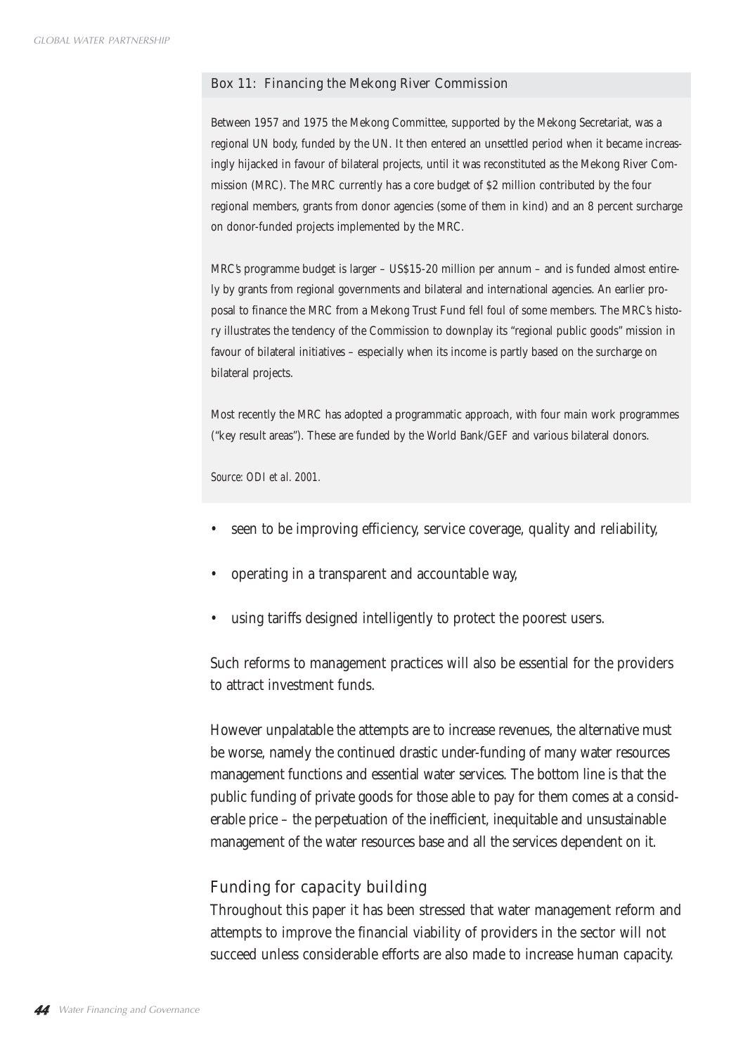### Box 11: Financing the Mekong River Commission

Between 1957 and 1975 the Mekong Committee, supported by the Mekong Secretariat, was a regional UN body, funded by the UN. It then entered an unsettled period when it became increasingly hijacked in favour of bilateral projects, until it was reconstituted as the Mekong River Commission (MRC). The MRC currently has a core budget of $2 million contributed by the four regional members, grants from donor agencies (some of them in kind) and an 8 percent surcharge on donor-funded projects implemented by the MRC.

MRC's programme budget is larger – US$15-20 million per annum – and is funded almost entirely by grants from regional governments and bilateral and international agencies. An earlier proposal to finance the MRC from a Mekong Trust Fund fell foul of some members. The MRC's history illustrates the tendency of the Commission to downplay its "regional public goods" mission in favour of bilateral initiatives – especially when its income is partly based on the surcharge on bilateral projects.

Most recently the MRC has adopted a programmatic approach, with four main work programmes ("key result areas"). These are funded by the World Bank/GEF and various bilateral donors.

*Source: ODI et al. 2001.*

- seen to be improving efficiency, service coverage, quality and reliability,
- operating in a transparent and accountable way,
- using tariffs designed intelligently to protect the poorest users.

Such reforms to management practices will also be essential for the providers to attract investment funds.

However unpalatable the attempts are to increase revenues, the alternative must be worse, namely the continued drastic under-funding of many water resources management functions and essential water services. The bottom line is that the public funding of private goods for those able to pay for them comes at a considerable price – the perpetuation of the inefficient, inequitable and unsustainable management of the water resources base and all the services dependent on it.

## Funding for capacity building

Throughout this paper it has been stressed that water management reform and attempts to improve the financial viability of providers in the sector will not succeed unless considerable efforts are also made to increase human capacity.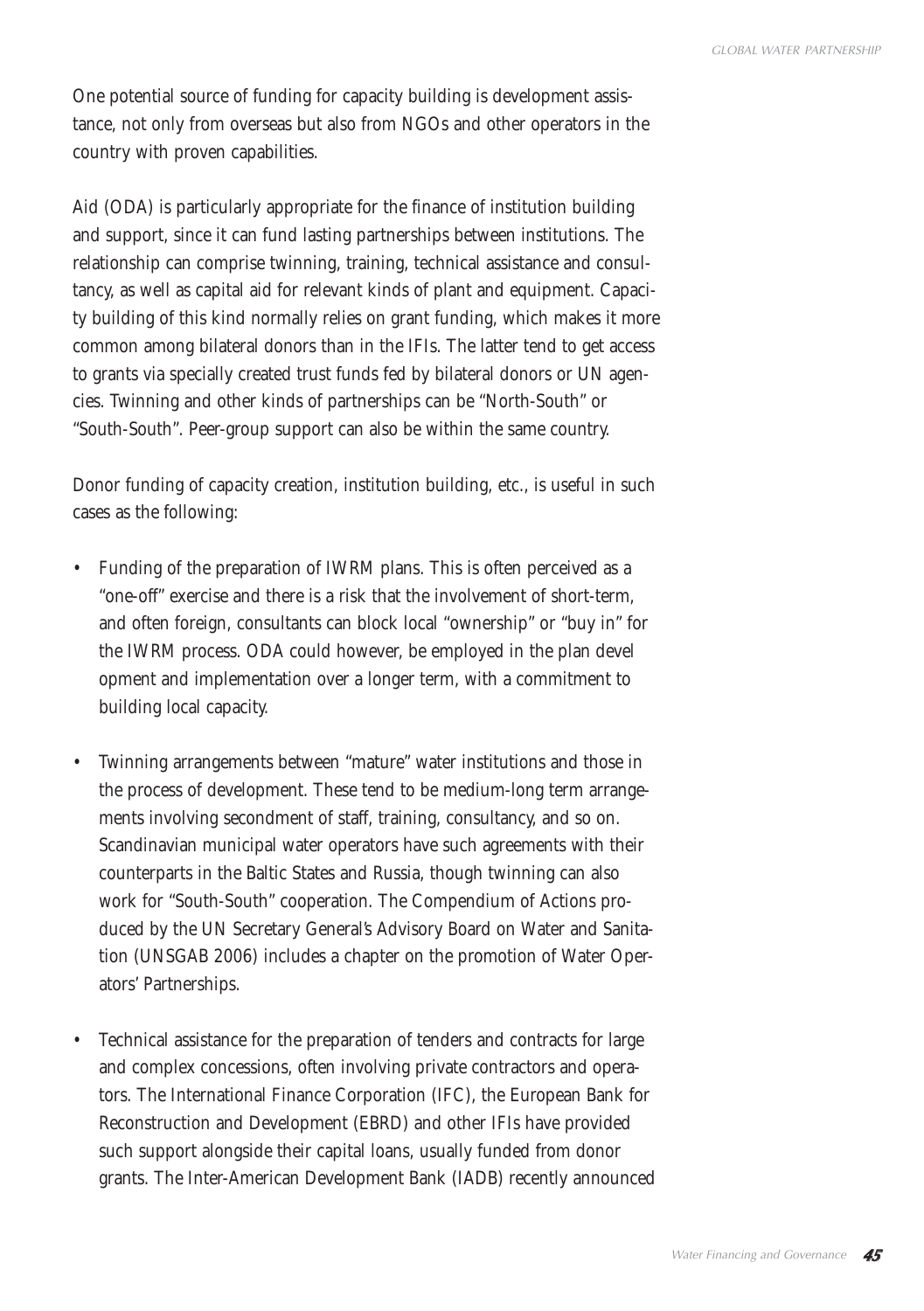One potential source of funding for capacity building is development assistance, not only from overseas but also from NGOs and other operators in the country with proven capabilities.

Aid (ODA) is particularly appropriate for the finance of institution building and support, since it can fund lasting partnerships between institutions. The relationship can comprise twinning, training, technical assistance and consultancy, as well as capital aid for relevant kinds of plant and equipment. Capacity building of this kind normally relies on grant funding, which makes it more common among bilateral donors than in the IFIs. The latter tend to get access to grants via specially created trust funds fed by bilateral donors or UN agencies. Twinning and other kinds of partnerships can be "North-South" or "South-South". Peer-group support can also be within the same country.

Donor funding of capacity creation, institution building, etc., is useful in such cases as the following:

- Funding of the preparation of IWRM plans. This is often perceived as a "one-off" exercise and there is a risk that the involvement of short-term, and often foreign, consultants can block local "ownership" or "buy in" for the IWRM process. ODA could however, be employed in the plan development and implementation over a longer term, with a commitment to building local capacity.

- Twinning arrangements between "mature" water institutions and those in the process of development. These tend to be medium-long term arrangements involving secondment of staff, training, consultancy, and so on. Scandinavian municipal water operators have such agreements with their counterparts in the Baltic States and Russia, though twinning can also work for "South-South" cooperation. The Compendium of Actions produced by the UN Secretary General's Advisory Board on Water and Sanitation (UNSGAB 2006) includes a chapter on the promotion of Water Operators' Partnerships.

- Technical assistance for the preparation of tenders and contracts for large and complex concessions, often involving private contractors and operators. The International Finance Corporation (IFC), the European Bank for Reconstruction and Development (EBRD) and other IFIs have provided such support alongside their capital loans, usually funded from donor grants. The Inter-American Development Bank (IADB) recently announced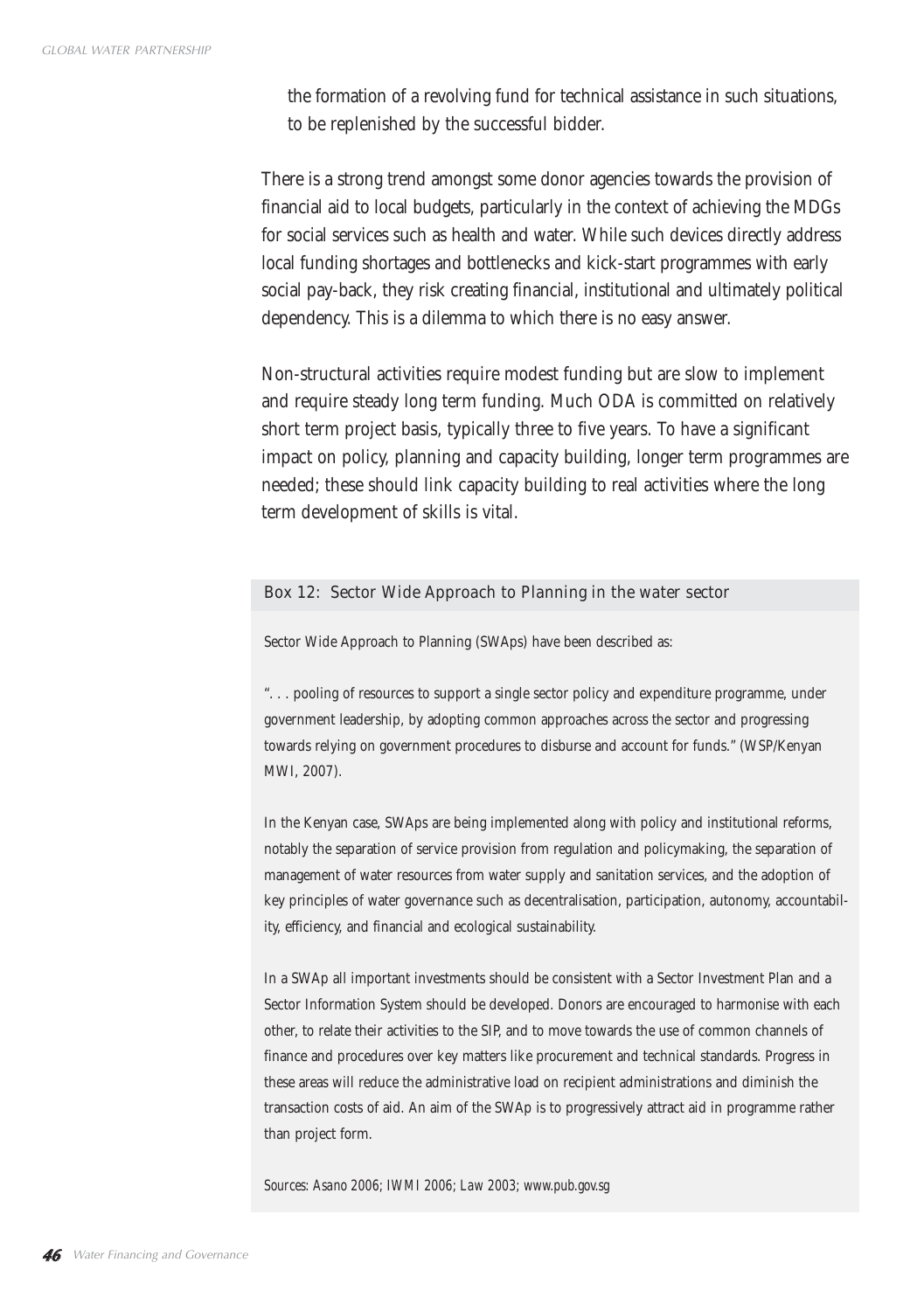the formation of a revolving fund for technical assistance in such situations, to be replenished by the successful bidder.

There is a strong trend amongst some donor agencies towards the provision of financial aid to local budgets, particularly in the context of achieving the MDGs for social services such as health and water. While such devices directly address local funding shortages and bottlenecks and kick-start programmes with early social pay-back, they risk creating financial, institutional and ultimately political dependency. This is a dilemma to which there is no easy answer.

Non-structural activities require modest funding but are slow to implement and require steady long term funding. Much ODA is committed on relatively short term project basis, typically three to five years. To have a significant impact on policy, planning and capacity building, longer term programmes are needed; these should link capacity building to real activities where the long term development of skills is vital.

### Box 12: Sector Wide Approach to Planning in the water sector

Sector Wide Approach to Planning (SWAps) have been described as:

". . . pooling of resources to support a single sector policy and expenditure programme, under government leadership, by adopting common approaches across the sector and progressing towards relying on government procedures to disburse and account for funds." (WSP/Kenyan MWI, 2007).

In the Kenyan case, SWAps are being implemented along with policy and institutional reforms, notably the separation of service provision from regulation and policymaking, the separation of management of water resources from water supply and sanitation services, and the adoption of key principles of water governance such as decentralisation, participation, autonomy, accountability, efficiency, and financial and ecological sustainability.

In a SWAp all important investments should be consistent with a Sector Investment Plan and a Sector Information System should be developed. Donors are encouraged to harmonise with each other, to relate their activities to the SIP, and to move towards the use of common channels of finance and procedures over key matters like procurement and technical standards. Progress in these areas will reduce the administrative load on recipient administrations and diminish the transaction costs of aid. An aim of the SWAp is to progressively attract aid in programme rather than project form.

*Sources: Asano 2006; IWMI 2006; Law 2003; www.pub.gov.sg*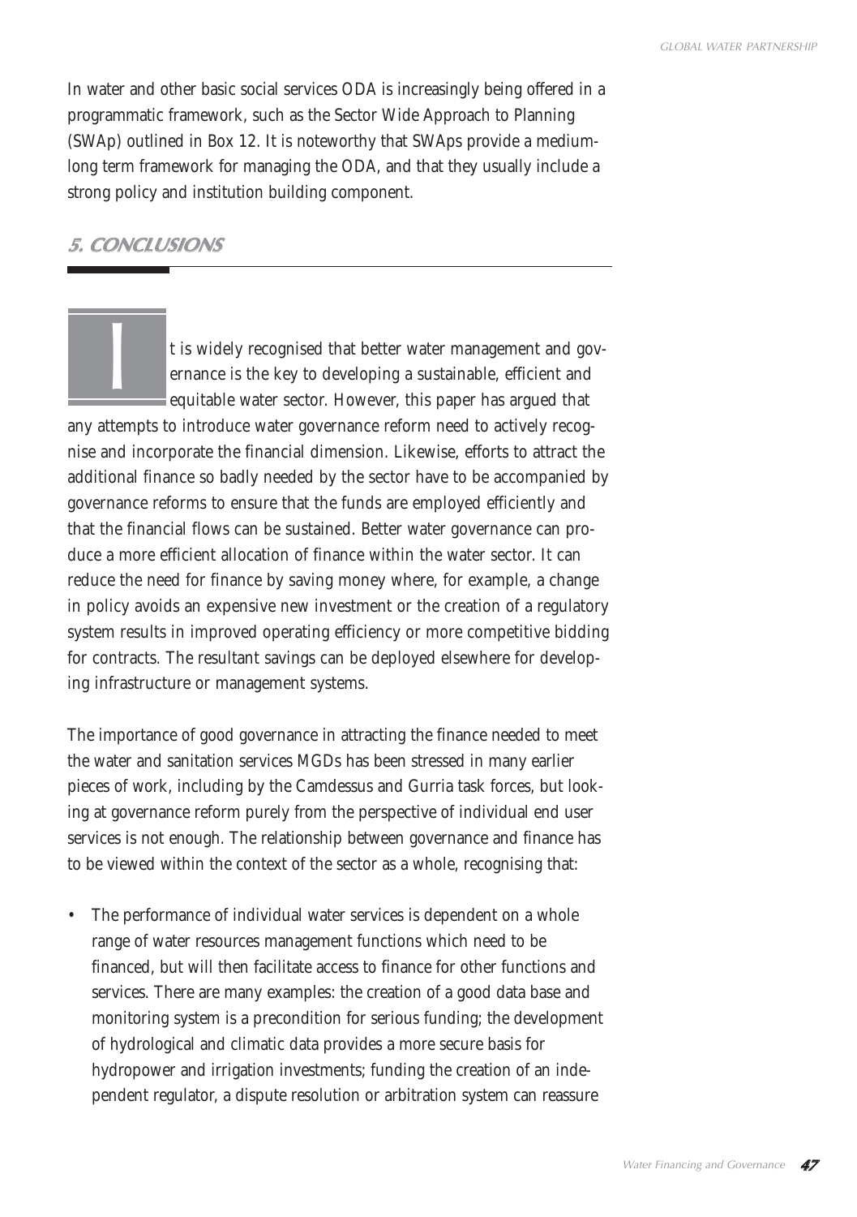In water and other basic social services ODA is increasingly being offered in a programmatic framework, such as the Sector Wide Approach to Planning (SWAp) outlined in Box 12. It is noteworthy that SWAps provide a medium-long term framework for managing the ODA, and that they usually include a strong policy and institution building component.

## 5. CONCLUSIONS

It is widely recognised that better water management and governance is the key to developing a sustainable, efficient and equitable water sector. However, this paper has argued that any attempts to introduce water governance reform need to actively recognise and incorporate the financial dimension. Likewise, efforts to attract the additional finance so badly needed by the sector have to be accompanied by governance reforms to ensure that the funds are employed efficiently and that the financial flows can be sustained. Better water governance can produce a more efficient allocation of finance within the water sector. It can reduce the need for finance by saving money where, for example, a change in policy avoids an expensive new investment or the creation of a regulatory system results in improved operating efficiency or more competitive bidding for contracts. The resultant savings can be deployed elsewhere for developing infrastructure or management systems.

The importance of good governance in attracting the finance needed to meet the water and sanitation services MGDs has been stressed in many earlier pieces of work, including by the Camdessus and Gurria task forces, but looking at governance reform purely from the perspective of individual end user services is not enough. The relationship between governance and finance has to be viewed within the context of the sector as a whole, recognising that:

- The performance of individual water services is dependent on a whole range of water resources management functions which need to be financed, but will then facilitate access to finance for other functions and services. There are many examples: the creation of a good data base and monitoring system is a precondition for serious funding; the development of hydrological and climatic data provides a more secure basis for hydropower and irrigation investments; funding the creation of an independent regulator, a dispute resolution or arbitration system can reassure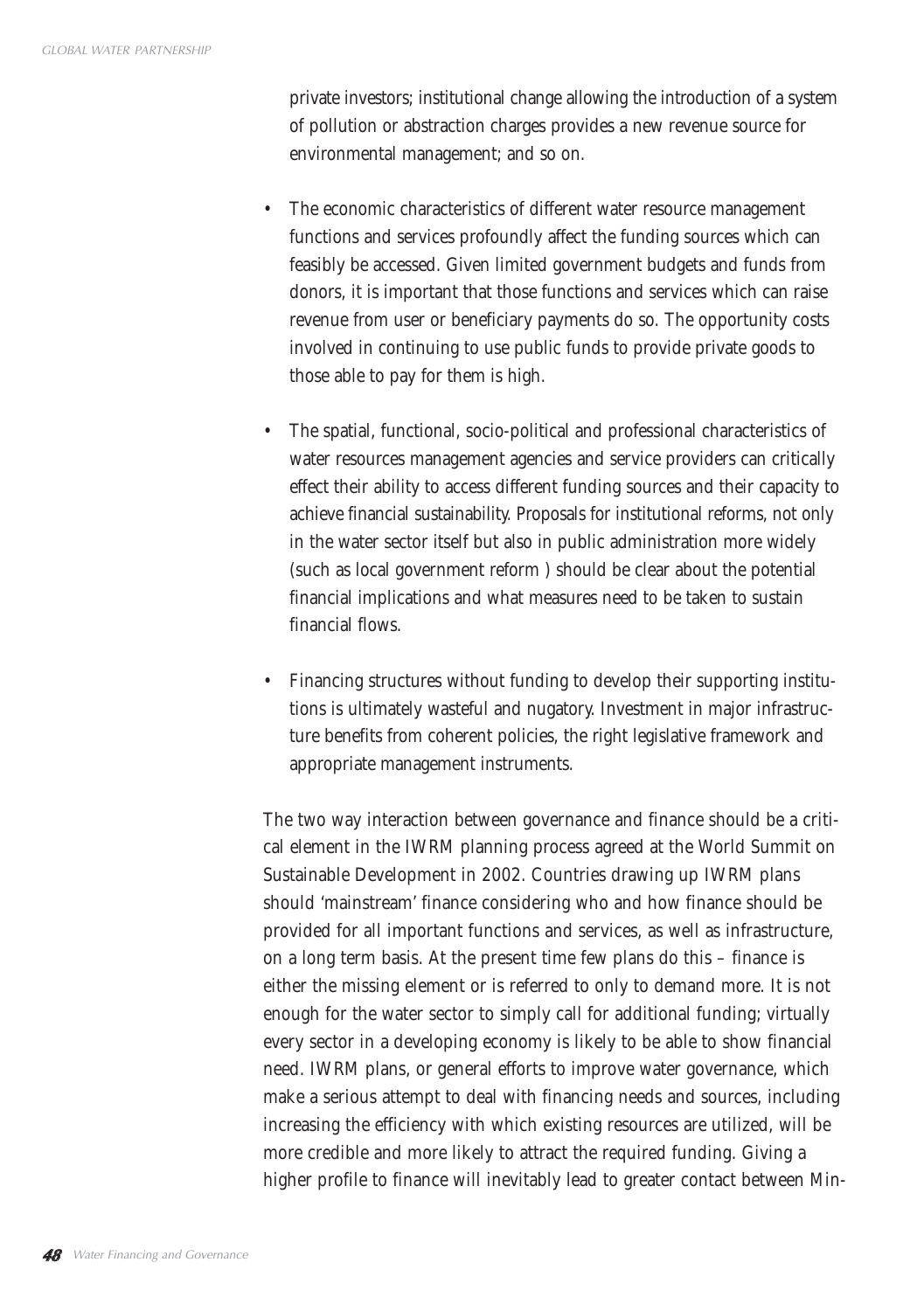private investors; institutional change allowing the introduction of a system of pollution or abstraction charges provides a new revenue source for environmental management; and so on.

- The economic characteristics of different water resource management functions and services profoundly affect the funding sources which can feasibly be accessed. Given limited government budgets and funds from donors, it is important that those functions and services which can raise revenue from user or beneficiary payments do so. The opportunity costs involved in continuing to use public funds to provide private goods to those able to pay for them is high.

- The spatial, functional, socio-political and professional characteristics of water resources management agencies and service providers can critically effect their ability to access different funding sources and their capacity to achieve financial sustainability. Proposals for institutional reforms, not only in the water sector itself but also in public administration more widely (such as local government reform ) should be clear about the potential financial implications and what measures need to be taken to sustain financial flows.

- Financing structures without funding to develop their supporting institutions is ultimately wasteful and nugatory. Investment in major infrastructure benefits from coherent policies, the right legislative framework and appropriate management instruments.

The two way interaction between governance and finance should be a critical element in the IWRM planning process agreed at the World Summit on Sustainable Development in 2002. Countries drawing up IWRM plans should 'mainstream' finance considering who and how finance should be provided for all important functions and services, as well as infrastructure, on a long term basis. At the present time few plans do this – finance is either the missing element or is referred to only to demand more. It is not enough for the water sector to simply call for additional funding; virtually every sector in a developing economy is likely to be able to show financial need. IWRM plans, or general efforts to improve water governance, which make a serious attempt to deal with financing needs and sources, including increasing the efficiency with which existing resources are utilized, will be more credible and more likely to attract the required funding. Giving a higher profile to finance will inevitably lead to greater contact between Min-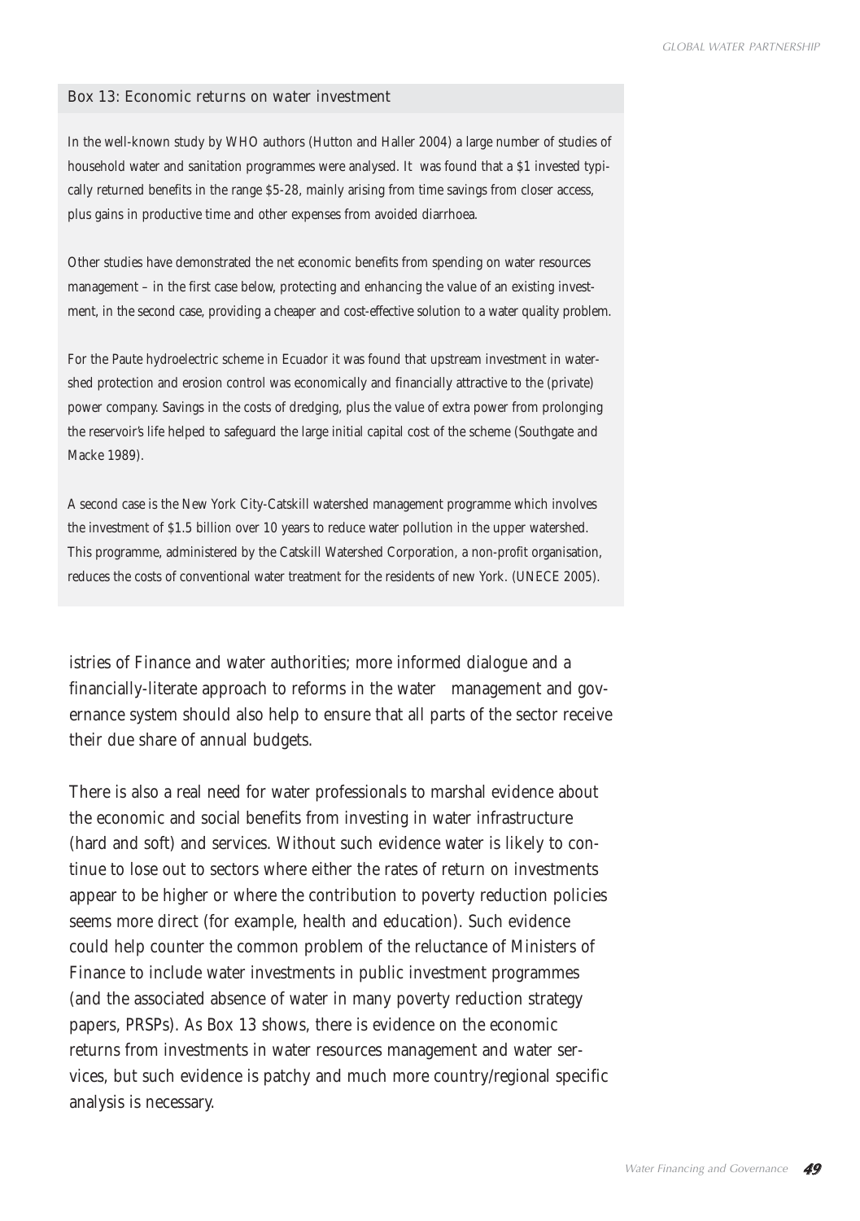### Box 13: Economic returns on water investment

In the well-known study by WHO authors (Hutton and Haller 2004) a large number of studies of household water and sanitation programmes were analysed. It was found that a $1 invested typically returned benefits in the range $5-28, mainly arising from time savings from closer access, plus gains in productive time and other expenses from avoided diarrhoea.

Other studies have demonstrated the net economic benefits from spending on water resources management – in the first case below, protecting and enhancing the value of an existing investment, in the second case, providing a cheaper and cost-effective solution to a water quality problem.

For the Paute hydroelectric scheme in Ecuador it was found that upstream investment in watershed protection and erosion control was economically and financially attractive to the (private) power company. Savings in the costs of dredging, plus the value of extra power from prolonging the reservoir's life helped to safeguard the large initial capital cost of the scheme (Southgate and Macke 1989).

A second case is the New York City-Catskill watershed management programme which involves the investment of $1.5 billion over 10 years to reduce water pollution in the upper watershed. This programme, administered by the Catskill Watershed Corporation, a non-profit organisation, reduces the costs of conventional water treatment for the residents of new York. (UNECE 2005).

istries of Finance and water authorities; more informed dialogue and a financially-literate approach to reforms in the water management and governance system should also help to ensure that all parts of the sector receive their due share of annual budgets.

There is also a real need for water professionals to marshal evidence about the economic and social benefits from investing in water infrastructure (hard and soft) and services. Without such evidence water is likely to continue to lose out to sectors where either the rates of return on investments appear to be higher or where the contribution to poverty reduction policies seems more direct (for example, health and education). Such evidence could help counter the common problem of the reluctance of Ministers of Finance to include water investments in public investment programmes (and the associated absence of water in many poverty reduction strategy papers, PRSPs). As Box 13 shows, there is evidence on the economic returns from investments in water resources management and water services, but such evidence is patchy and much more country/regional specific analysis is necessary.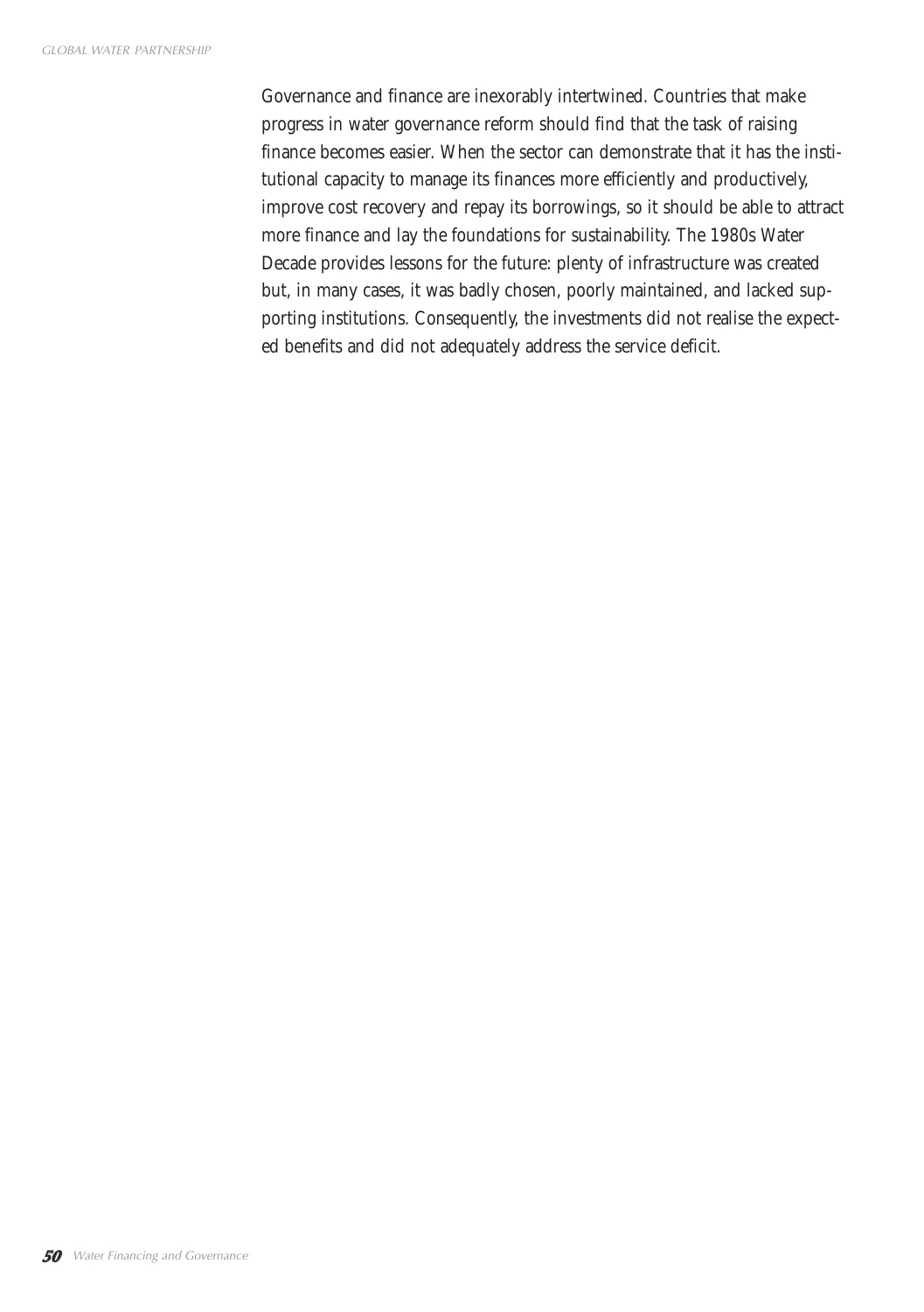Governance and finance are inexorably intertwined. Countries that make progress in water governance reform should find that the task of raising finance becomes easier. When the sector can demonstrate that it has the institutional capacity to manage its finances more efficiently and productively, improve cost recovery and repay its borrowings, so it should be able to attract more finance and lay the foundations for sustainability. The 1980s Water Decade provides lessons for the future: plenty of infrastructure was created but, in many cases, it was badly chosen, poorly maintained, and lacked supporting institutions. Consequently, the investments did not realise the expected benefits and did not adequately address the service deficit.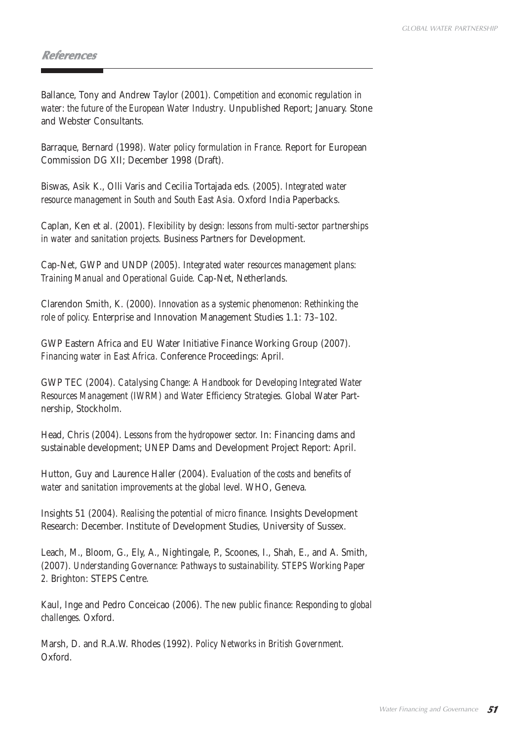## References

Ballance, Tony and Andrew Taylor (2001). *Competition and economic regulation in water: the future of the European Water Industry.* Unpublished Report; January. Stone and Webster Consultants.

Barraque, Bernard (1998). *Water policy formulation in France.* Report for European Commission DG XII; December 1998 (Draft).

Biswas, Asik K., Olli Varis and Cecilia Tortajada eds. (2005). *Integrated water resource management in South and South East Asia.* Oxford India Paperbacks.

Caplan, Ken et al. (2001). *Flexibility by design: lessons from multi-sector partnerships in water and sanitation projects.* Business Partners for Development.

Cap-Net, GWP and UNDP (2005). *Integrated water resources management plans: Training Manual and Operational Guide.* Cap-Net, Netherlands.

Clarendon Smith, K. (2000). *Innovation as a systemic phenomenon: Rethinking the role of policy.* Enterprise and Innovation Management Studies 1.1: 73–102.

GWP Eastern Africa and EU Water Initiative Finance Working Group (2007). *Financing water in East Africa.* Conference Proceedings: April.

GWP TEC (2004). *Catalysing Change: A Handbook for Developing Integrated Water Resources Management (IWRM) and Water Efficiency Strategies.* Global Water Partnership, Stockholm.

Head, Chris (2004). *Lessons from the hydropower sector.* In: Financing dams and sustainable development; UNEP Dams and Development Project Report: April.

Hutton, Guy and Laurence Haller (2004). *Evaluation of the costs and benefits of water and sanitation improvements at the global level.* WHO, Geneva.

Insights 51 (2004). *Realising the potential of micro finance.* Insights Development Research: December. Institute of Development Studies, University of Sussex.

Leach, M., Bloom, G., Ely, A., Nightingale, P., Scoones, I., Shah, E., and A. Smith, (2007). *Understanding Governance: Pathways to sustainability. STEPS Working Paper* 2. Brighton: STEPS Centre.

Kaul, Inge and Pedro Conceicao (2006). *The new public finance: Responding to global challenges.* Oxford.

Marsh, D. and R.A.W. Rhodes (1992). *Policy Networks in British Government.* Oxford.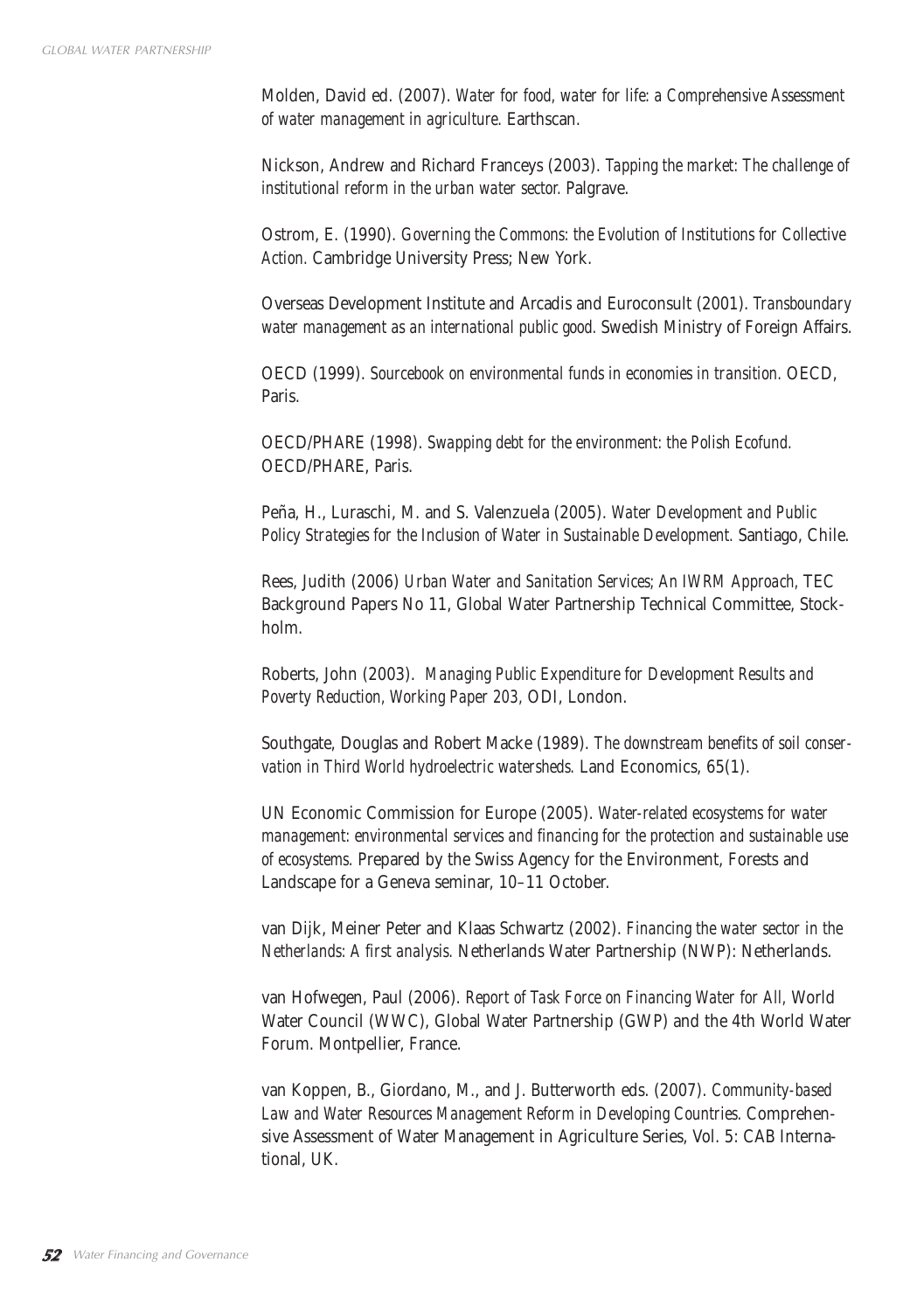Molden, David ed. (2007). *Water for food, water for life: a Comprehensive Assessment of water management in agriculture.* Earthscan.

Nickson, Andrew and Richard Franceys (2003). *Tapping the market: The challenge of institutional reform in the urban water sector.* Palgrave.

Ostrom, E. (1990). *Governing the Commons: the Evolution of Institutions for Collective Action.* Cambridge University Press; New York.

Overseas Development Institute and Arcadis and Euroconsult (2001). *Transboundary water management as an international public good.* Swedish Ministry of Foreign Affairs.

OECD (1999). *Sourcebook on environmental funds in economies in transition.* OECD, Paris.

OECD/PHARE (1998). *Swapping debt for the environment: the Polish Ecofund.* OECD/PHARE, Paris.

Peña, H., Luraschi, M. and S. Valenzuela (2005). *Water Development and Public Policy Strategies for the Inclusion of Water in Sustainable Development.* Santiago, Chile.

Rees, Judith (2006) *Urban Water and Sanitation Services; An IWRM Approach*, TEC Background Papers No 11, Global Water Partnership Technical Committee, Stockholm.

Roberts, John (2003). *Managing Public Expenditure for Development Results and Poverty Reduction, Working Paper 203,* ODI, London.

Southgate, Douglas and Robert Macke (1989). *The downstream benefits of soil conservation in Third World hydroelectric watersheds.* Land Economics, 65(1).

UN Economic Commission for Europe (2005). *Water-related ecosystems for water management: environmental services and financing for the protection and sustainable use of ecosystems.* Prepared by the Swiss Agency for the Environment, Forests and Landscape for a Geneva seminar, 10–11 October.

van Dijk, Meiner Peter and Klaas Schwartz (2002). *Financing the water sector in the Netherlands: A first analysis.* Netherlands Water Partnership (NWP): Netherlands.

van Hofwegen, Paul (2006). *Report of Task Force on Financing Water for All*, World Water Council (WWC), Global Water Partnership (GWP) and the 4th World Water Forum. Montpellier, France.

van Koppen, B., Giordano, M., and J. Butterworth eds. (2007). *Community-based Law and Water Resources Management Reform in Developing Countries.* Comprehensive Assessment of Water Management in Agriculture Series, Vol. 5: CAB International, UK.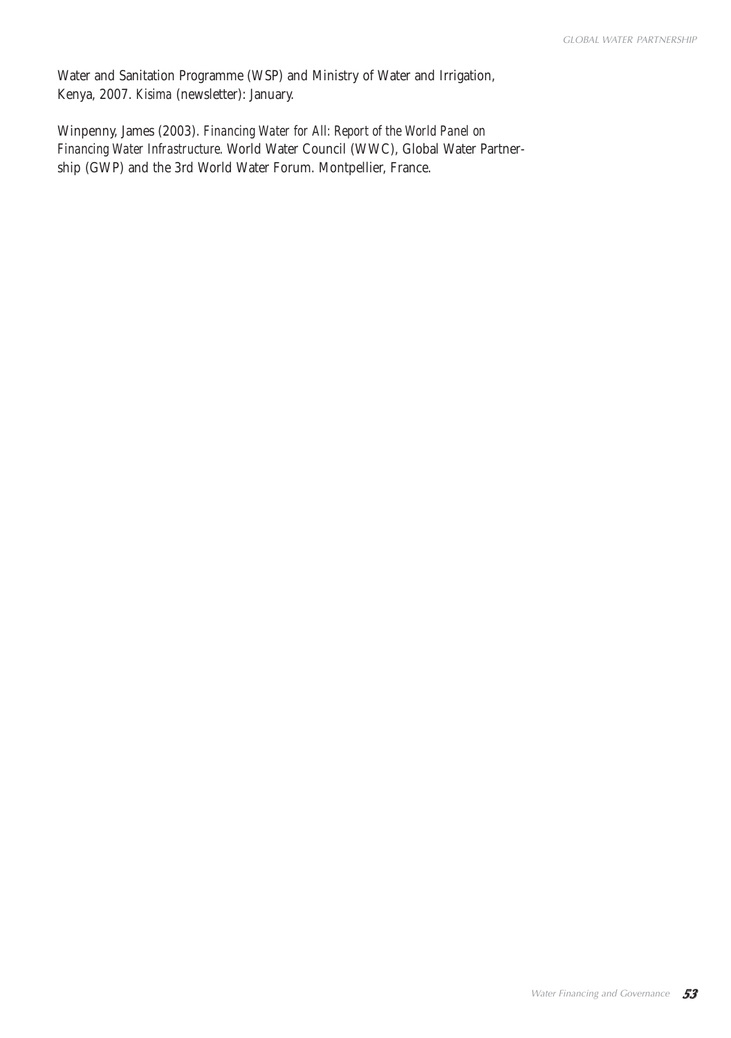Water and Sanitation Programme (WSP) and Ministry of Water and Irrigation, Kenya, 2007. *Kisima* (newsletter): January.

Winpenny, James (2003). *Financing Water for All: Report of the World Panel on Financing Water Infrastructure*. World Water Council (WWC), Global Water Partnership (GWP) and the 3rd World Water Forum. Montpellier, France.